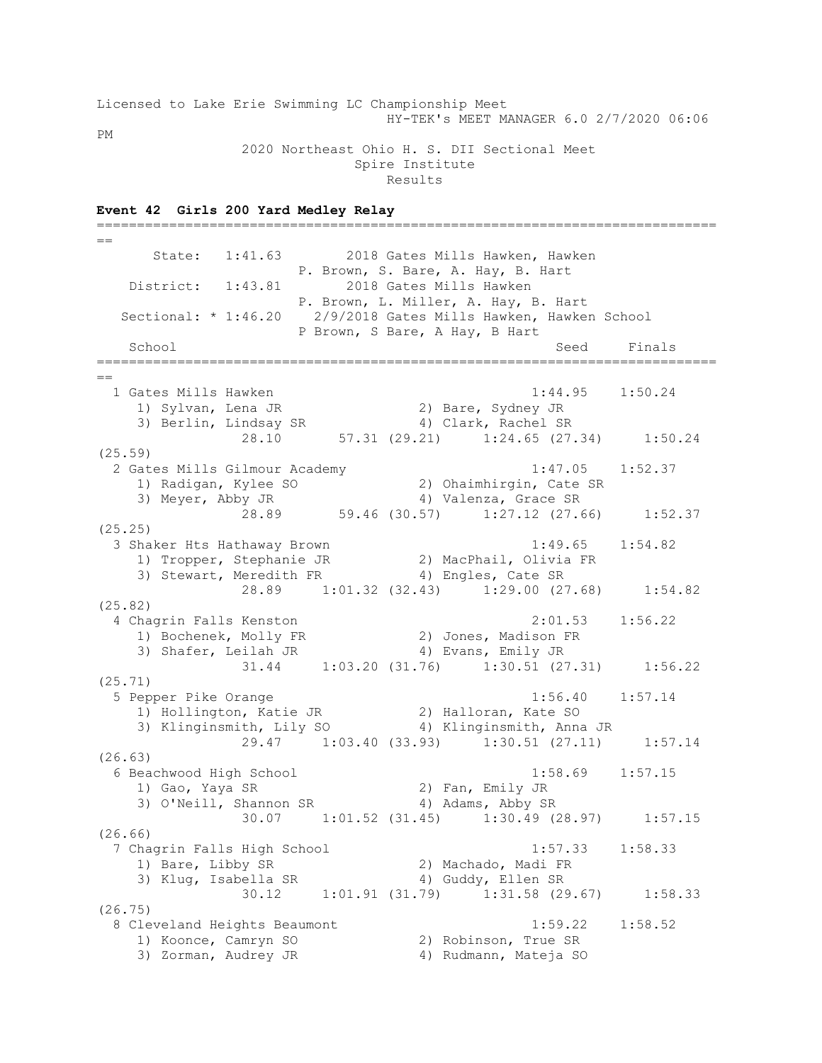Licensed to Lake Erie Swimming LC Championship Meet
HY-TEK's MEET MANAGER 6.0 2/7/2020 06:06 PM

2020 Northeast Ohio H. S. DII Sectional Meet
Spire Institute
Results

**Event 42 Girls 200 Yard Medley Relay**

```
===============================================================================
       State:   1:41.63        2018 Gates Mills Hawken, Hawken
                         P. Brown, S. Bare, A. Hay, B. Hart
    District:   1:43.81        2018 Gates Mills Hawken
                         P. Brown, L. Miller, A. Hay, B. Hart
   Sectional: * 1:46.20    2/9/2018 Gates Mills Hawken, Hawken School
                         P Brown, S Bare, A Hay, B Hart
    School                                             Seed     Finals
===============================================================================
  1 Gates Mills Hawken                               1:44.95    1:50.24
     1) Sylvan, Lena JR                2) Bare, Sydney JR
     3) Berlin, Lindsay SR             4) Clark, Rachel SR
               28.10       57.31 (29.21)     1:24.65 (27.34)     1:50.24 (25.59)
  2 Gates Mills Gilmour Academy                      1:47.05    1:52.37
     1) Radigan, Kylee SO              2) Ohaimhirgin, Cate SR
     3) Meyer, Abby JR                 4) Valenza, Grace SR
               28.89       59.46 (30.57)     1:27.12 (27.66)     1:52.37 (25.25)
  3 Shaker Hts Hathaway Brown                        1:49.65    1:54.82
     1) Tropper, Stephanie JR          2) MacPhail, Olivia FR
     3) Stewart, Meredith FR           4) Engles, Cate SR
               28.89     1:01.32 (32.43)     1:29.00 (27.68)     1:54.82 (25.82)
  4 Chagrin Falls Kenston                            2:01.53    1:56.22
     1) Bochenek, Molly FR             2) Jones, Madison FR
     3) Shafer, Leilah JR              4) Evans, Emily JR
               31.44     1:03.20 (31.76)     1:30.51 (27.31)     1:56.22 (25.71)
  5 Pepper Pike Orange                               1:56.40    1:57.14
     1) Hollington, Katie JR           2) Halloran, Kate SO
     3) Klinginsmith, Lily SO          4) Klinginsmith, Anna JR
               29.47     1:03.40 (33.93)     1:30.51 (27.11)     1:57.14 (26.63)
  6 Beachwood High School                            1:58.69    1:57.15
     1) Gao, Yaya SR                   2) Fan, Emily JR
     3) O'Neill, Shannon SR            4) Adams, Abby SR
               30.07     1:01.52 (31.45)     1:30.49 (28.97)     1:57.15 (26.66)
  7 Chagrin Falls High School                        1:57.33    1:58.33
     1) Bare, Libby SR                 2) Machado, Madi FR
     3) Klug, Isabella SR              4) Guddy, Ellen SR
               30.12     1:01.91 (31.79)     1:31.58 (29.67)     1:58.33 (26.75)
  8 Cleveland Heights Beaumont                       1:59.22    1:58.52
     1) Koonce, Camryn SO              2) Robinson, True SR
     3) Zorman, Audrey JR              4) Rudmann, Mateja SO
```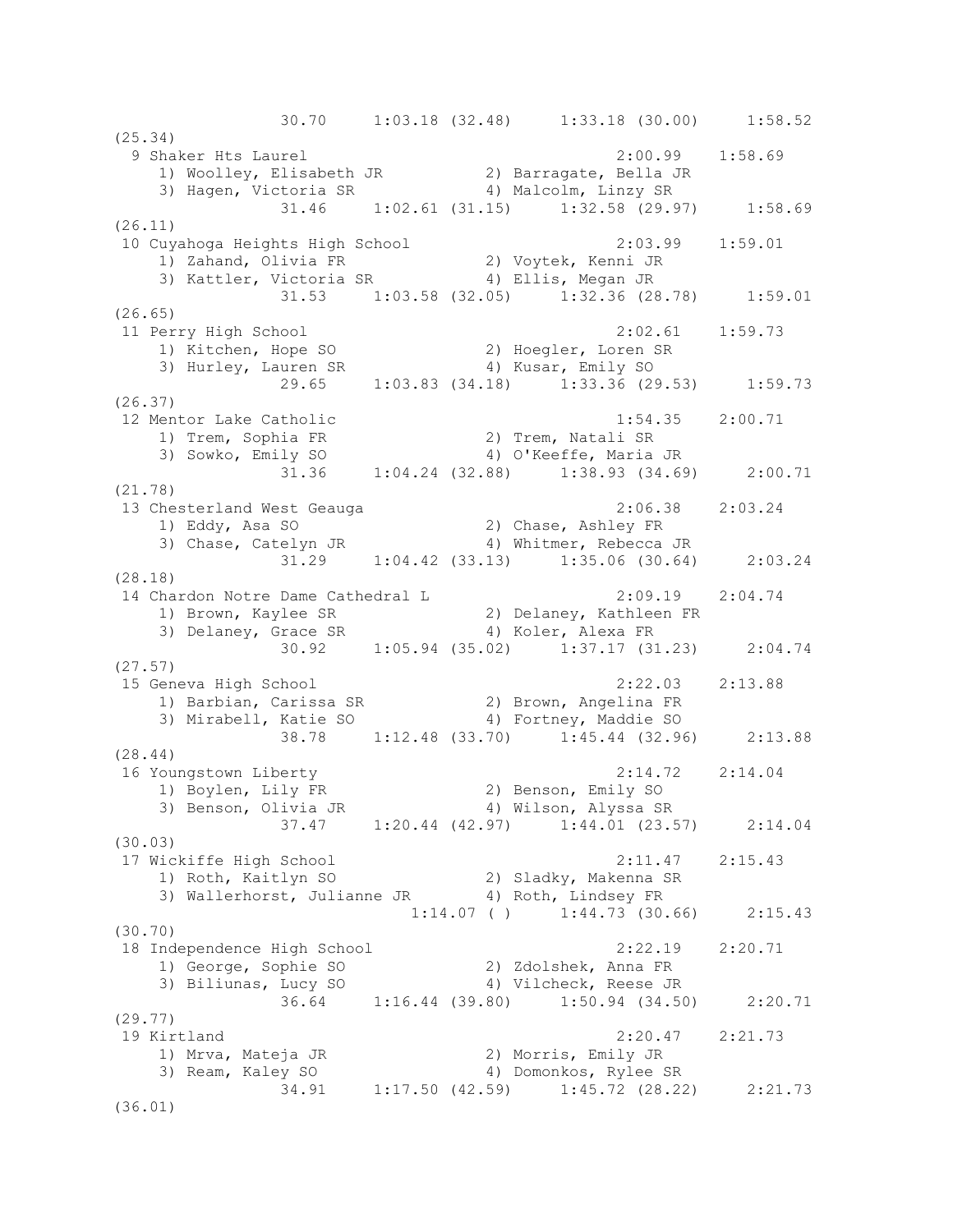```
                30.70     1:03.18 (32.48)     1:33.18 (30.00)     1:58.52
(25.34)
  9 Shaker Hts Laurel                                  2:00.99    1:58.69
     1) Woolley, Elisabeth JR           2) Barragate, Bella JR
     3) Hagen, Victoria SR              4) Malcolm, Linzy SR
                31.46     1:02.61 (31.15)     1:32.58 (29.97)     1:58.69
(26.11)
 10 Cuyahoga Heights High School                       2:03.99    1:59.01
     1) Zahand, Olivia FR               2) Voytek, Kenni JR
     3) Kattler, Victoria SR            4) Ellis, Megan JR
                31.53     1:03.58 (32.05)     1:32.36 (28.78)     1:59.01
(26.65)
 11 Perry High School                                  2:02.61    1:59.73
     1) Kitchen, Hope SO                2) Hoegler, Loren SR
     3) Hurley, Lauren SR               4) Kusar, Emily SO
                29.65     1:03.83 (34.18)     1:33.36 (29.53)     1:59.73
(26.37)
 12 Mentor Lake Catholic                               1:54.35    2:00.71
     1) Trem, Sophia FR                 2) Trem, Natali SR
     3) Sowko, Emily SO                 4) O'Keeffe, Maria JR
                31.36     1:04.24 (32.88)     1:38.93 (34.69)     2:00.71
(21.78)
 13 Chesterland West Geauga                            2:06.38    2:03.24
     1) Eddy, Asa SO                    2) Chase, Ashley FR
     3) Chase, Catelyn JR               4) Whitmer, Rebecca JR
                31.29     1:04.42 (33.13)     1:35.06 (30.64)     2:03.24
(28.18)
 14 Chardon Notre Dame Cathedral L                     2:09.19    2:04.74
     1) Brown, Kaylee SR                2) Delaney, Kathleen FR
     3) Delaney, Grace SR               4) Koler, Alexa FR
                30.92     1:05.94 (35.02)     1:37.17 (31.23)     2:04.74
(27.57)
 15 Geneva High School                                 2:22.03    2:13.88
     1) Barbian, Carissa SR             2) Brown, Angelina FR
     3) Mirabell, Katie SO              4) Fortney, Maddie SO
                38.78     1:12.48 (33.70)     1:45.44 (32.96)     2:13.88
(28.44)
 16 Youngstown Liberty                                 2:14.72    2:14.04
     1) Boylen, Lily FR                 2) Benson, Emily SO
     3) Benson, Olivia JR               4) Wilson, Alyssa SR
                37.47     1:20.44 (42.97)     1:44.01 (23.57)     2:14.04
(30.03)
 17 Wickiffe High School                               2:11.47    2:15.43
     1) Roth, Kaitlyn SO                2) Sladky, Makenna SR
     3) Wallerhorst, Julianne JR        4) Roth, Lindsey FR
                          1:14.07 ( )     1:44.73 (30.66)     2:15.43
(30.70)
 18 Independence High School                           2:22.19    2:20.71
     1) George, Sophie SO               2) Zdolshek, Anna FR
     3) Biliunas, Lucy SO               4) Vilcheck, Reese JR
                36.64     1:16.44 (39.80)     1:50.94 (34.50)     2:20.71
(29.77)
 19 Kirtland                                           2:20.47    2:21.73
     1) Mrva, Mateja JR                 2) Morris, Emily JR
     3) Ream, Kaley SO                  4) Domonkos, Rylee SR
                34.91     1:17.50 (42.59)     1:45.72 (28.22)     2:21.73
(36.01)
```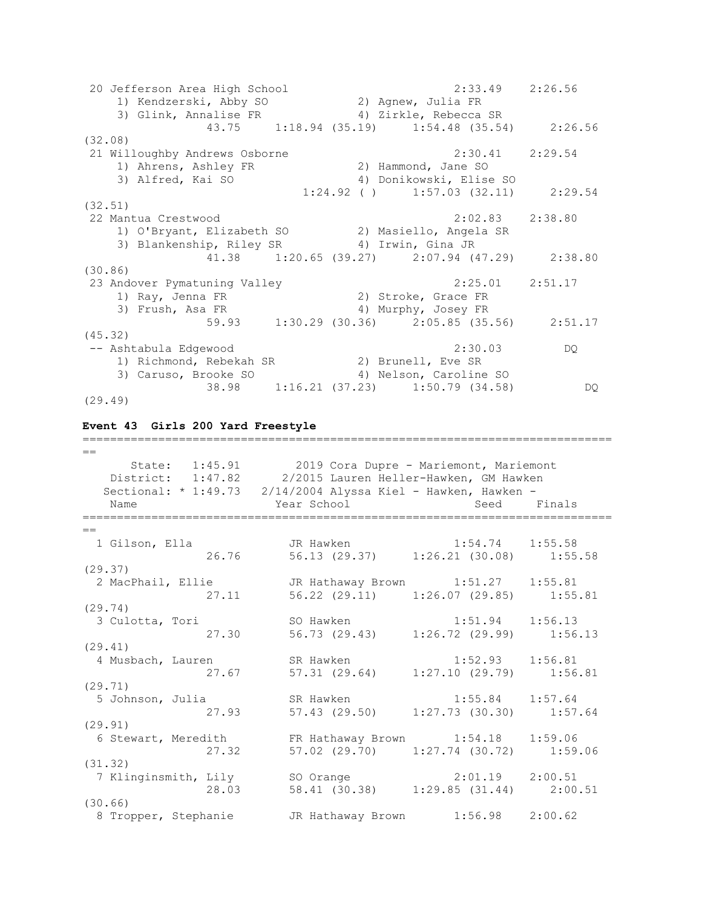```
 20 Jefferson Area High School                        2:33.49    2:26.56 
     1) Kendzerski, Abby SO             2) Agnew, Julia FR               
     3) Glink, Annalise FR              4) Zirkle, Rebecca SR            
               43.75     1:18.94 (35.19)     1:54.48 (35.54)     2:26.56 
(32.08)
 21 Willoughby Andrews Osborne                        2:30.41    2:29.54 
     1) Ahrens, Ashley FR               2) Hammond, Jane SO              
     3) Alfred, Kai SO                  4) Donikowski, Elise SO          
                         1:24.92 ( )     1:57.03 (32.11)     2:29.54 
(32.51)
 22 Mantua Crestwood                                  2:02.83    2:38.80 
     1) O'Bryant, Elizabeth SO          2) Masiello, Angela SR           
     3) Blankenship, Riley SR           4) Irwin, Gina JR                
               41.38     1:20.65 (39.27)     2:07.94 (47.29)     2:38.80 
(30.86)
 23 Andover Pymatuning Valley                         2:25.01    2:51.17 
     1) Ray, Jenna FR                   2) Stroke, Grace FR              
     3) Frush, Asa FR                   4) Murphy, Josey FR              
               59.93     1:30.29 (30.36)     2:05.85 (35.56)     2:51.17 
(45.32)
 -- Ashtabula Edgewood                                2:30.03         DQ 
     1) Richmond, Rebekah SR            2) Brunell, Eve SR               
     3) Caruso, Brooke SO               4) Nelson, Caroline SO           
               38.98     1:16.21 (37.23)     1:50.79 (34.58)          DQ 
(29.49)
```

**Event 43  Girls 200 Yard Freestyle**

```
===============================================================================
==
       State:  1:45.91        2019 Cora Dupre - Mariemont, Mariemont
    District:  1:47.82      2/2015 Lauren Heller-Hawken, GM Hawken
   Sectional: * 1:49.73   2/14/2004 Alyssa Kiel - Hawken, Hawken -
    Name                    Year School                 Seed     Finals   
===============================================================================
==
  1 Gilson, Ella            JR Hawken               1:54.74    1:55.58  
               26.76       56.13 (29.37)     1:26.21 (30.08)     1:55.58 
(29.37)
  2 MacPhail, Ellie         JR Hathaway Brown       1:51.27    1:55.81  
               27.11       56.22 (29.11)     1:26.07 (29.85)     1:55.81 
(29.74)
  3 Culotta, Tori           SO Hawken               1:51.94    1:56.13  
               27.30       56.73 (29.43)     1:26.72 (29.99)     1:56.13 
(29.41)
  4 Musbach, Lauren         SR Hawken               1:52.93    1:56.81  
               27.67       57.31 (29.64)     1:27.10 (29.79)     1:56.81 
(29.71)
  5 Johnson, Julia          SR Hawken               1:55.84    1:57.64  
               27.93       57.43 (29.50)     1:27.73 (30.30)     1:57.64 
(29.91)
  6 Stewart, Meredith       FR Hathaway Brown       1:54.18    1:59.06  
               27.32       57.02 (29.70)     1:27.74 (30.72)     1:59.06 
(31.32)
  7 Klinginsmith, Lily      SO Orange               2:01.19    2:00.51  
               28.03       58.41 (30.38)     1:29.85 (31.44)     2:00.51 
(30.66)
  8 Tropper, Stephanie      JR Hathaway Brown       1:56.98    2:00.62  
```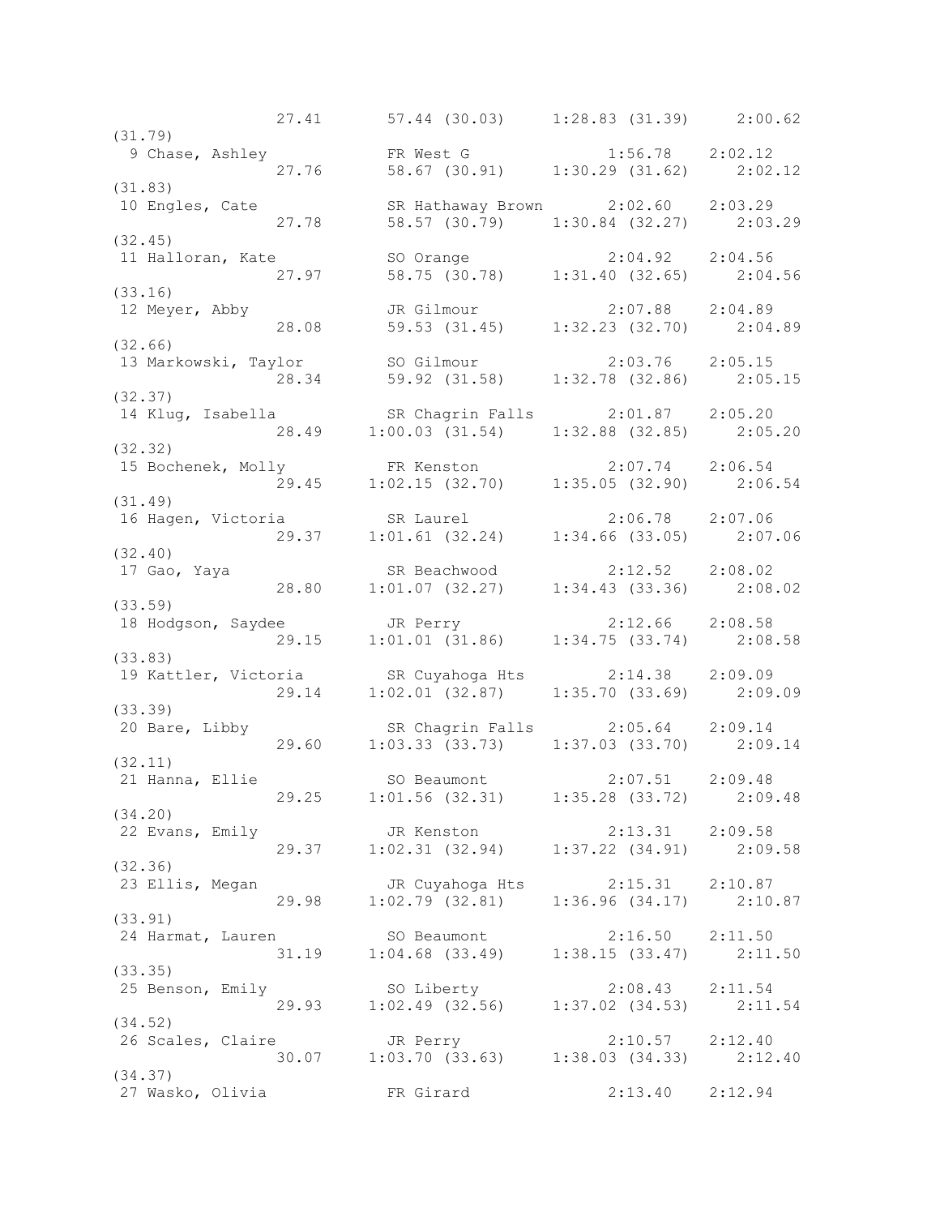```
                27.41      57.44 (30.03)    1:28.83 (31.39)    2:00.62
(31.79)
  9 Chase, Ashley            FR West G                 1:56.78    2:02.12
                27.76      58.67 (30.91)    1:30.29 (31.62)    2:02.12
(31.83)
 10 Engles, Cate             SR Hathaway Brown      2:02.60    2:03.29
                27.78      58.57 (30.79)    1:30.84 (32.27)    2:03.29
(32.45)
 11 Halloran, Kate           SO Orange                 2:04.92    2:04.56
                27.97      58.75 (30.78)    1:31.40 (32.65)    2:04.56
(33.16)
 12 Meyer, Abby              JR Gilmour                2:07.88    2:04.89
                28.08      59.53 (31.45)    1:32.23 (32.70)    2:04.89
(32.66)
 13 Markowski, Taylor        SO Gilmour                2:03.76    2:05.15
                28.34      59.92 (31.58)    1:32.78 (32.86)    2:05.15
(32.37)
 14 Klug, Isabella           SR Chagrin Falls          2:01.87    2:05.20
                28.49    1:00.03 (31.54)    1:32.88 (32.85)    2:05.20
(32.32)
 15 Bochenek, Molly          FR Kenston                2:07.74    2:06.54
                29.45    1:02.15 (32.70)    1:35.05 (32.90)    2:06.54
(31.49)
 16 Hagen, Victoria          SR Laurel                 2:06.78    2:07.06
                29.37    1:01.61 (32.24)    1:34.66 (33.05)    2:07.06
(32.40)
 17 Gao, Yaya                SR Beachwood              2:12.52    2:08.02
                28.80    1:01.07 (32.27)    1:34.43 (33.36)    2:08.02
(33.59)
 18 Hodgson, Saydee          JR Perry                  2:12.66    2:08.58
                29.15    1:01.01 (31.86)    1:34.75 (33.74)    2:08.58
(33.83)
 19 Kattler, Victoria        SR Cuyahoga Hts           2:14.38    2:09.09
                29.14    1:02.01 (32.87)    1:35.70 (33.69)    2:09.09
(33.39)
 20 Bare, Libby              SR Chagrin Falls          2:05.64    2:09.14
                29.60    1:03.33 (33.73)    1:37.03 (33.70)    2:09.14
(32.11)
 21 Hanna, Ellie             SO Beaumont               2:07.51    2:09.48
                29.25    1:01.56 (32.31)    1:35.28 (33.72)    2:09.48
(34.20)
 22 Evans, Emily             JR Kenston                2:13.31    2:09.58
                29.37    1:02.31 (32.94)    1:37.22 (34.91)    2:09.58
(32.36)
 23 Ellis, Megan             JR Cuyahoga Hts           2:15.31    2:10.87
                29.98    1:02.79 (32.81)    1:36.96 (34.17)    2:10.87
(33.91)
 24 Harmat, Lauren           SO Beaumont               2:16.50    2:11.50
                31.19    1:04.68 (33.49)    1:38.15 (33.47)    2:11.50
(33.35)
 25 Benson, Emily            SO Liberty                2:08.43    2:11.54
                29.93    1:02.49 (32.56)    1:37.02 (34.53)    2:11.54
(34.52)
 26 Scales, Claire           JR Perry                  2:10.57    2:12.40
                30.07    1:03.70 (33.63)    1:38.03 (34.33)    2:12.40
(34.37)
 27 Wasko, Olivia            FR Girard                 2:13.40    2:12.94
```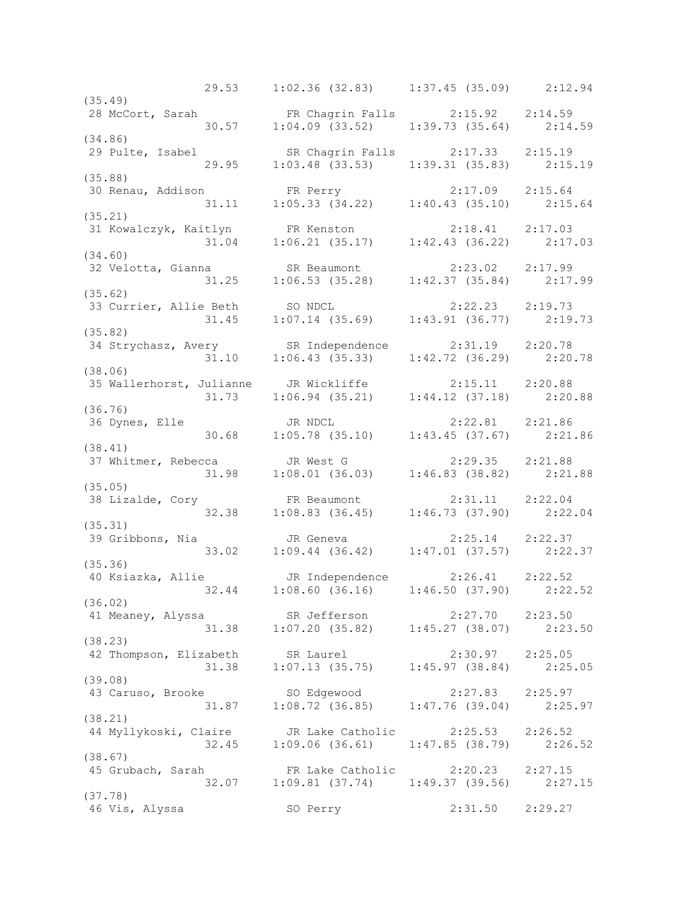```
                 29.53    1:02.36 (32.83)    1:37.45 (35.09)    2:12.94
(35.49)
 28 McCort, Sarah          FR Chagrin Falls        2:15.92   2:14.59
                 30.57    1:04.09 (33.52)    1:39.73 (35.64)    2:14.59
(34.86)
 29 Pulte, Isabel          SR Chagrin Falls        2:17.33   2:15.19
                 29.95    1:03.48 (33.53)    1:39.31 (35.83)    2:15.19
(35.88)
 30 Renau, Addison         FR Perry                2:17.09   2:15.64
                 31.11    1:05.33 (34.22)    1:40.43 (35.10)    2:15.64
(35.21)
 31 Kowalczyk, Kaitlyn     FR Kenston              2:18.41   2:17.03
                 31.04    1:06.21 (35.17)    1:42.43 (36.22)    2:17.03
(34.60)
 32 Velotta, Gianna        SR Beaumont             2:23.02   2:17.99
                 31.25    1:06.53 (35.28)    1:42.37 (35.84)    2:17.99
(35.62)
 33 Currier, Allie Beth    SO NDCL                 2:22.23   2:19.73
                 31.45    1:07.14 (35.69)    1:43.91 (36.77)    2:19.73
(35.82)
 34 Strychasz, Avery       SR Independence         2:31.19   2:20.78
                 31.10    1:06.43 (35.33)    1:42.72 (36.29)    2:20.78
(38.06)
 35 Wallerhorst, Julianne    JR Wickliffe          2:15.11   2:20.88
                 31.73    1:06.94 (35.21)    1:44.12 (37.18)    2:20.88
(36.76)
 36 Dynes, Elle            JR NDCL                 2:22.81   2:21.86
                 30.68    1:05.78 (35.10)    1:43.45 (37.67)    2:21.86
(38.41)
 37 Whitmer, Rebecca       JR West G               2:29.35   2:21.88
                 31.98    1:08.01 (36.03)    1:46.83 (38.82)    2:21.88
(35.05)
 38 Lizalde, Cory          FR Beaumont             2:31.11   2:22.04
                 32.38    1:08.83 (36.45)    1:46.73 (37.90)    2:22.04
(35.31)
 39 Gribbons, Nia          JR Geneva               2:25.14   2:22.37
                 33.02    1:09.44 (36.42)    1:47.01 (37.57)    2:22.37
(35.36)
 40 Ksiazka, Allie         JR Independence         2:26.41   2:22.52
                 32.44    1:08.60 (36.16)    1:46.50 (37.90)    2:22.52
(36.02)
 41 Meaney, Alyssa         SR Jefferson            2:27.70   2:23.50
                 31.38    1:07.20 (35.82)    1:45.27 (38.07)    2:23.50
(38.23)
 42 Thompson, Elizabeth    SR Laurel               2:30.97   2:25.05
                 31.38    1:07.13 (35.75)    1:45.97 (38.84)    2:25.05
(39.08)
 43 Caruso, Brooke         SO Edgewood             2:27.83   2:25.97
                 31.87    1:08.72 (36.85)    1:47.76 (39.04)    2:25.97
(38.21)
 44 Myllykoski, Claire     JR Lake Catholic        2:25.53   2:26.52
                 32.45    1:09.06 (36.61)    1:47.85 (38.79)    2:26.52
(38.67)
 45 Grubach, Sarah         FR Lake Catholic        2:20.23   2:27.15
                 32.07    1:09.81 (37.74)    1:49.37 (39.56)    2:27.15
(37.78)
 46 Vis, Alyssa            SO Perry                2:31.50   2:29.27
```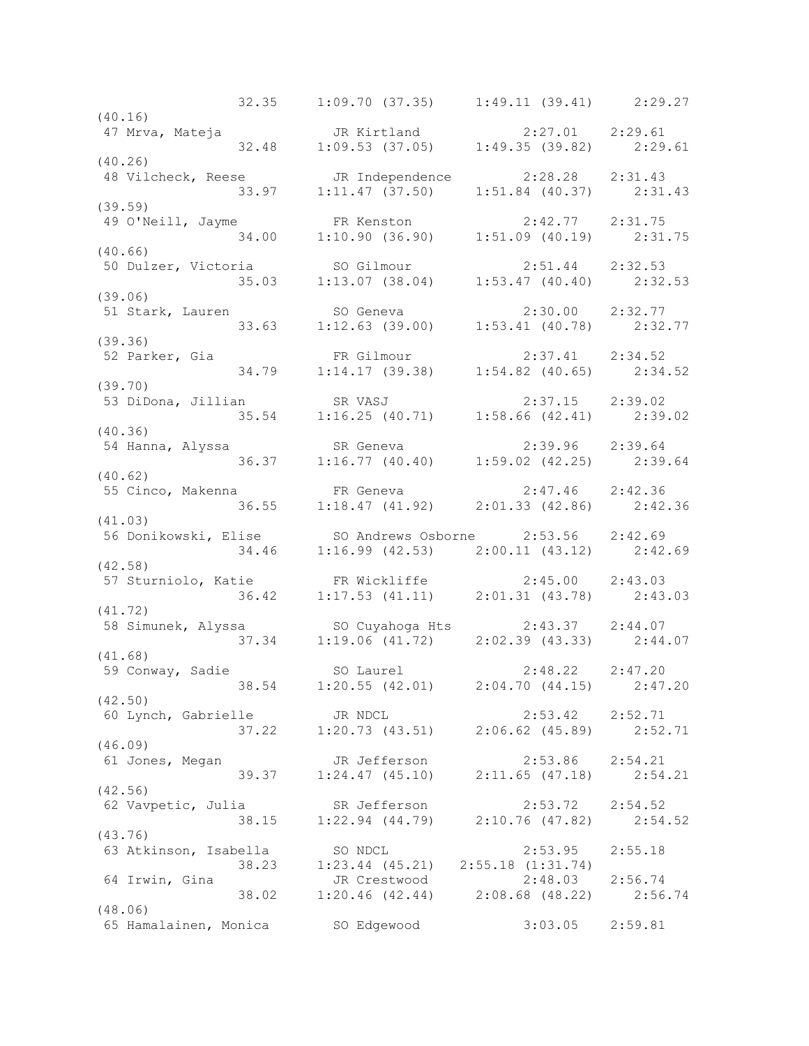```
                32.35     1:09.70 (37.35)     1:49.11 (39.41)     2:29.27
(40.16)
 47 Mrva, Mateja              JR Kirtland              2:27.01    2:29.61
                32.48     1:09.53 (37.05)     1:49.35 (39.82)     2:29.61
(40.26)
 48 Vilcheck, Reese           JR Independence          2:28.28    2:31.43
                33.97     1:11.47 (37.50)     1:51.84 (40.37)     2:31.43
(39.59)
 49 O'Neill, Jayme            FR Kenston               2:42.77    2:31.75
                34.00     1:10.90 (36.90)     1:51.09 (40.19)     2:31.75
(40.66)
 50 Dulzer, Victoria          SO Gilmour               2:51.44    2:32.53
                35.03     1:13.07 (38.04)     1:53.47 (40.40)     2:32.53
(39.06)
 51 Stark, Lauren             SO Geneva                2:30.00    2:32.77
                33.63     1:12.63 (39.00)     1:53.41 (40.78)     2:32.77
(39.36)
 52 Parker, Gia               FR Gilmour               2:37.41    2:34.52
                34.79     1:14.17 (39.38)     1:54.82 (40.65)     2:34.52
(39.70)
 53 DiDona, Jillian           SR VASJ                  2:37.15    2:39.02
                35.54     1:16.25 (40.71)     1:58.66 (42.41)     2:39.02
(40.36)
 54 Hanna, Alyssa             SR Geneva                2:39.96    2:39.64
                36.37     1:16.77 (40.40)     1:59.02 (42.25)     2:39.64
(40.62)
 55 Cinco, Makenna            FR Geneva                2:47.46    2:42.36
                36.55     1:18.47 (41.92)     2:01.33 (42.86)     2:42.36
(41.03)
 56 Donikowski, Elise         SO Andrews Osborne       2:53.56    2:42.69
                34.46     1:16.99 (42.53)     2:00.11 (43.12)     2:42.69
(42.58)
 57 Sturniolo, Katie          FR Wickliffe             2:45.00    2:43.03
                36.42     1:17.53 (41.11)     2:01.31 (43.78)     2:43.03
(41.72)
 58 Simunek, Alyssa           SO Cuyahoga Hts          2:43.37    2:44.07
                37.34     1:19.06 (41.72)     2:02.39 (43.33)     2:44.07
(41.68)
 59 Conway, Sadie             SO Laurel                2:48.22    2:47.20
                38.54     1:20.55 (42.01)     2:04.70 (44.15)     2:47.20
(42.50)
 60 Lynch, Gabrielle          JR NDCL                  2:53.42    2:52.71
                37.22     1:20.73 (43.51)     2:06.62 (45.89)     2:52.71
(46.09)
 61 Jones, Megan              JR Jefferson             2:53.86    2:54.21
                39.37     1:24.47 (45.10)     2:11.65 (47.18)     2:54.21
(42.56)
 62 Vavpetic, Julia           SR Jefferson             2:53.72    2:54.52
                38.15     1:22.94 (44.79)     2:10.76 (47.82)     2:54.52
(43.76)
 63 Atkinson, Isabella        SO NDCL                  2:53.95    2:55.18
                38.23     1:23.44 (45.21)   2:55.18 (1:31.74)
 64 Irwin, Gina               JR Crestwood             2:48.03    2:56.74
                38.02     1:20.46 (42.44)     2:08.68 (48.22)     2:56.74
(48.06)
 65 Hamalainen, Monica        SO Edgewood              3:03.05    2:59.81
```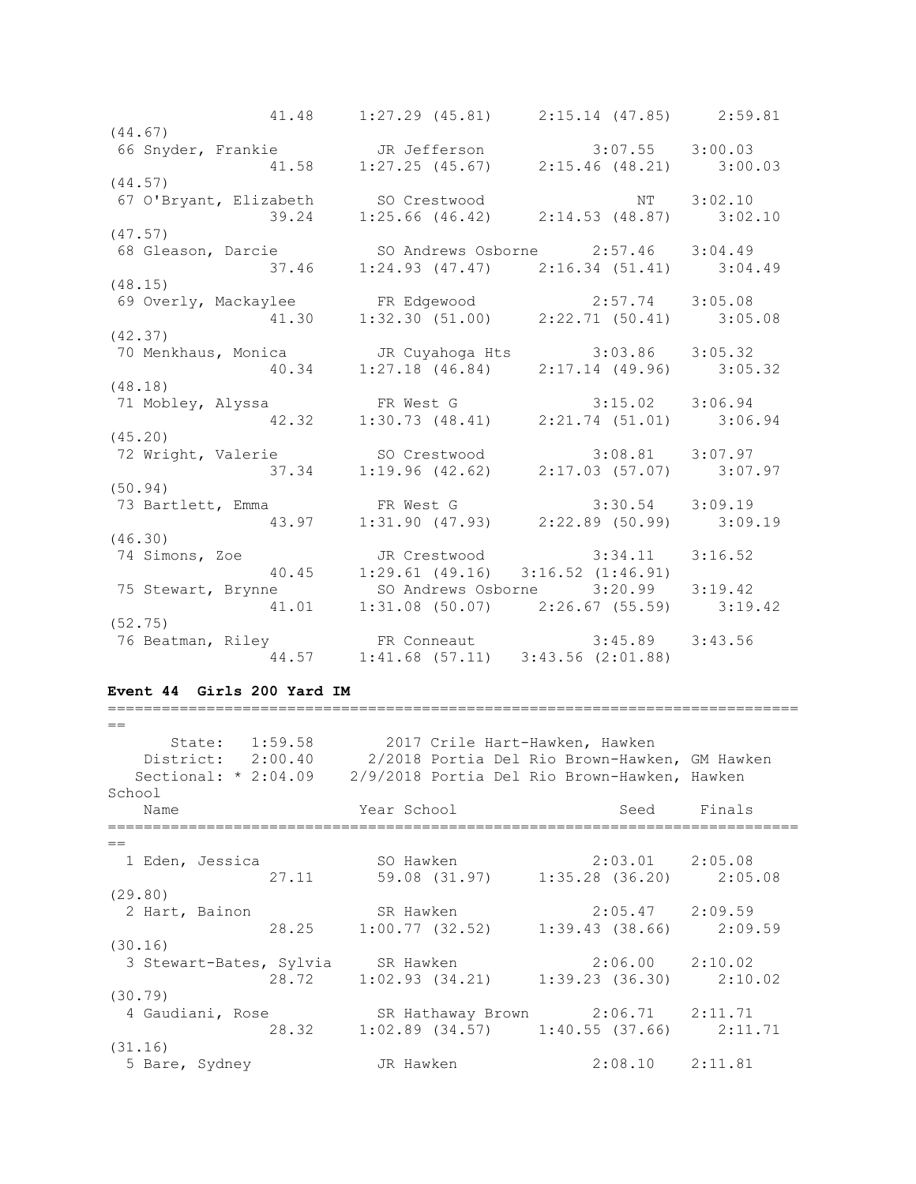```
                41.48     1:27.29 (45.81)     2:15.14 (47.85)     2:59.81
(44.67)
 66 Snyder, Frankie          JR Jefferson            3:07.55    3:00.03
                41.58     1:27.25 (45.67)     2:15.46 (48.21)     3:00.03
(44.57)
 67 O'Bryant, Elizabeth      SO Crestwood                 NT    3:02.10
                39.24     1:25.66 (46.42)     2:14.53 (48.87)     3:02.10
(47.57)
 68 Gleason, Darcie          SO Andrews Osborne      2:57.46    3:04.49
                37.46     1:24.93 (47.47)     2:16.34 (51.41)     3:04.49
(48.15)
 69 Overly, Mackaylee        FR Edgewood             2:57.74    3:05.08
                41.30     1:32.30 (51.00)     2:22.71 (50.41)     3:05.08
(42.37)
 70 Menkhaus, Monica         JR Cuyahoga Hts         3:03.86    3:05.32
                40.34     1:27.18 (46.84)     2:17.14 (49.96)     3:05.32
(48.18)
 71 Mobley, Alyssa           FR West G               3:15.02    3:06.94
                42.32     1:30.73 (48.41)     2:21.74 (51.01)     3:06.94
(45.20)
 72 Wright, Valerie          SO Crestwood            3:08.81    3:07.97
                37.34     1:19.96 (42.62)     2:17.03 (57.07)     3:07.97
(50.94)
 73 Bartlett, Emma           FR West G               3:30.54    3:09.19
                43.97     1:31.90 (47.93)     2:22.89 (50.99)     3:09.19
(46.30)
 74 Simons, Zoe              JR Crestwood            3:34.11    3:16.52
                40.45     1:29.61 (49.16)   3:16.52 (1:46.91)
 75 Stewart, Brynne          SO Andrews Osborne      3:20.99    3:19.42
                41.01     1:31.08 (50.07)     2:26.67 (55.59)     3:19.42
(52.75)
 76 Beatman, Riley           FR Conneaut             3:45.89    3:43.56
                44.57     1:41.68 (57.11)   3:43.56 (2:01.88)
```

**Event 44  Girls 200 Yard IM**

```
===============================================================================
==
      State:   1:59.58        2017 Crile Hart-Hawken, Hawken
   District:   2:00.40      2/2018 Portia Del Rio Brown-Hawken, GM Hawken
  Sectional: * 2:04.09    2/9/2018 Portia Del Rio Brown-Hawken, Hawken
School
    Name                    Year School                  Seed     Finals
===============================================================================
==
  1 Eden, Jessica            SO Hawken               2:03.01    2:05.08
                27.11       59.08 (31.97)     1:35.28 (36.20)     2:05.08
(29.80)
  2 Hart, Bainon             SR Hawken               2:05.47    2:09.59
                28.25     1:00.77 (32.52)     1:39.43 (38.66)     2:09.59
(30.16)
  3 Stewart-Bates, Sylvia    SR Hawken               2:06.00    2:10.02
                28.72     1:02.93 (34.21)     1:39.23 (36.30)     2:10.02
(30.79)
  4 Gaudiani, Rose           SR Hathaway Brown       2:06.71    2:11.71
                28.32     1:02.89 (34.57)     1:40.55 (37.66)     2:11.71
(31.16)
  5 Bare, Sydney             JR Hawken               2:08.10    2:11.81
```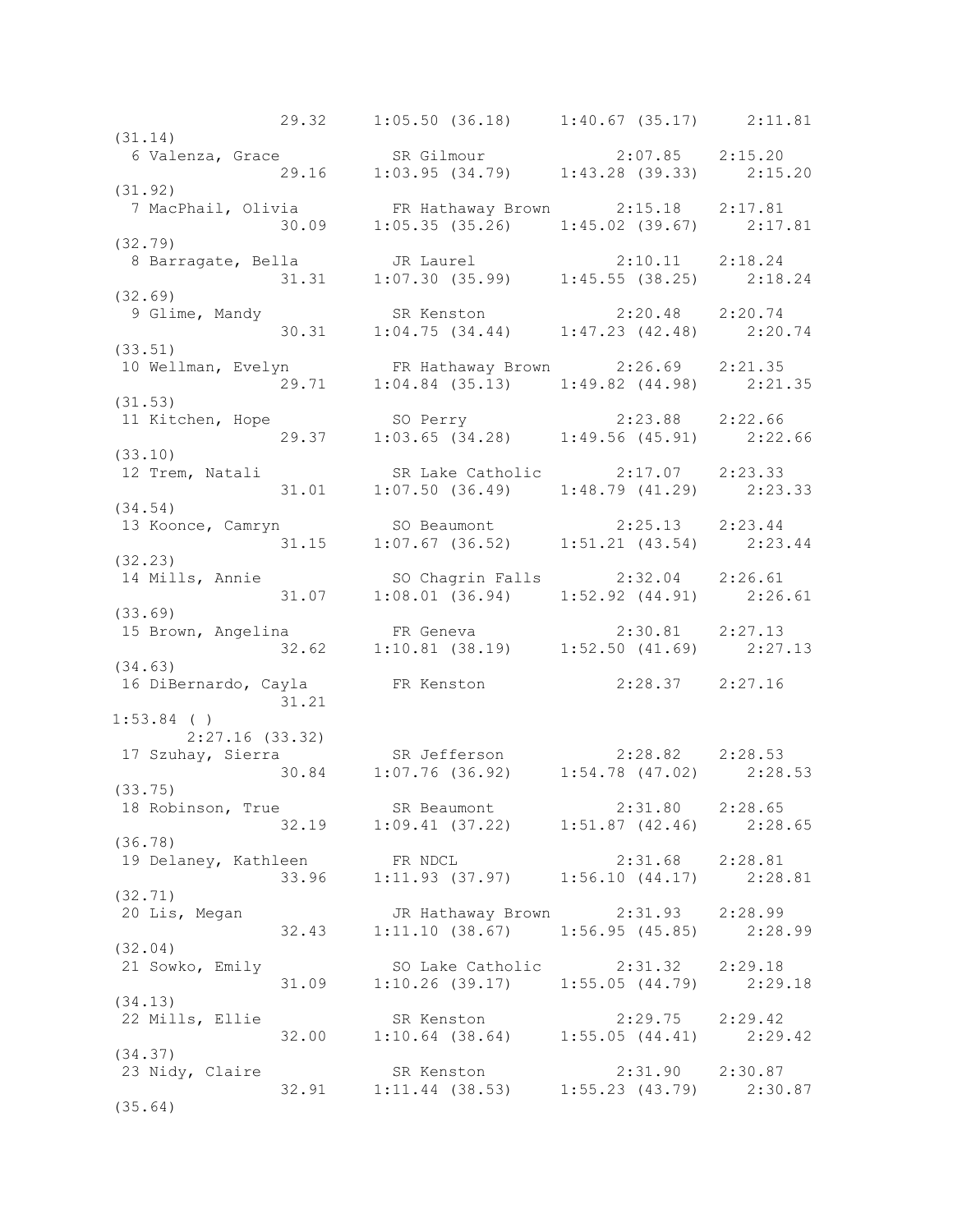```
                29.32    1:05.50 (36.18)     1:40.67 (35.17)     2:11.81
(31.14)
  6 Valenza, Grace          SR Gilmour             2:07.85    2:15.20
                29.16    1:03.95 (34.79)     1:43.28 (39.33)     2:15.20
(31.92)
  7 MacPhail, Olivia        FR Hathaway Brown      2:15.18    2:17.81
                30.09    1:05.35 (35.26)     1:45.02 (39.67)     2:17.81
(32.79)
  8 Barragate, Bella        JR Laurel              2:10.11    2:18.24
                31.31    1:07.30 (35.99)     1:45.55 (38.25)     2:18.24
(32.69)
  9 Glime, Mandy            SR Kenston             2:20.48    2:20.74
                30.31    1:04.75 (34.44)     1:47.23 (42.48)     2:20.74
(33.51)
 10 Wellman, Evelyn         FR Hathaway Brown      2:26.69    2:21.35
                29.71    1:04.84 (35.13)     1:49.82 (44.98)     2:21.35
(31.53)
 11 Kitchen, Hope           SO Perry               2:23.88    2:22.66
                29.37    1:03.65 (34.28)     1:49.56 (45.91)     2:22.66
(33.10)
 12 Trem, Natali            SR Lake Catholic       2:17.07    2:23.33
                31.01    1:07.50 (36.49)     1:48.79 (41.29)     2:23.33
(34.54)
 13 Koonce, Camryn          SO Beaumont            2:25.13    2:23.44
                31.15    1:07.67 (36.52)     1:51.21 (43.54)     2:23.44
(32.23)
 14 Mills, Annie            SO Chagrin Falls       2:32.04    2:26.61
                31.07    1:08.01 (36.94)     1:52.92 (44.91)     2:26.61
(33.69)
 15 Brown, Angelina         FR Geneva              2:30.81    2:27.13
                32.62    1:10.81 (38.19)     1:52.50 (41.69)     2:27.13
(34.63)
 16 DiBernardo, Cayla       FR Kenston             2:28.37    2:27.16
                31.21
1:53.84 ( )
       2:27.16 (33.32)
 17 Szuhay, Sierra          SR Jefferson           2:28.82    2:28.53
                30.84    1:07.76 (36.92)     1:54.78 (47.02)     2:28.53
(33.75)
 18 Robinson, True          SR Beaumont            2:31.80    2:28.65
                32.19    1:09.41 (37.22)     1:51.87 (42.46)     2:28.65
(36.78)
 19 Delaney, Kathleen       FR NDCL                2:31.68    2:28.81
                33.96    1:11.93 (37.97)     1:56.10 (44.17)     2:28.81
(32.71)
 20 Lis, Megan              JR Hathaway Brown      2:31.93    2:28.99
                32.43    1:11.10 (38.67)     1:56.95 (45.85)     2:28.99
(32.04)
 21 Sowko, Emily            SO Lake Catholic       2:31.32    2:29.18
                31.09    1:10.26 (39.17)     1:55.05 (44.79)     2:29.18
(34.13)
 22 Mills, Ellie            SR Kenston             2:29.75    2:29.42
                32.00    1:10.64 (38.64)     1:55.05 (44.41)     2:29.42
(34.37)
 23 Nidy, Claire            SR Kenston             2:31.90    2:30.87
                32.91    1:11.44 (38.53)     1:55.23 (43.79)     2:30.87
(35.64)
```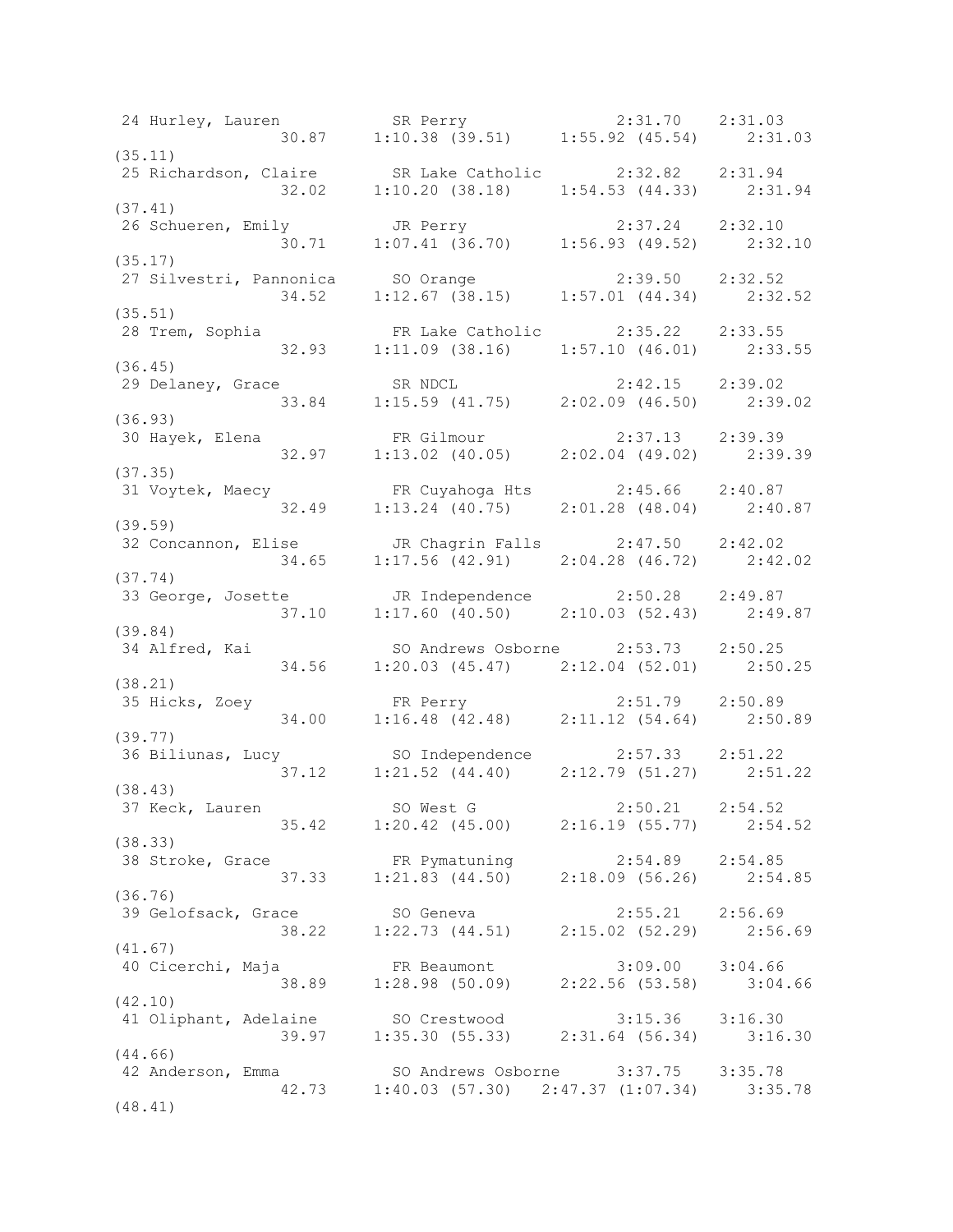```
 24 Hurley, Lauren          SR Perry               2:31.70    2:31.03
                30.87     1:10.38 (39.51)     1:55.92 (45.54)     2:31.03
(35.11)
 25 Richardson, Claire      SR Lake Catholic       2:32.82    2:31.94
                32.02     1:10.20 (38.18)     1:54.53 (44.33)     2:31.94
(37.41)
 26 Schueren, Emily         JR Perry               2:37.24    2:32.10
                30.71     1:07.41 (36.70)     1:56.93 (49.52)     2:32.10
(35.17)
 27 Silvestri, Pannonica    SO Orange              2:39.50    2:32.52
                34.52     1:12.67 (38.15)     1:57.01 (44.34)     2:32.52
(35.51)
 28 Trem, Sophia            FR Lake Catholic       2:35.22    2:33.55
                32.93     1:11.09 (38.16)     1:57.10 (46.01)     2:33.55
(36.45)
 29 Delaney, Grace          SR NDCL                2:42.15    2:39.02
                33.84     1:15.59 (41.75)     2:02.09 (46.50)     2:39.02
(36.93)
 30 Hayek, Elena            FR Gilmour             2:37.13    2:39.39
                32.97     1:13.02 (40.05)     2:02.04 (49.02)     2:39.39
(37.35)
 31 Voytek, Maecy           FR Cuyahoga Hts        2:45.66    2:40.87
                32.49     1:13.24 (40.75)     2:01.28 (48.04)     2:40.87
(39.59)
 32 Concannon, Elise        JR Chagrin Falls       2:47.50    2:42.02
                34.65     1:17.56 (42.91)     2:04.28 (46.72)     2:42.02
(37.74)
 33 George, Josette         JR Independence        2:50.28    2:49.87
                37.10     1:17.60 (40.50)     2:10.03 (52.43)     2:49.87
(39.84)
 34 Alfred, Kai             SO Andrews Osborne     2:53.73    2:50.25
                34.56     1:20.03 (45.47)     2:12.04 (52.01)     2:50.25
(38.21)
 35 Hicks, Zoey             FR Perry               2:51.79    2:50.89
                34.00     1:16.48 (42.48)     2:11.12 (54.64)     2:50.89
(39.77)
 36 Biliunas, Lucy          SO Independence        2:57.33    2:51.22
                37.12     1:21.52 (44.40)     2:12.79 (51.27)     2:51.22
(38.43)
 37 Keck, Lauren            SO West G              2:50.21    2:54.52
                35.42     1:20.42 (45.00)     2:16.19 (55.77)     2:54.52
(38.33)
 38 Stroke, Grace           FR Pymatuning          2:54.89    2:54.85
                37.33     1:21.83 (44.50)     2:18.09 (56.26)     2:54.85
(36.76)
 39 Gelofsack, Grace        SO Geneva              2:55.21    2:56.69
                38.22     1:22.73 (44.51)     2:15.02 (52.29)     2:56.69
(41.67)
 40 Cicerchi, Maja          FR Beaumont            3:09.00    3:04.66
                38.89     1:28.98 (50.09)     2:22.56 (53.58)     3:04.66
(42.10)
 41 Oliphant, Adelaine      SO Crestwood           3:15.36    3:16.30
                39.97     1:35.30 (55.33)     2:31.64 (56.34)     3:16.30
(44.66)
 42 Anderson, Emma          SO Andrews Osborne     3:37.75    3:35.78
                42.73     1:40.03 (57.30)   2:47.37 (1:07.34)     3:35.78
(48.41)
```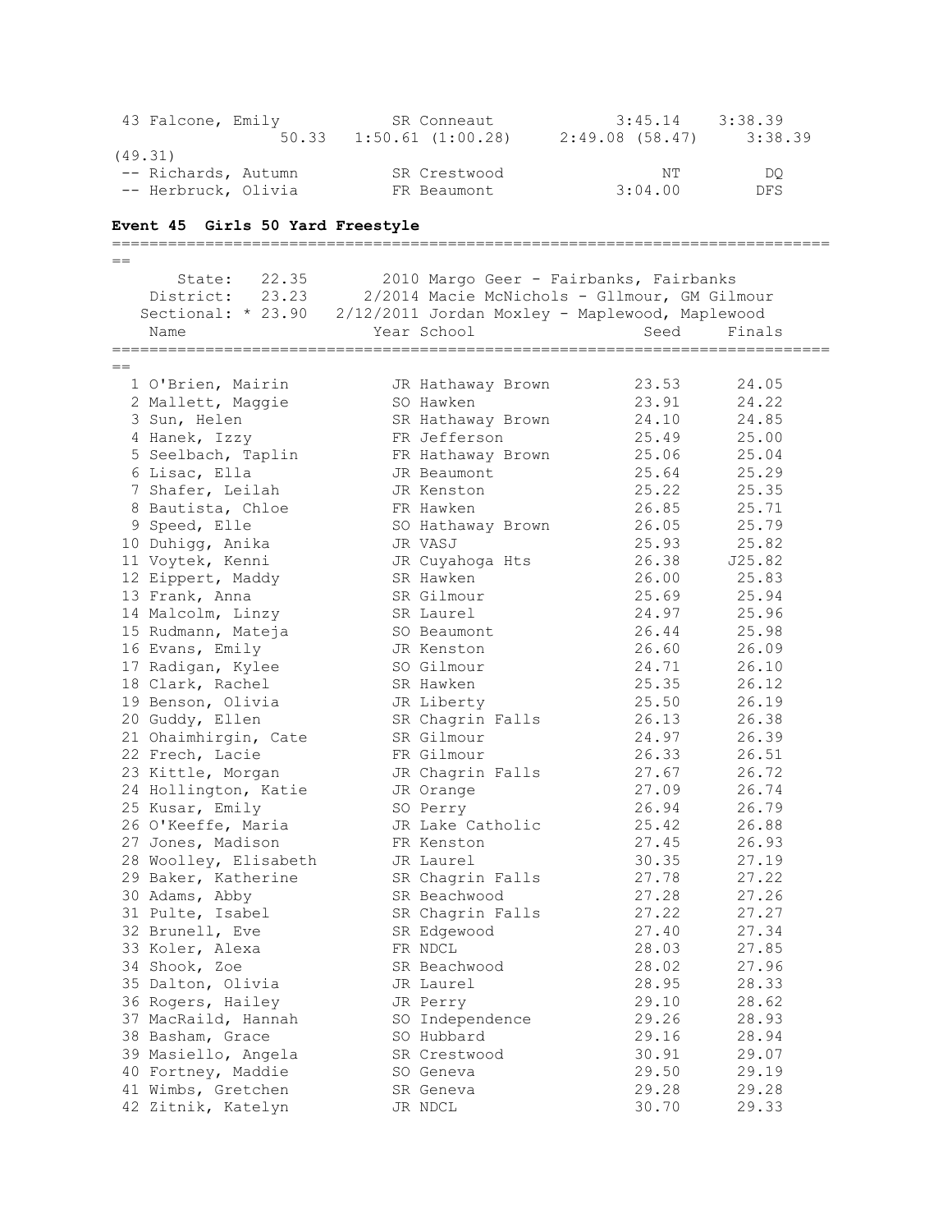| | Name | Year | School | Seed | Finals |
|---|---|---|---|---|---|
| 43 | Falcone, Emily | SR | Conneaut | 3:45.14 | 3:38.39 |
| | 50.33 | 1:50.61 (1:00.28) | 2:49.08 (58.47) | 3:38.39 (49.31) | |
| -- | Richards, Autumn | SR | Crestwood | NT | DQ |
| -- | Herbruck, Olivia | FR | Beaumont | 3:04.00 | DFS |

**Event 45 Girls 50 Yard Freestyle**

State: 22.35 — 2010 Margo Geer - Fairbanks, Fairbanks
District: 23.23 — 2/2014 Macie McNichols - Gilmour, GM Gilmour
Sectional: * 23.90 — 2/12/2011 Jordan Moxley - Maplewood, Maplewood

| | Name | Year | School | Seed | Finals |
|---|---|---|---|---|---|
| 1 | O'Brien, Mairin | JR | Hathaway Brown | 23.53 | 24.05 |
| 2 | Mallett, Maggie | SO | Hawken | 23.91 | 24.22 |
| 3 | Sun, Helen | SR | Hathaway Brown | 24.10 | 24.85 |
| 4 | Hanek, Izzy | FR | Jefferson | 25.49 | 25.00 |
| 5 | Seelbach, Taplin | FR | Hathaway Brown | 25.06 | 25.04 |
| 6 | Lisac, Ella | JR | Beaumont | 25.64 | 25.29 |
| 7 | Shafer, Leilah | JR | Kenston | 25.22 | 25.35 |
| 8 | Bautista, Chloe | FR | Hawken | 26.85 | 25.71 |
| 9 | Speed, Elle | SO | Hathaway Brown | 26.05 | 25.79 |
| 10 | Duhigg, Anika | JR | VASJ | 25.93 | 25.82 |
| 11 | Voytek, Kenni | JR | Cuyahoga Hts | 26.38 | J25.82 |
| 12 | Eippert, Maddy | SR | Hawken | 26.00 | 25.83 |
| 13 | Frank, Anna | SR | Gilmour | 25.69 | 25.94 |
| 14 | Malcolm, Linzy | SR | Laurel | 24.97 | 25.96 |
| 15 | Rudmann, Mateja | SO | Beaumont | 26.44 | 25.98 |
| 16 | Evans, Emily | JR | Kenston | 26.60 | 26.09 |
| 17 | Radigan, Kylee | SO | Gilmour | 24.71 | 26.10 |
| 18 | Clark, Rachel | SR | Hawken | 25.35 | 26.12 |
| 19 | Benson, Olivia | JR | Liberty | 25.50 | 26.19 |
| 20 | Guddy, Ellen | SR | Chagrin Falls | 26.13 | 26.38 |
| 21 | Ohaimhirgin, Cate | SR | Gilmour | 24.97 | 26.39 |
| 22 | Frech, Lacie | FR | Gilmour | 26.33 | 26.51 |
| 23 | Kittle, Morgan | JR | Chagrin Falls | 27.67 | 26.72 |
| 24 | Hollington, Katie | JR | Orange | 27.09 | 26.74 |
| 25 | Kusar, Emily | SO | Perry | 26.94 | 26.79 |
| 26 | O'Keeffe, Maria | JR | Lake Catholic | 25.42 | 26.88 |
| 27 | Jones, Madison | FR | Kenston | 27.45 | 26.93 |
| 28 | Woolley, Elisabeth | JR | Laurel | 30.35 | 27.19 |
| 29 | Baker, Katherine | SR | Chagrin Falls | 27.78 | 27.22 |
| 30 | Adams, Abby | SR | Beachwood | 27.28 | 27.26 |
| 31 | Pulte, Isabel | SR | Chagrin Falls | 27.22 | 27.27 |
| 32 | Brunell, Eve | SR | Edgewood | 27.40 | 27.34 |
| 33 | Koler, Alexa | FR | NDCL | 28.03 | 27.85 |
| 34 | Shook, Zoe | SR | Beachwood | 28.02 | 27.96 |
| 35 | Dalton, Olivia | JR | Laurel | 28.95 | 28.33 |
| 36 | Rogers, Hailey | JR | Perry | 29.10 | 28.62 |
| 37 | MacRaild, Hannah | SO | Independence | 29.26 | 28.93 |
| 38 | Basham, Grace | SO | Hubbard | 29.16 | 28.94 |
| 39 | Masiello, Angela | SR | Crestwood | 30.91 | 29.07 |
| 40 | Fortney, Maddie | SO | Geneva | 29.50 | 29.19 |
| 41 | Wimbs, Gretchen | SR | Geneva | 29.28 | 29.28 |
| 42 | Zitnik, Katelyn | JR | NDCL | 30.70 | 29.33 |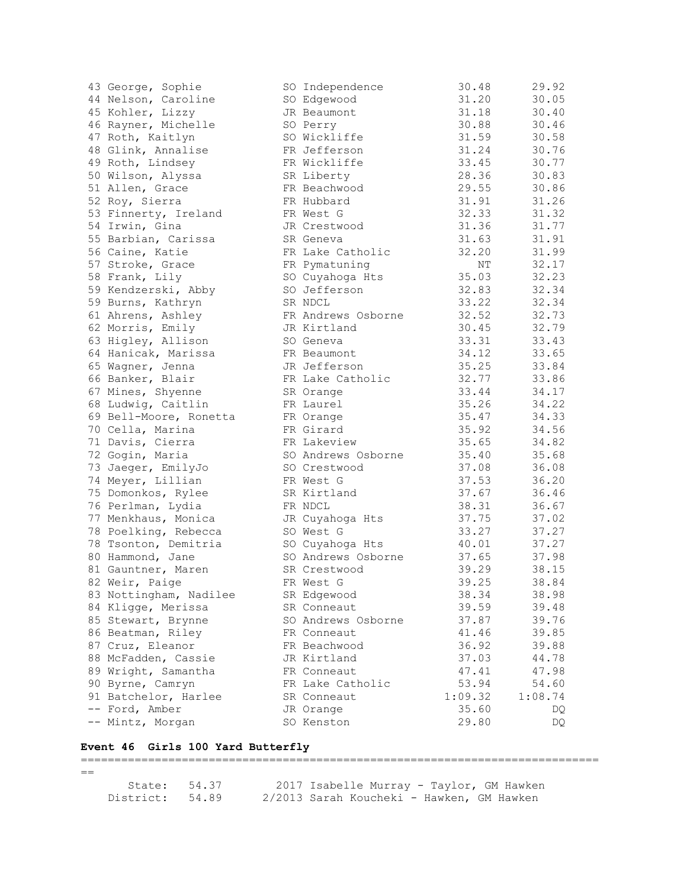| Place | Name | Yr | School | Seed Time | Finals Time |
|---|---|---|---|---|---|
| 43 | George, Sophie | SO | Independence | 30.48 | 29.92 |
| 44 | Nelson, Caroline | SO | Edgewood | 31.20 | 30.05 |
| 45 | Kohler, Lizzy | JR | Beaumont | 31.18 | 30.40 |
| 46 | Rayner, Michelle | SO | Perry | 30.88 | 30.46 |
| 47 | Roth, Kaitlyn | SO | Wickliffe | 31.59 | 30.58 |
| 48 | Glink, Annalise | FR | Jefferson | 31.24 | 30.76 |
| 49 | Roth, Lindsey | FR | Wickliffe | 33.45 | 30.77 |
| 50 | Wilson, Alyssa | SR | Liberty | 28.36 | 30.83 |
| 51 | Allen, Grace | FR | Beachwood | 29.55 | 30.86 |
| 52 | Roy, Sierra | FR | Hubbard | 31.91 | 31.26 |
| 53 | Finnerty, Ireland | FR | West G | 32.33 | 31.32 |
| 54 | Irwin, Gina | JR | Crestwood | 31.36 | 31.77 |
| 55 | Barbian, Carissa | SR | Geneva | 31.63 | 31.91 |
| 56 | Caine, Katie | FR | Lake Catholic | 32.20 | 31.99 |
| 57 | Stroke, Grace | FR | Pymatuning | NT | 32.17 |
| 58 | Frank, Lily | SO | Cuyahoga Hts | 35.03 | 32.23 |
| 59 | Kendzerski, Abby | SO | Jefferson | 32.83 | 32.34 |
| 59 | Burns, Kathryn | SR | NDCL | 33.22 | 32.34 |
| 61 | Ahrens, Ashley | FR | Andrews Osborne | 32.52 | 32.73 |
| 62 | Morris, Emily | JR | Kirtland | 30.45 | 32.79 |
| 63 | Higley, Allison | SO | Geneva | 33.31 | 33.43 |
| 64 | Hanicak, Marissa | FR | Beaumont | 34.12 | 33.65 |
| 65 | Wagner, Jenna | JR | Jefferson | 35.25 | 33.84 |
| 66 | Banker, Blair | FR | Lake Catholic | 32.77 | 33.86 |
| 67 | Mines, Shyenne | SR | Orange | 33.44 | 34.17 |
| 68 | Ludwig, Caitlin | FR | Laurel | 35.26 | 34.22 |
| 69 | Bell-Moore, Ronetta | FR | Orange | 35.47 | 34.33 |
| 70 | Cella, Marina | FR | Girard | 35.92 | 34.56 |
| 71 | Davis, Cierra | FR | Lakeview | 35.65 | 34.82 |
| 72 | Gogin, Maria | SO | Andrews Osborne | 35.40 | 35.68 |
| 73 | Jaeger, EmilyJo | SO | Crestwood | 37.08 | 36.08 |
| 74 | Meyer, Lillian | FR | West G | 37.53 | 36.20 |
| 75 | Domonkos, Rylee | SR | Kirtland | 37.67 | 36.46 |
| 76 | Perlman, Lydia | FR | NDCL | 38.31 | 36.67 |
| 77 | Menkhaus, Monica | JR | Cuyahoga Hts | 37.75 | 37.02 |
| 78 | Poelking, Rebecca | SO | West G | 33.27 | 37.27 |
| 78 | Tsonton, Demitria | SO | Cuyahoga Hts | 40.01 | 37.27 |
| 80 | Hammond, Jane | SO | Andrews Osborne | 37.65 | 37.98 |
| 81 | Gauntner, Maren | SR | Crestwood | 39.29 | 38.15 |
| 82 | Weir, Paige | FR | West G | 39.25 | 38.84 |
| 83 | Nottingham, Nadilee | SR | Edgewood | 38.34 | 38.98 |
| 84 | Kligge, Merissa | SR | Conneaut | 39.59 | 39.48 |
| 85 | Stewart, Brynne | SO | Andrews Osborne | 37.87 | 39.76 |
| 86 | Beatman, Riley | FR | Conneaut | 41.46 | 39.85 |
| 87 | Cruz, Eleanor | FR | Beachwood | 36.92 | 39.88 |
| 88 | McFadden, Cassie | JR | Kirtland | 37.03 | 44.78 |
| 89 | Wright, Samantha | FR | Conneaut | 47.41 | 47.98 |
| 90 | Byrne, Camryn | FR | Lake Catholic | 53.94 | 54.60 |
| 91 | Batchelor, Harlee | SR | Conneaut | 1:09.32 | 1:08.74 |
| -- | Ford, Amber | JR | Orange | 35.60 | DQ |
| -- | Mintz, Morgan | SO | Kenston | 29.80 | DQ |

**Event 46 Girls 100 Yard Butterfly**

```
===============================================================================
    State:  54.37        2017 Isabelle Murray - Taylor, GM Hawken
 District:  54.89      2/2013 Sarah Koucheki - Hawken, GM Hawken
```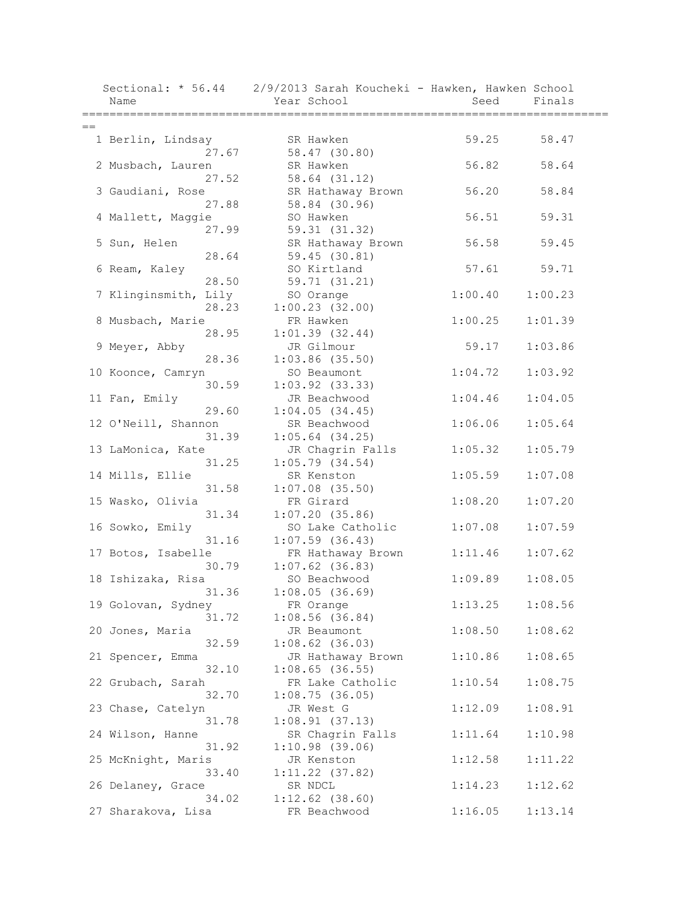Sectional: * 56.44 2/9/2013 Sarah Koucheki - Hawken, Hawken School

| Place | Name | Year | School | Seed | Finals | Splits |
|---|---|---|---|---|---|---|
| 1 | Berlin, Lindsay | SR | Hawken | 59.25 | 58.47 | 27.67, 58.47 (30.80) |
| 2 | Musbach, Lauren | SR | Hawken | 56.82 | 58.64 | 27.52, 58.64 (31.12) |
| 3 | Gaudiani, Rose | SR | Hathaway Brown | 56.20 | 58.84 | 27.88, 58.84 (30.96) |
| 4 | Mallett, Maggie | SO | Hawken | 56.51 | 59.31 | 27.99, 59.31 (31.32) |
| 5 | Sun, Helen | SR | Hathaway Brown | 56.58 | 59.45 | 28.64, 59.45 (30.81) |
| 6 | Ream, Kaley | SO | Kirtland | 57.61 | 59.71 | 28.50, 59.71 (31.21) |
| 7 | Klinginsmith, Lily | SO | Orange | 1:00.40 | 1:00.23 | 28.23, 1:00.23 (32.00) |
| 8 | Musbach, Marie | FR | Hawken | 1:00.25 | 1:01.39 | 28.95, 1:01.39 (32.44) |
| 9 | Meyer, Abby | JR | Gilmour | 59.17 | 1:03.86 | 28.36, 1:03.86 (35.50) |
| 10 | Koonce, Camryn | SO | Beaumont | 1:04.72 | 1:03.92 | 30.59, 1:03.92 (33.33) |
| 11 | Fan, Emily | JR | Beachwood | 1:04.46 | 1:04.05 | 29.60, 1:04.05 (34.45) |
| 12 | O'Neill, Shannon | SR | Beachwood | 1:06.06 | 1:05.64 | 31.39, 1:05.64 (34.25) |
| 13 | LaMonica, Kate | JR | Chagrin Falls | 1:05.32 | 1:05.79 | 31.25, 1:05.79 (34.54) |
| 14 | Mills, Ellie | SR | Kenston | 1:05.59 | 1:07.08 | 31.58, 1:07.08 (35.50) |
| 15 | Wasko, Olivia | FR | Girard | 1:08.20 | 1:07.20 | 31.34, 1:07.20 (35.86) |
| 16 | Sowko, Emily | SO | Lake Catholic | 1:07.08 | 1:07.59 | 31.16, 1:07.59 (36.43) |
| 17 | Botos, Isabelle | FR | Hathaway Brown | 1:11.46 | 1:07.62 | 30.79, 1:07.62 (36.83) |
| 18 | Ishizaka, Risa | SO | Beachwood | 1:09.89 | 1:08.05 | 31.36, 1:08.05 (36.69) |
| 19 | Golovan, Sydney | FR | Orange | 1:13.25 | 1:08.56 | 31.72, 1:08.56 (36.84) |
| 20 | Jones, Maria | JR | Beaumont | 1:08.50 | 1:08.62 | 32.59, 1:08.62 (36.03) |
| 21 | Spencer, Emma | JR | Hathaway Brown | 1:10.86 | 1:08.65 | 32.10, 1:08.65 (36.55) |
| 22 | Grubach, Sarah | FR | Lake Catholic | 1:10.54 | 1:08.75 | 32.70, 1:08.75 (36.05) |
| 23 | Chase, Catelyn | JR | West G | 1:12.09 | 1:08.91 | 31.78, 1:08.91 (37.13) |
| 24 | Wilson, Hanne | SR | Chagrin Falls | 1:11.64 | 1:10.98 | 31.92, 1:10.98 (39.06) |
| 25 | McKnight, Maris | JR | Kenston | 1:12.58 | 1:11.22 | 33.40, 1:11.22 (37.82) |
| 26 | Delaney, Grace | SR | NDCL | 1:14.23 | 1:12.62 | 34.02, 1:12.62 (38.60) |
| 27 | Sharakova, Lisa | FR | Beachwood | 1:16.05 | 1:13.14 | |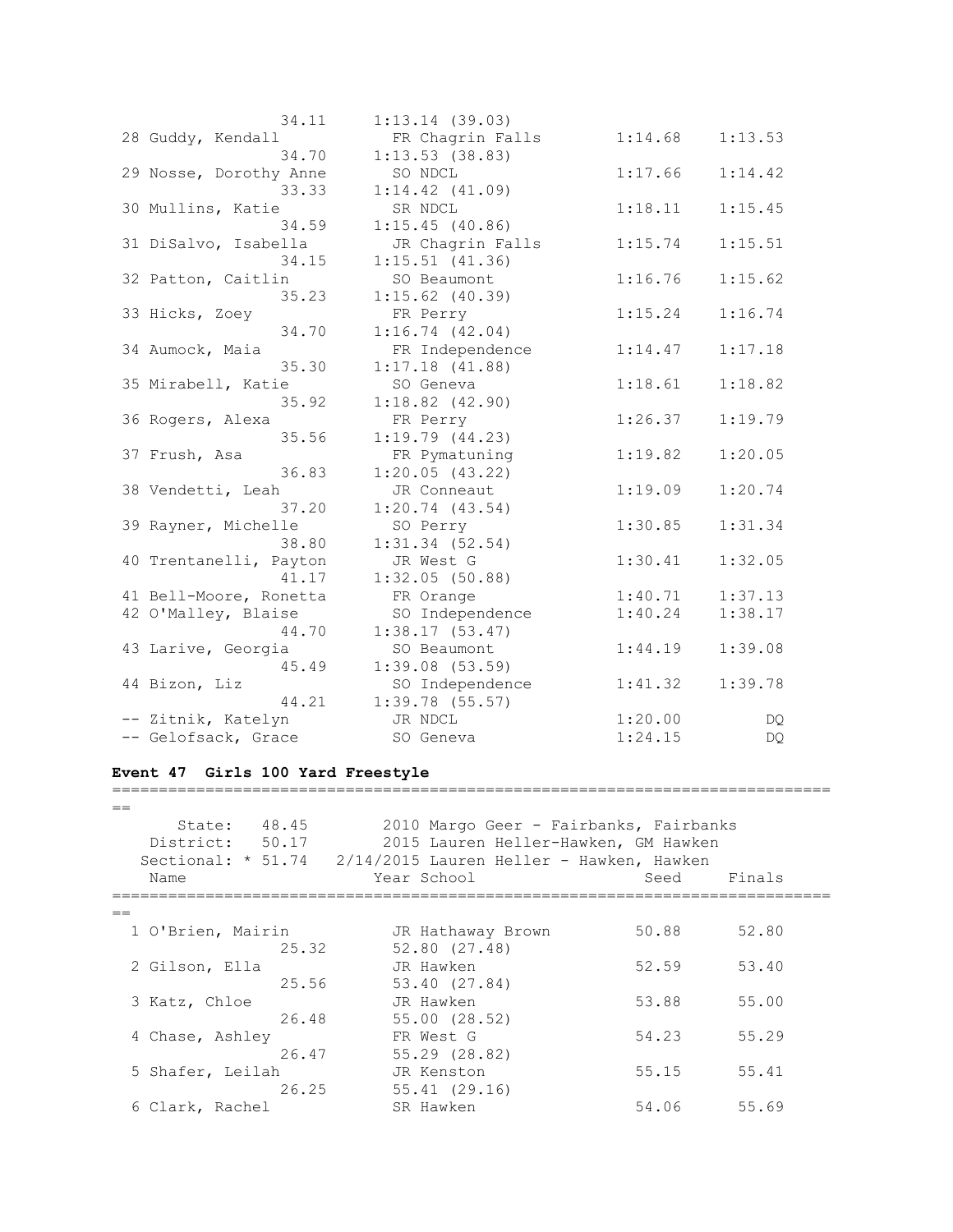```
                34.11     1:13.14 (39.03)
 28 Guddy, Kendall          FR Chagrin Falls       1:14.68    1:13.53
                34.70     1:13.53 (38.83)
 29 Nosse, Dorothy Anne     SO NDCL                1:17.66    1:14.42
                33.33     1:14.42 (41.09)
 30 Mullins, Katie          SR NDCL                1:18.11    1:15.45
                34.59     1:15.45 (40.86)
 31 DiSalvo, Isabella       JR Chagrin Falls       1:15.74    1:15.51
                34.15     1:15.51 (41.36)
 32 Patton, Caitlin         SO Beaumont            1:16.76    1:15.62
                35.23     1:15.62 (40.39)
 33 Hicks, Zoey             FR Perry               1:15.24    1:16.74
                34.70     1:16.74 (42.04)
 34 Aumock, Maia            FR Independence        1:14.47    1:17.18
                35.30     1:17.18 (41.88)
 35 Mirabell, Katie         SO Geneva              1:18.61    1:18.82
                35.92     1:18.82 (42.90)
 36 Rogers, Alexa           FR Perry               1:26.37    1:19.79
                35.56     1:19.79 (44.23)
 37 Frush, Asa              FR Pymatuning          1:19.82    1:20.05
                36.83     1:20.05 (43.22)
 38 Vendetti, Leah          JR Conneaut            1:19.09    1:20.74
                37.20     1:20.74 (43.54)
 39 Rayner, Michelle        SO Perry               1:30.85    1:31.34
                38.80     1:31.34 (52.54)
 40 Trentanelli, Payton     JR West G              1:30.41    1:32.05
                41.17     1:32.05 (50.88)
 41 Bell-Moore, Ronetta     FR Orange              1:40.71    1:37.13
 42 O'Malley, Blaise        SO Independence        1:40.24    1:38.17
                44.70     1:38.17 (53.47)
 43 Larive, Georgia         SO Beaumont            1:44.19    1:39.08
                45.49     1:39.08 (53.59)
 44 Bizon, Liz              SO Independence        1:41.32    1:39.78
                44.21     1:39.78 (55.57)
 -- Zitnik, Katelyn         JR NDCL                1:20.00         DQ
 -- Gelofsack, Grace        SO Geneva              1:24.15         DQ
```

**Event 47  Girls 100 Yard Freestyle**

```
===============================================================================
==
      State:   48.45        2010 Margo Geer - Fairbanks, Fairbanks
    District:   50.17        2015 Lauren Heller-Hawken, GM Hawken
   Sectional: * 51.74   2/14/2015 Lauren Heller - Hawken, Hawken
    Name                    Year School                 Seed     Finals
===============================================================================
==
  1 O'Brien, Mairin         JR Hathaway Brown         50.88      52.80
                25.32     52.80 (27.48)
  2 Gilson, Ella            JR Hawken                 52.59      53.40
                25.56     53.40 (27.84)
  3 Katz, Chloe             JR Hawken                 53.88      55.00
                26.48     55.00 (28.52)
  4 Chase, Ashley           FR West G                 54.23      55.29
                26.47     55.29 (28.82)
  5 Shafer, Leilah          JR Kenston                55.15      55.41
                26.25     55.41 (29.16)
  6 Clark, Rachel           SR Hawken                 54.06      55.69
```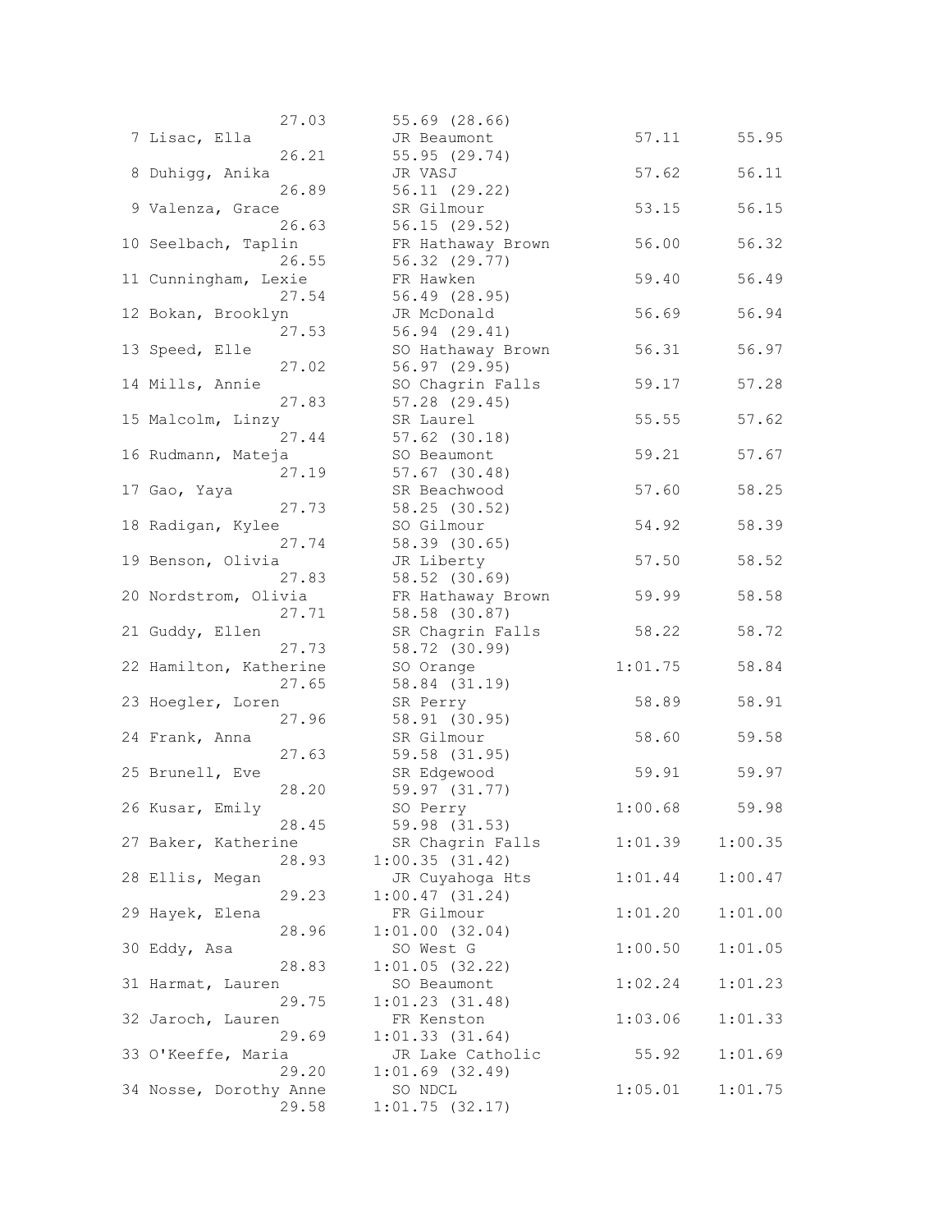```
                 27.03       55.69 (28.66)
  7 Lisac, Ella              JR Beaumont              57.11      55.95
                 26.21       55.95 (29.74)
  8 Duhigg, Anika            JR VASJ                  57.62      56.11
                 26.89       56.11 (29.22)
  9 Valenza, Grace           SR Gilmour               53.15      56.15
                 26.63       56.15 (29.52)
 10 Seelbach, Taplin         FR Hathaway Brown        56.00      56.32
                 26.55       56.32 (29.77)
 11 Cunningham, Lexie        FR Hawken                59.40      56.49
                 27.54       56.49 (28.95)
 12 Bokan, Brooklyn          JR McDonald              56.69      56.94
                 27.53       56.94 (29.41)
 13 Speed, Elle              SO Hathaway Brown        56.31      56.97
                 27.02       56.97 (29.95)
 14 Mills, Annie             SO Chagrin Falls         59.17      57.28
                 27.83       57.28 (29.45)
 15 Malcolm, Linzy           SR Laurel                55.55      57.62
                 27.44       57.62 (30.18)
 16 Rudmann, Mateja          SO Beaumont              59.21      57.67
                 27.19       57.67 (30.48)
 17 Gao, Yaya                SR Beachwood             57.60      58.25
                 27.73       58.25 (30.52)
 18 Radigan, Kylee           SO Gilmour               54.92      58.39
                 27.74       58.39 (30.65)
 19 Benson, Olivia           JR Liberty               57.50      58.52
                 27.83       58.52 (30.69)
 20 Nordstrom, Olivia        FR Hathaway Brown        59.99      58.58
                 27.71       58.58 (30.87)
 21 Guddy, Ellen             SR Chagrin Falls         58.22      58.72
                 27.73       58.72 (30.99)
 22 Hamilton, Katherine      SO Orange              1:01.75      58.84
                 27.65       58.84 (31.19)
 23 Hoegler, Loren           SR Perry                 58.89      58.91
                 27.96       58.91 (30.95)
 24 Frank, Anna              SR Gilmour               58.60      59.58
                 27.63       59.58 (31.95)
 25 Brunell, Eve             SR Edgewood              59.91      59.97
                 28.20       59.97 (31.77)
 26 Kusar, Emily             SO Perry               1:00.68      59.98
                 28.45       59.98 (31.53)
 27 Baker, Katherine         SR Chagrin Falls       1:01.39    1:00.35
                 28.93     1:00.35 (31.42)
 28 Ellis, Megan             JR Cuyahoga Hts        1:01.44    1:00.47
                 29.23     1:00.47 (31.24)
 29 Hayek, Elena             FR Gilmour             1:01.20    1:01.00
                 28.96     1:01.00 (32.04)
 30 Eddy, Asa                SO West G              1:00.50    1:01.05
                 28.83     1:01.05 (32.22)
 31 Harmat, Lauren           SO Beaumont            1:02.24    1:01.23
                 29.75     1:01.23 (31.48)
 32 Jaroch, Lauren           FR Kenston             1:03.06    1:01.33
                 29.69     1:01.33 (31.64)
 33 O'Keeffe, Maria          JR Lake Catholic         55.92    1:01.69
                 29.20     1:01.69 (32.49)
 34 Nosse, Dorothy Anne      SO NDCL                1:05.01    1:01.75
                 29.58     1:01.75 (32.17)
```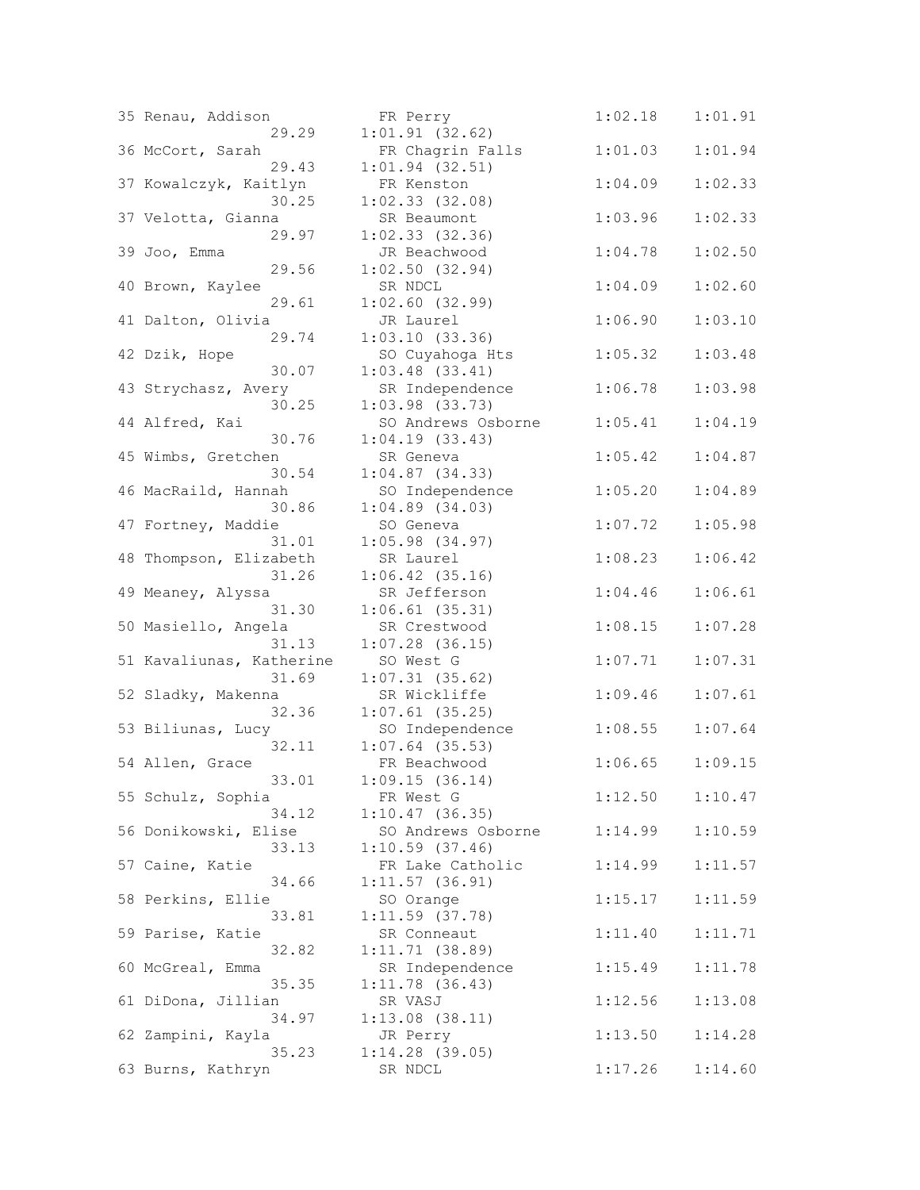```
35 Renau, Addison            FR Perry                1:02.18    1:01.91
                 29.29      1:01.91 (32.62)
36 McCort, Sarah             FR Chagrin Falls        1:01.03    1:01.94
                 29.43      1:01.94 (32.51)
37 Kowalczyk, Kaitlyn        FR Kenston              1:04.09    1:02.33
                 30.25      1:02.33 (32.08)
37 Velotta, Gianna           SR Beaumont             1:03.96    1:02.33
                 29.97      1:02.33 (32.36)
39 Joo, Emma                 JR Beachwood            1:04.78    1:02.50
                 29.56      1:02.50 (32.94)
40 Brown, Kaylee             SR NDCL                 1:04.09    1:02.60
                 29.61      1:02.60 (32.99)
41 Dalton, Olivia            JR Laurel               1:06.90    1:03.10
                 29.74      1:03.10 (33.36)
42 Dzik, Hope                SO Cuyahoga Hts         1:05.32    1:03.48
                 30.07      1:03.48 (33.41)
43 Strychasz, Avery          SR Independence         1:06.78    1:03.98
                 30.25      1:03.98 (33.73)
44 Alfred, Kai               SO Andrews Osborne      1:05.41    1:04.19
                 30.76      1:04.19 (33.43)
45 Wimbs, Gretchen           SR Geneva               1:05.42    1:04.87
                 30.54      1:04.87 (34.33)
46 MacRaild, Hannah          SO Independence         1:05.20    1:04.89
                 30.86      1:04.89 (34.03)
47 Fortney, Maddie           SO Geneva               1:07.72    1:05.98
                 31.01      1:05.98 (34.97)
48 Thompson, Elizabeth       SR Laurel               1:08.23    1:06.42
                 31.26      1:06.42 (35.16)
49 Meaney, Alyssa            SR Jefferson            1:04.46    1:06.61
                 31.30      1:06.61 (35.31)
50 Masiello, Angela          SR Crestwood            1:08.15    1:07.28
                 31.13      1:07.28 (36.15)
51 Kavaliunas, Katherine     SO West G               1:07.71    1:07.31
                 31.69      1:07.31 (35.62)
52 Sladky, Makenna           SR Wickliffe            1:09.46    1:07.61
                 32.36      1:07.61 (35.25)
53 Biliunas, Lucy            SO Independence         1:08.55    1:07.64
                 32.11      1:07.64 (35.53)
54 Allen, Grace              FR Beachwood            1:06.65    1:09.15
                 33.01      1:09.15 (36.14)
55 Schulz, Sophia            FR West G               1:12.50    1:10.47
                 34.12      1:10.47 (36.35)
56 Donikowski, Elise         SO Andrews Osborne      1:14.99    1:10.59
                 33.13      1:10.59 (37.46)
57 Caine, Katie              FR Lake Catholic        1:14.99    1:11.57
                 34.66      1:11.57 (36.91)
58 Perkins, Ellie            SO Orange               1:15.17    1:11.59
                 33.81      1:11.59 (37.78)
59 Parise, Katie             SR Conneaut             1:11.40    1:11.71
                 32.82      1:11.71 (38.89)
60 McGreal, Emma             SR Independence         1:15.49    1:11.78
                 35.35      1:11.78 (36.43)
61 DiDona, Jillian           SR VASJ                 1:12.56    1:13.08
                 34.97      1:13.08 (38.11)
62 Zampini, Kayla            JR Perry                1:13.50    1:14.28
                 35.23      1:14.28 (39.05)
63 Burns, Kathryn            SR NDCL                 1:17.26    1:14.60
```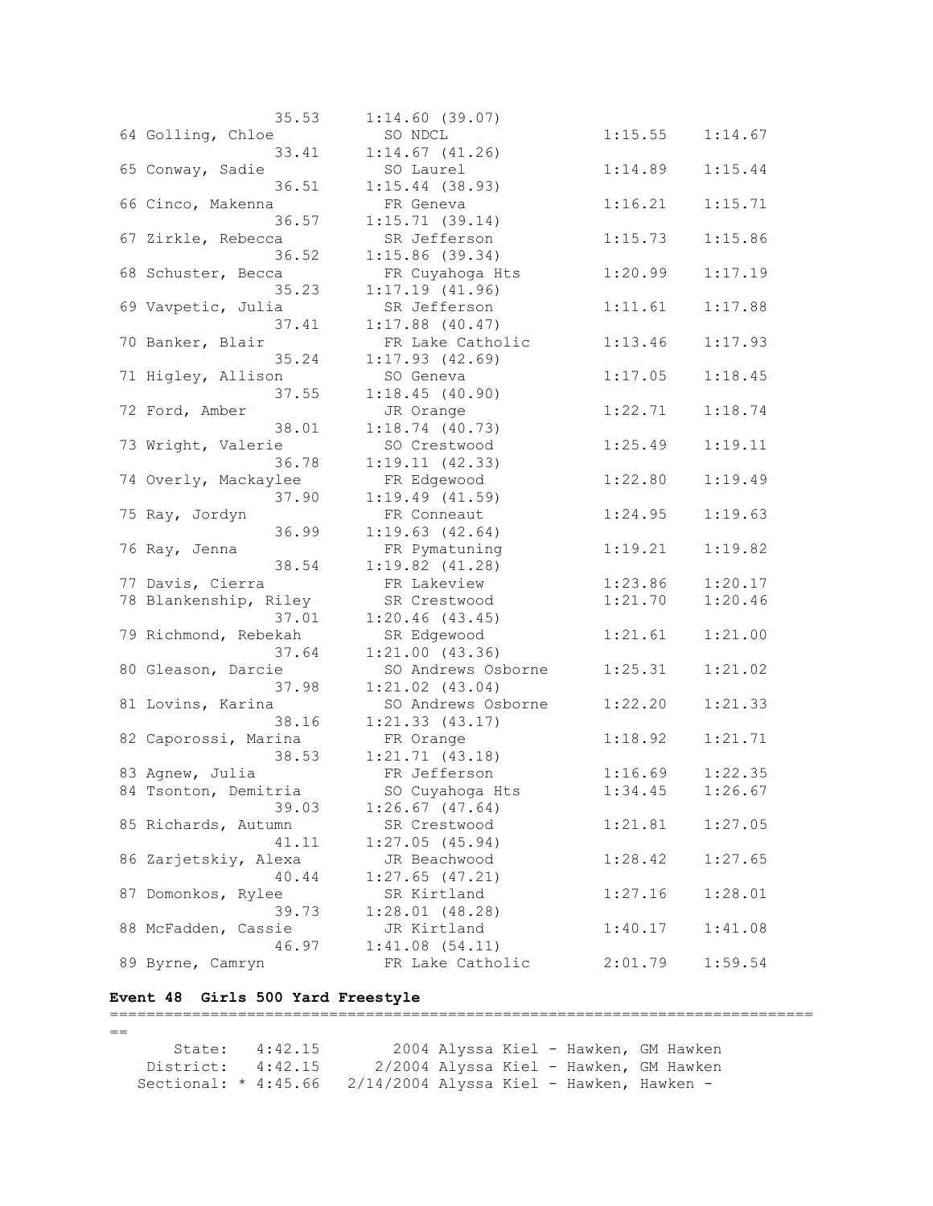```
                35.53     1:14.60 (39.07)
 64 Golling, Chloe          SO NDCL                 1:15.55    1:14.67
                33.41     1:14.67 (41.26)
 65 Conway, Sadie           SO Laurel               1:14.89    1:15.44
                36.51     1:15.44 (38.93)
 66 Cinco, Makenna          FR Geneva               1:16.21    1:15.71
                36.57     1:15.71 (39.14)
 67 Zirkle, Rebecca         SR Jefferson            1:15.73    1:15.86
                36.52     1:15.86 (39.34)
 68 Schuster, Becca         FR Cuyahoga Hts         1:20.99    1:17.19
                35.23     1:17.19 (41.96)
 69 Vavpetic, Julia         SR Jefferson            1:11.61    1:17.88
                37.41     1:17.88 (40.47)
 70 Banker, Blair           FR Lake Catholic        1:13.46    1:17.93
                35.24     1:17.93 (42.69)
 71 Higley, Allison         SO Geneva               1:17.05    1:18.45
                37.55     1:18.45 (40.90)
 72 Ford, Amber             JR Orange               1:22.71    1:18.74
                38.01     1:18.74 (40.73)
 73 Wright, Valerie         SO Crestwood            1:25.49    1:19.11
                36.78     1:19.11 (42.33)
 74 Overly, Mackaylee       FR Edgewood             1:22.80    1:19.49
                37.90     1:19.49 (41.59)
 75 Ray, Jordyn             FR Conneaut             1:24.95    1:19.63
                36.99     1:19.63 (42.64)
 76 Ray, Jenna              FR Pymatuning           1:19.21    1:19.82
                38.54     1:19.82 (41.28)
 77 Davis, Cierra           FR Lakeview             1:23.86    1:20.17
 78 Blankenship, Riley      SR Crestwood            1:21.70    1:20.46
                37.01     1:20.46 (43.45)
 79 Richmond, Rebekah       SR Edgewood             1:21.61    1:21.00
                37.64     1:21.00 (43.36)
 80 Gleason, Darcie         SO Andrews Osborne      1:25.31    1:21.02
                37.98     1:21.02 (43.04)
 81 Lovins, Karina          SO Andrews Osborne      1:22.20    1:21.33
                38.16     1:21.33 (43.17)
 82 Caporossi, Marina       FR Orange               1:18.92    1:21.71
                38.53     1:21.71 (43.18)
 83 Agnew, Julia            FR Jefferson            1:16.69    1:22.35
 84 Tsonton, Demitria       SO Cuyahoga Hts         1:34.45    1:26.67
                39.03     1:26.67 (47.64)
 85 Richards, Autumn        SR Crestwood            1:21.81    1:27.05
                41.11     1:27.05 (45.94)
 86 Zarjetskiy, Alexa       JR Beachwood            1:28.42    1:27.65
                40.44     1:27.65 (47.21)
 87 Domonkos, Rylee         SR Kirtland             1:27.16    1:28.01
                39.73     1:28.01 (48.28)
 88 McFadden, Cassie        JR Kirtland             1:40.17    1:41.08
                46.97     1:41.08 (54.11)
 89 Byrne, Camryn           FR Lake Catholic        2:01.79    1:59.54
```

**Event 48  Girls 500 Yard Freestyle**

```
===========================================================================
==
      State:   4:42.15        2004 Alyssa Kiel - Hawken, GM Hawken
   District:   4:42.15      2/2004 Alyssa Kiel - Hawken, GM Hawken
  Sectional: * 4:45.66   2/14/2004 Alyssa Kiel - Hawken, Hawken -
```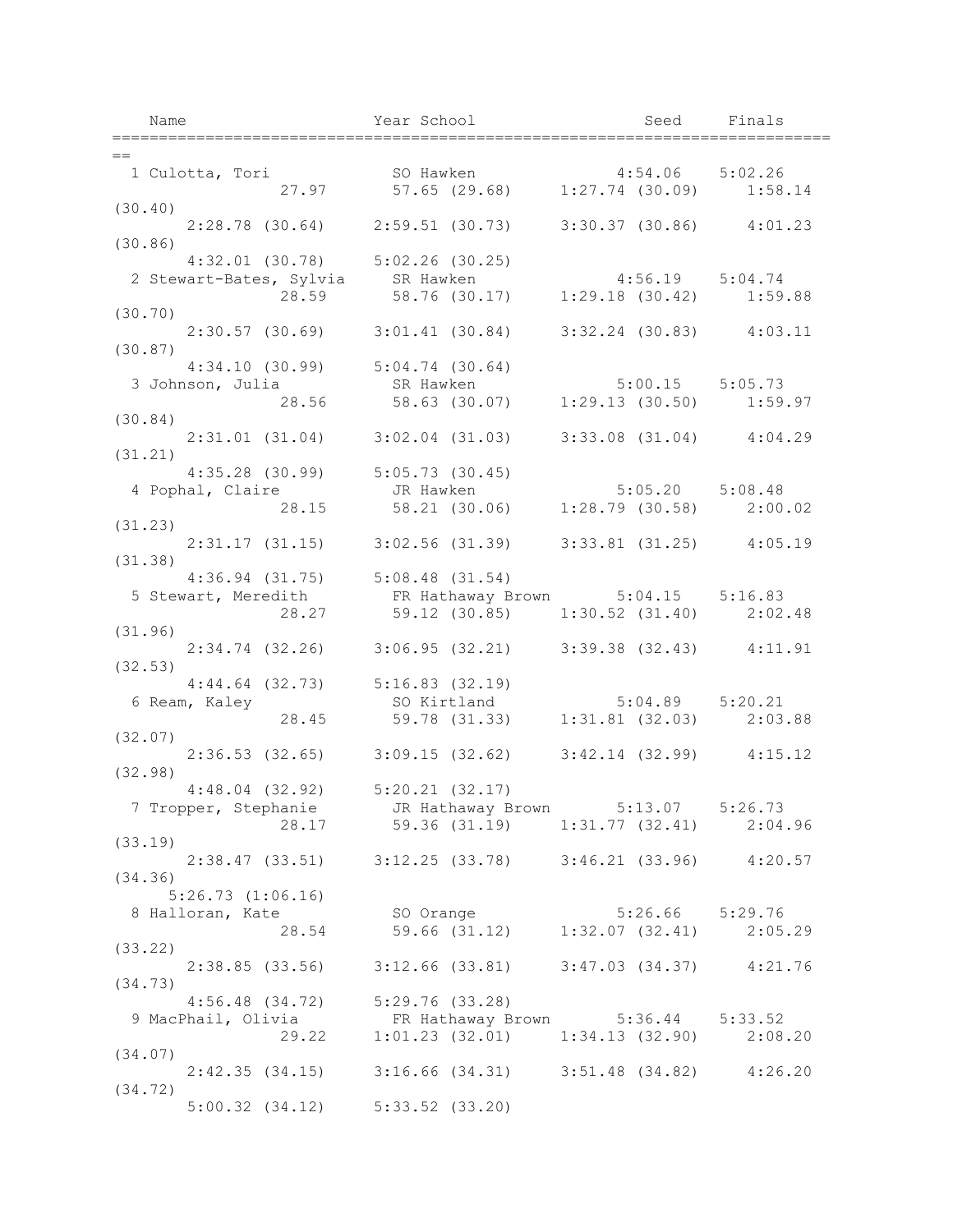```
    Name                    Year School                 Seed     Finals
===============================================================================
==
  1 Culotta, Tori            SO Hawken               4:54.06    5:02.26
               27.97        57.65 (29.68)    1:27.74 (30.09)    1:58.14
(30.40)
      2:28.78 (30.64)    2:59.51 (30.73)    3:30.37 (30.86)    4:01.23
(30.86)
      4:32.01 (30.78)    5:02.26 (30.25)
  2 Stewart-Bates, Sylvia    SR Hawken               4:56.19    5:04.74
               28.59        58.76 (30.17)    1:29.18 (30.42)    1:59.88
(30.70)
      2:30.57 (30.69)    3:01.41 (30.84)    3:32.24 (30.83)    4:03.11
(30.87)
      4:34.10 (30.99)    5:04.74 (30.64)
  3 Johnson, Julia           SR Hawken               5:00.15    5:05.73
               28.56        58.63 (30.07)    1:29.13 (30.50)    1:59.97
(30.84)
      2:31.01 (31.04)    3:02.04 (31.03)    3:33.08 (31.04)    4:04.29
(31.21)
      4:35.28 (30.99)    5:05.73 (30.45)
  4 Pophal, Claire           JR Hawken               5:05.20    5:08.48
               28.15        58.21 (30.06)    1:28.79 (30.58)    2:00.02
(31.23)
      2:31.17 (31.15)    3:02.56 (31.39)    3:33.81 (31.25)    4:05.19
(31.38)
      4:36.94 (31.75)    5:08.48 (31.54)
  5 Stewart, Meredith        FR Hathaway Brown       5:04.15    5:16.83
               28.27        59.12 (30.85)    1:30.52 (31.40)    2:02.48
(31.96)
      2:34.74 (32.26)    3:06.95 (32.21)    3:39.38 (32.43)    4:11.91
(32.53)
      4:44.64 (32.73)    5:16.83 (32.19)
  6 Ream, Kaley              SO Kirtland             5:04.89    5:20.21
               28.45        59.78 (31.33)    1:31.81 (32.03)    2:03.88
(32.07)
      2:36.53 (32.65)    3:09.15 (32.62)    3:42.14 (32.99)    4:15.12
(32.98)
      4:48.04 (32.92)    5:20.21 (32.17)
  7 Tropper, Stephanie       JR Hathaway Brown       5:13.07    5:26.73
               28.17        59.36 (31.19)    1:31.77 (32.41)    2:04.96
(33.19)
      2:38.47 (33.51)    3:12.25 (33.78)    3:46.21 (33.96)    4:20.57
(34.36)
     5:26.73 (1:06.16)
  8 Halloran, Kate           SO Orange               5:26.66    5:29.76
               28.54        59.66 (31.12)    1:32.07 (32.41)    2:05.29
(33.22)
      2:38.85 (33.56)    3:12.66 (33.81)    3:47.03 (34.37)    4:21.76
(34.73)
      4:56.48 (34.72)    5:29.76 (33.28)
  9 MacPhail, Olivia         FR Hathaway Brown       5:36.44    5:33.52
               29.22      1:01.23 (32.01)    1:34.13 (32.90)    2:08.20
(34.07)
      2:42.35 (34.15)    3:16.66 (34.31)    3:51.48 (34.82)    4:26.20
(34.72)
      5:00.32 (34.12)    5:33.52 (33.20)
```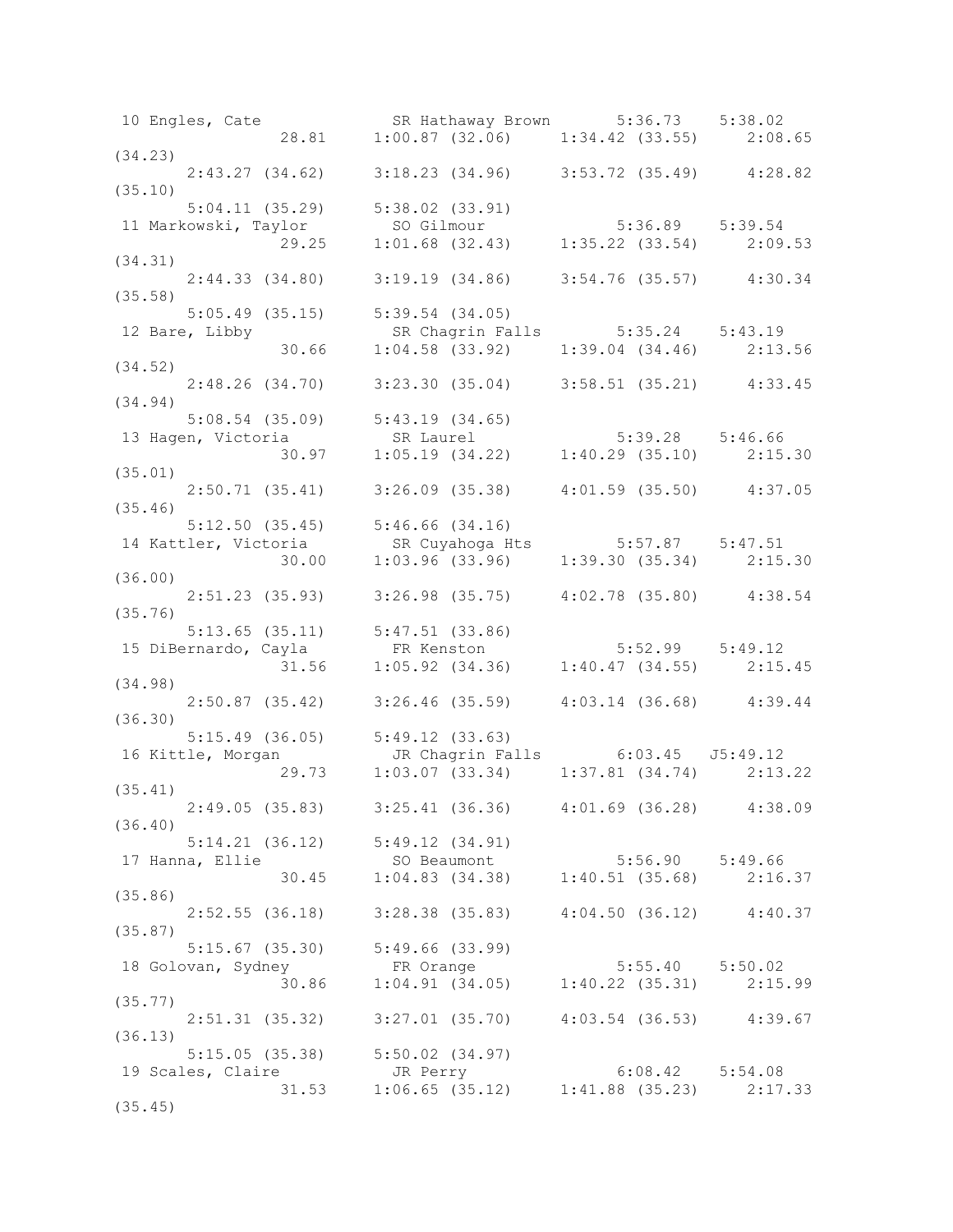```
 10 Engles, Cate            SR Hathaway Brown       5:36.73    5:38.02
                28.81     1:00.87 (32.06)     1:34.42 (33.55)     2:08.65
(34.23)
      2:43.27 (34.62)     3:18.23 (34.96)     3:53.72 (35.49)     4:28.82
(35.10)
      5:04.11 (35.29)     5:38.02 (33.91)
 11 Markowski, Taylor       SO Gilmour              5:36.89    5:39.54
                29.25     1:01.68 (32.43)     1:35.22 (33.54)     2:09.53
(34.31)
      2:44.33 (34.80)     3:19.19 (34.86)     3:54.76 (35.57)     4:30.34
(35.58)
      5:05.49 (35.15)     5:39.54 (34.05)
 12 Bare, Libby             SR Chagrin Falls        5:35.24    5:43.19
                30.66     1:04.58 (33.92)     1:39.04 (34.46)     2:13.56
(34.52)
      2:48.26 (34.70)     3:23.30 (35.04)     3:58.51 (35.21)     4:33.45
(34.94)
      5:08.54 (35.09)     5:43.19 (34.65)
 13 Hagen, Victoria         SR Laurel               5:39.28    5:46.66
                30.97     1:05.19 (34.22)     1:40.29 (35.10)     2:15.30
(35.01)
      2:50.71 (35.41)     3:26.09 (35.38)     4:01.59 (35.50)     4:37.05
(35.46)
      5:12.50 (35.45)     5:46.66 (34.16)
 14 Kattler, Victoria       SR Cuyahoga Hts         5:57.87    5:47.51
                30.00     1:03.96 (33.96)     1:39.30 (35.34)     2:15.30
(36.00)
      2:51.23 (35.93)     3:26.98 (35.75)     4:02.78 (35.80)     4:38.54
(35.76)
      5:13.65 (35.11)     5:47.51 (33.86)
 15 DiBernardo, Cayla       FR Kenston              5:52.99    5:49.12
                31.56     1:05.92 (34.36)     1:40.47 (34.55)     2:15.45
(34.98)
      2:50.87 (35.42)     3:26.46 (35.59)     4:03.14 (36.68)     4:39.44
(36.30)
      5:15.49 (36.05)     5:49.12 (33.63)
 16 Kittle, Morgan          JR Chagrin Falls        6:03.45   J5:49.12
                29.73     1:03.07 (33.34)     1:37.81 (34.74)     2:13.22
(35.41)
      2:49.05 (35.83)     3:25.41 (36.36)     4:01.69 (36.28)     4:38.09
(36.40)
      5:14.21 (36.12)     5:49.12 (34.91)
 17 Hanna, Ellie            SO Beaumont             5:56.90    5:49.66
                30.45     1:04.83 (34.38)     1:40.51 (35.68)     2:16.37
(35.86)
      2:52.55 (36.18)     3:28.38 (35.83)     4:04.50 (36.12)     4:40.37
(35.87)
      5:15.67 (35.30)     5:49.66 (33.99)
 18 Golovan, Sydney         FR Orange               5:55.40    5:50.02
                30.86     1:04.91 (34.05)     1:40.22 (35.31)     2:15.99
(35.77)
      2:51.31 (35.32)     3:27.01 (35.70)     4:03.54 (36.53)     4:39.67
(36.13)
      5:15.05 (35.38)     5:50.02 (34.97)
 19 Scales, Claire          JR Perry                6:08.42    5:54.08
                31.53     1:06.65 (35.12)     1:41.88 (35.23)     2:17.33
(35.45)
```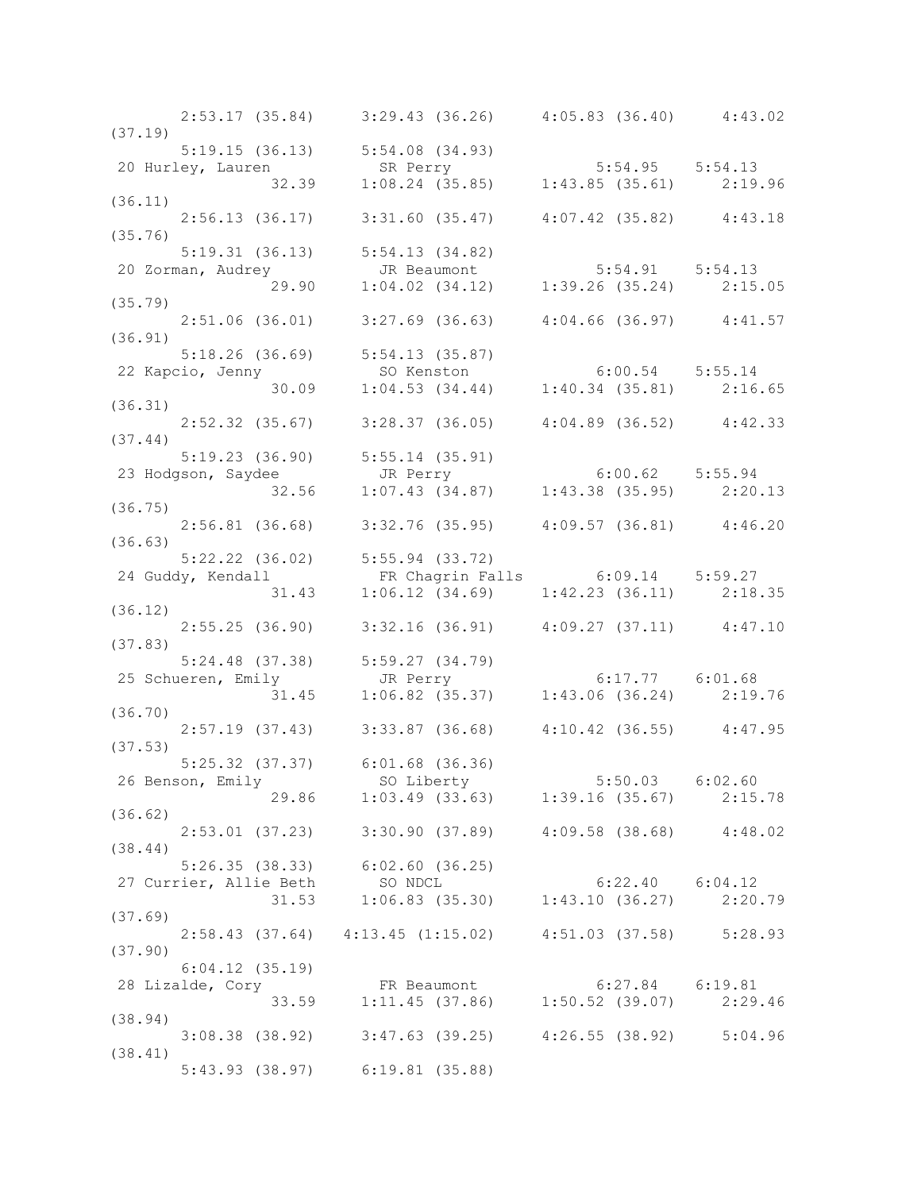```
       2:53.17 (35.84)     3:29.43 (36.26)     4:05.83 (36.40)     4:43.02
(37.19)
       5:19.15 (36.13)     5:54.08 (34.93)
 20 Hurley, Lauren          SR Perry                  5:54.95    5:54.13
                 32.39     1:08.24 (35.85)     1:43.85 (35.61)     2:19.96
(36.11)
       2:56.13 (36.17)     3:31.60 (35.47)     4:07.42 (35.82)     4:43.18
(35.76)
       5:19.31 (36.13)     5:54.13 (34.82)
 20 Zorman, Audrey          JR Beaumont               5:54.91    5:54.13
                 29.90     1:04.02 (34.12)     1:39.26 (35.24)     2:15.05
(35.79)
       2:51.06 (36.01)     3:27.69 (36.63)     4:04.66 (36.97)     4:41.57
(36.91)
       5:18.26 (36.69)     5:54.13 (35.87)
 22 Kapcio, Jenny           SO Kenston                6:00.54    5:55.14
                 30.09     1:04.53 (34.44)     1:40.34 (35.81)     2:16.65
(36.31)
       2:52.32 (35.67)     3:28.37 (36.05)     4:04.89 (36.52)     4:42.33
(37.44)
       5:19.23 (36.90)     5:55.14 (35.91)
 23 Hodgson, Saydee         JR Perry                  6:00.62    5:55.94
                 32.56     1:07.43 (34.87)     1:43.38 (35.95)     2:20.13
(36.75)
       2:56.81 (36.68)     3:32.76 (35.95)     4:09.57 (36.81)     4:46.20
(36.63)
       5:22.22 (36.02)     5:55.94 (33.72)
 24 Guddy, Kendall          FR Chagrin Falls          6:09.14    5:59.27
                 31.43     1:06.12 (34.69)     1:42.23 (36.11)     2:18.35
(36.12)
       2:55.25 (36.90)     3:32.16 (36.91)     4:09.27 (37.11)     4:47.10
(37.83)
       5:24.48 (37.38)     5:59.27 (34.79)
 25 Schueren, Emily         JR Perry                  6:17.77    6:01.68
                 31.45     1:06.82 (35.37)     1:43.06 (36.24)     2:19.76
(36.70)
       2:57.19 (37.43)     3:33.87 (36.68)     4:10.42 (36.55)     4:47.95
(37.53)
       5:25.32 (37.37)     6:01.68 (36.36)
 26 Benson, Emily           SO Liberty                5:50.03    6:02.60
                 29.86     1:03.49 (33.63)     1:39.16 (35.67)     2:15.78
(36.62)
       2:53.01 (37.23)     3:30.90 (37.89)     4:09.58 (38.68)     4:48.02
(38.44)
       5:26.35 (38.33)     6:02.60 (36.25)
 27 Currier, Allie Beth     SO NDCL                   6:22.40    6:04.12
                 31.53     1:06.83 (35.30)     1:43.10 (36.27)     2:20.79
(37.69)
       2:58.43 (37.64)   4:13.45 (1:15.02)     4:51.03 (37.58)     5:28.93
(37.90)
       6:04.12 (35.19)
 28 Lizalde, Cory           FR Beaumont               6:27.84    6:19.81
                 33.59     1:11.45 (37.86)     1:50.52 (39.07)     2:29.46
(38.94)
       3:08.38 (38.92)     3:47.63 (39.25)     4:26.55 (38.92)     5:04.96
(38.41)
       5:43.93 (38.97)     6:19.81 (35.88)
```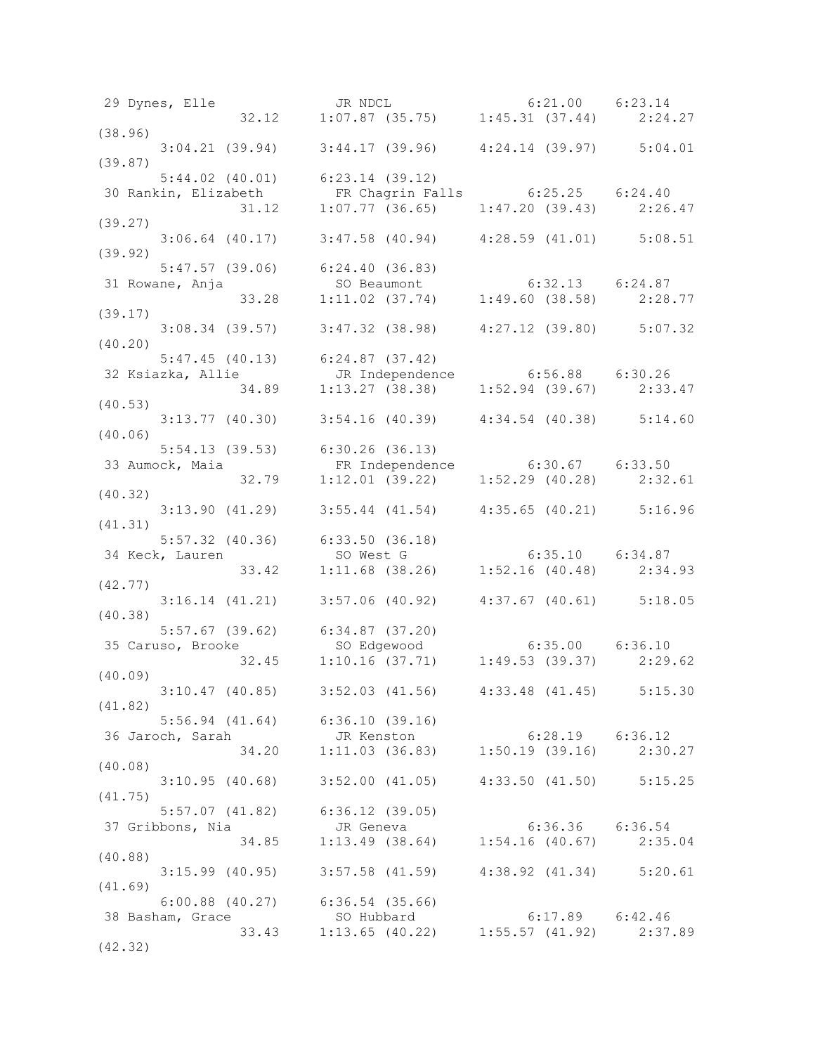```
 29 Dynes, Elle              JR NDCL                   6:21.00    6:23.14 
               32.12     1:07.87 (35.75)     1:45.31 (37.44)     2:24.27 
(38.96)
       3:04.21 (39.94)     3:44.17 (39.96)     4:24.14 (39.97)     5:04.01 
(39.87)
       5:44.02 (40.01)     6:23.14 (39.12)
 30 Rankin, Elizabeth        FR Chagrin Falls          6:25.25    6:24.40 
               31.12     1:07.77 (36.65)     1:47.20 (39.43)     2:26.47 
(39.27)
       3:06.64 (40.17)     3:47.58 (40.94)     4:28.59 (41.01)     5:08.51 
(39.92)
       5:47.57 (39.06)     6:24.40 (36.83)
 31 Rowane, Anja             SO Beaumont               6:32.13    6:24.87 
               33.28     1:11.02 (37.74)     1:49.60 (38.58)     2:28.77 
(39.17)
       3:08.34 (39.57)     3:47.32 (38.98)     4:27.12 (39.80)     5:07.32 
(40.20)
       5:47.45 (40.13)     6:24.87 (37.42)
 32 Ksiazka, Allie           JR Independence           6:56.88    6:30.26 
               34.89     1:13.27 (38.38)     1:52.94 (39.67)     2:33.47 
(40.53)
       3:13.77 (40.30)     3:54.16 (40.39)     4:34.54 (40.38)     5:14.60 
(40.06)
       5:54.13 (39.53)     6:30.26 (36.13)
 33 Aumock, Maia             FR Independence           6:30.67    6:33.50 
               32.79     1:12.01 (39.22)     1:52.29 (40.28)     2:32.61 
(40.32)
       3:13.90 (41.29)     3:55.44 (41.54)     4:35.65 (40.21)     5:16.96 
(41.31)
       5:57.32 (40.36)     6:33.50 (36.18)
 34 Keck, Lauren             SO West G                 6:35.10    6:34.87 
               33.42     1:11.68 (38.26)     1:52.16 (40.48)     2:34.93 
(42.77)
       3:16.14 (41.21)     3:57.06 (40.92)     4:37.67 (40.61)     5:18.05 
(40.38)
       5:57.67 (39.62)     6:34.87 (37.20)
 35 Caruso, Brooke           SO Edgewood               6:35.00    6:36.10 
               32.45     1:10.16 (37.71)     1:49.53 (39.37)     2:29.62 
(40.09)
       3:10.47 (40.85)     3:52.03 (41.56)     4:33.48 (41.45)     5:15.30 
(41.82)
       5:56.94 (41.64)     6:36.10 (39.16)
 36 Jaroch, Sarah            JR Kenston                6:28.19    6:36.12 
               34.20     1:11.03 (36.83)     1:50.19 (39.16)     2:30.27 
(40.08)
       3:10.95 (40.68)     3:52.00 (41.05)     4:33.50 (41.50)     5:15.25 
(41.75)
       5:57.07 (41.82)     6:36.12 (39.05)
 37 Gribbons, Nia            JR Geneva                 6:36.36    6:36.54 
               34.85     1:13.49 (38.64)     1:54.16 (40.67)     2:35.04 
(40.88)
       3:15.99 (40.95)     3:57.58 (41.59)     4:38.92 (41.34)     5:20.61 
(41.69)
       6:00.88 (40.27)     6:36.54 (35.66)
 38 Basham, Grace            SO Hubbard                6:17.89    6:42.46 
               33.43     1:13.65 (40.22)     1:55.57 (41.92)     2:37.89 
(42.32)
```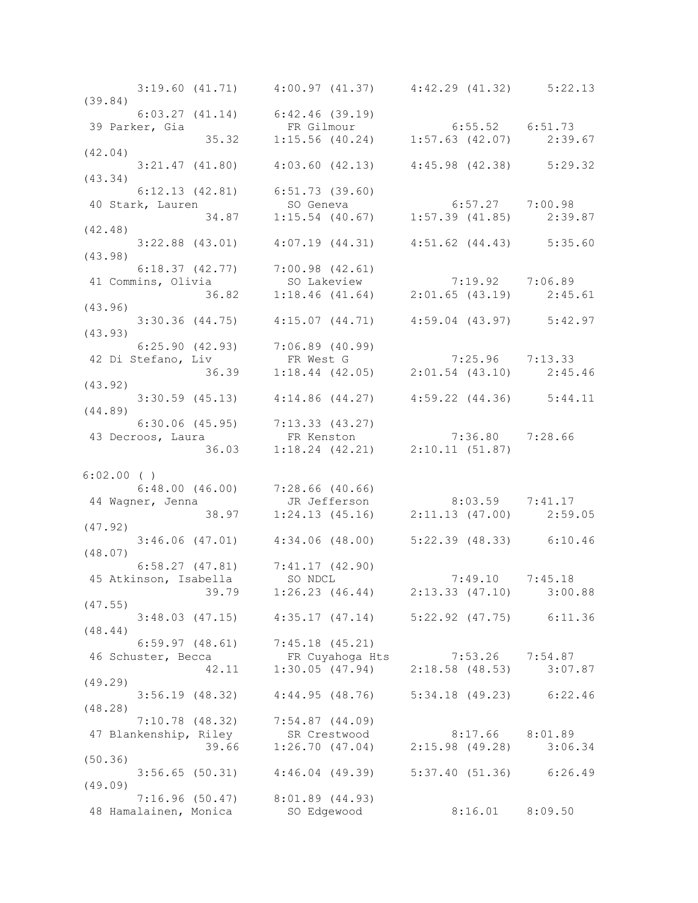```
       3:19.60 (41.71)     4:00.97 (41.37)     4:42.29 (41.32)     5:22.13
(39.84)
       6:03.27 (41.14)     6:42.46 (39.19)
 39 Parker, Gia              FR Gilmour              6:55.52   6:51.73
               35.32     1:15.56 (40.24)     1:57.63 (42.07)     2:39.67
(42.04)
       3:21.47 (41.80)     4:03.60 (42.13)     4:45.98 (42.38)     5:29.32
(43.34)
       6:12.13 (42.81)     6:51.73 (39.60)
 40 Stark, Lauren            SO Geneva               6:57.27   7:00.98
               34.87     1:15.54 (40.67)     1:57.39 (41.85)     2:39.87
(42.48)
       3:22.88 (43.01)     4:07.19 (44.31)     4:51.62 (44.43)     5:35.60
(43.98)
       6:18.37 (42.77)     7:00.98 (42.61)
 41 Commins, Olivia          SO Lakeview             7:19.92   7:06.89
               36.82     1:18.46 (41.64)     2:01.65 (43.19)     2:45.61
(43.96)
       3:30.36 (44.75)     4:15.07 (44.71)     4:59.04 (43.97)     5:42.97
(43.93)
       6:25.90 (42.93)     7:06.89 (40.99)
 42 Di Stefano, Liv          FR West G               7:25.96   7:13.33
               36.39     1:18.44 (42.05)     2:01.54 (43.10)     2:45.46
(43.92)
       3:30.59 (45.13)     4:14.86 (44.27)     4:59.22 (44.36)     5:44.11
(44.89)
       6:30.06 (45.95)     7:13.33 (43.27)
 43 Decroos, Laura           FR Kenston              7:36.80   7:28.66
               36.03     1:18.24 (42.21)     2:10.11 (51.87)

6:02.00 ( )
       6:48.00 (46.00)     7:28.66 (40.66)
 44 Wagner, Jenna            JR Jefferson            8:03.59   7:41.17
               38.97     1:24.13 (45.16)     2:11.13 (47.00)     2:59.05
(47.92)
       3:46.06 (47.01)     4:34.06 (48.00)     5:22.39 (48.33)     6:10.46
(48.07)
       6:58.27 (47.81)     7:41.17 (42.90)
 45 Atkinson, Isabella       SO NDCL                 7:49.10   7:45.18
               39.79     1:26.23 (46.44)     2:13.33 (47.10)     3:00.88
(47.55)
       3:48.03 (47.15)     4:35.17 (47.14)     5:22.92 (47.75)     6:11.36
(48.44)
       6:59.97 (48.61)     7:45.18 (45.21)
 46 Schuster, Becca          FR Cuyahoga Hts         7:53.26   7:54.87
               42.11     1:30.05 (47.94)     2:18.58 (48.53)     3:07.87
(49.29)
       3:56.19 (48.32)     4:44.95 (48.76)     5:34.18 (49.23)     6:22.46
(48.28)
       7:10.78 (48.32)     7:54.87 (44.09)
 47 Blankenship, Riley       SR Crestwood            8:17.66   8:01.89
               39.66     1:26.70 (47.04)     2:15.98 (49.28)     3:06.34
(50.36)
       3:56.65 (50.31)     4:46.04 (49.39)     5:37.40 (51.36)     6:26.49
(49.09)
       7:16.96 (50.47)     8:01.89 (44.93)
 48 Hamalainen, Monica       SO Edgewood             8:16.01   8:09.50
```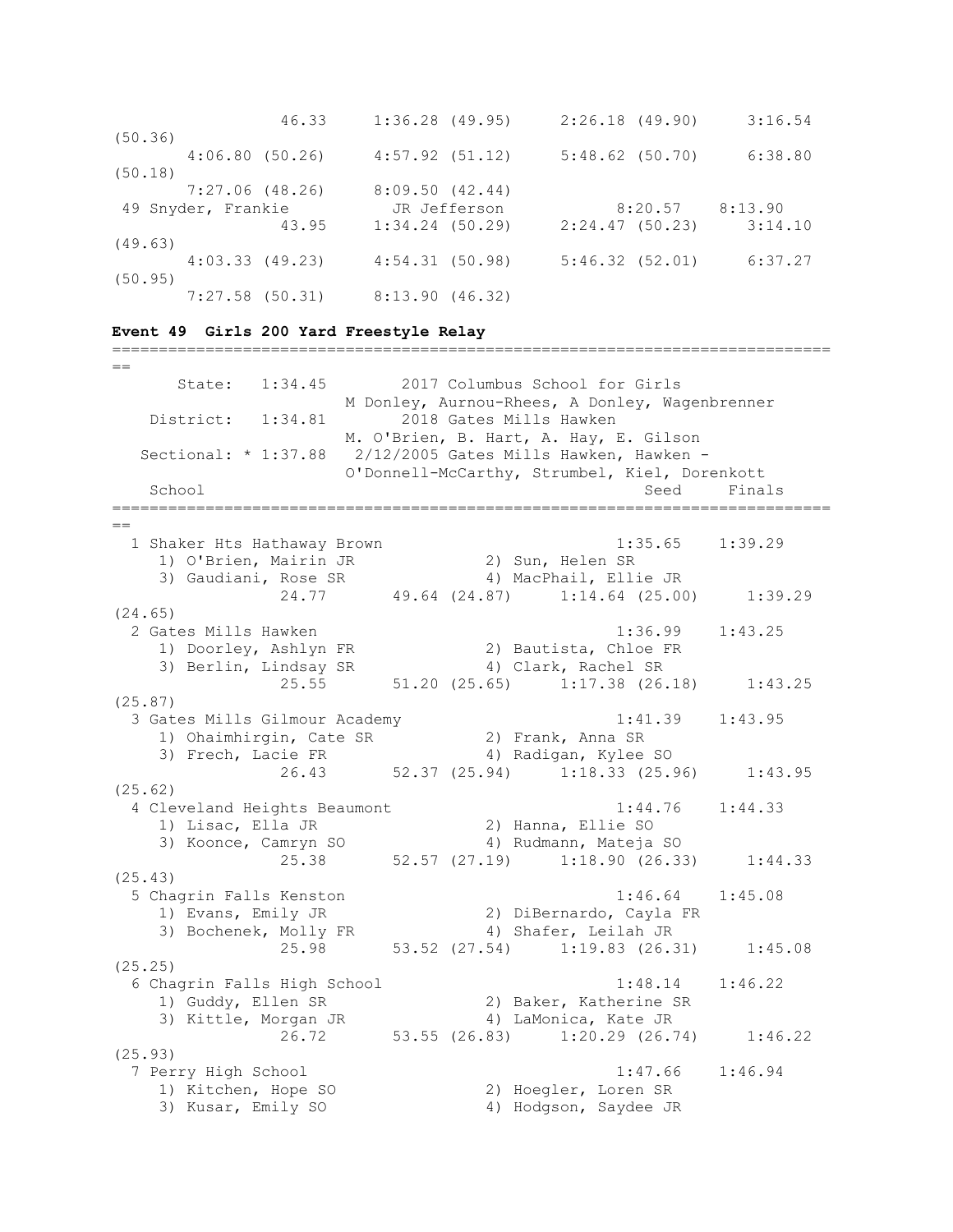```
                46.33     1:36.28 (49.95)     2:26.18 (49.90)     3:16.54
(50.36)
       4:06.80 (50.26)     4:57.92 (51.12)     5:48.62 (50.70)     6:38.80
(50.18)
       7:27.06 (48.26)     8:09.50 (42.44)
 49 Snyder, Frankie          JR Jefferson            8:20.57    8:13.90
                43.95     1:34.24 (50.29)     2:24.47 (50.23)     3:14.10
(49.63)
       4:03.33 (49.23)     4:54.31 (50.98)     5:46.32 (52.01)     6:37.27
(50.95)
       7:27.58 (50.31)     8:13.90 (46.32)
```

**Event 49  Girls 200 Yard Freestyle Relay**

```
===============================================================================
==
      State:   1:34.45        2017 Columbus School for Girls
                          M Donley, Aurnou-Rhees, A Donley, Wagenbrenner
   District:   1:34.81        2018 Gates Mills Hawken
                          M. O'Brien, B. Hart, A. Hay, E. Gilson
  Sectional: * 1:37.88   2/12/2005 Gates Mills Hawken, Hawken -
                          O'Donnell-McCarthy, Strumbel, Kiel, Dorenkott
   School                                                  Seed     Finals
===============================================================================
==
  1 Shaker Hts Hathaway Brown                            1:35.65    1:39.29
     1) O'Brien, Mairin JR              2) Sun, Helen SR
     3) Gaudiani, Rose SR               4) MacPhail, Ellie JR
                24.77       49.64 (24.87)     1:14.64 (25.00)     1:39.29
(24.65)
  2 Gates Mills Hawken                                   1:36.99    1:43.25
     1) Doorley, Ashlyn FR              2) Bautista, Chloe FR
     3) Berlin, Lindsay SR              4) Clark, Rachel SR
                25.55       51.20 (25.65)     1:17.38 (26.18)     1:43.25
(25.87)
  3 Gates Mills Gilmour Academy                          1:41.39    1:43.95
     1) Ohaimhirgin, Cate SR            2) Frank, Anna SR
     3) Frech, Lacie FR                 4) Radigan, Kylee SO
                26.43       52.37 (25.94)     1:18.33 (25.96)     1:43.95
(25.62)
  4 Cleveland Heights Beaumont                           1:44.76    1:44.33
     1) Lisac, Ella JR                  2) Hanna, Ellie SO
     3) Koonce, Camryn SO               4) Rudmann, Mateja SO
                25.38       52.57 (27.19)     1:18.90 (26.33)     1:44.33
(25.43)
  5 Chagrin Falls Kenston                                1:46.64    1:45.08
     1) Evans, Emily JR                 2) DiBernardo, Cayla FR
     3) Bochenek, Molly FR              4) Shafer, Leilah JR
                25.98       53.52 (27.54)     1:19.83 (26.31)     1:45.08
(25.25)
  6 Chagrin Falls High School                            1:48.14    1:46.22
     1) Guddy, Ellen SR                 2) Baker, Katherine SR
     3) Kittle, Morgan JR               4) LaMonica, Kate JR
                26.72       53.55 (26.83)     1:20.29 (26.74)     1:46.22
(25.93)
  7 Perry High School                                    1:47.66    1:46.94
     1) Kitchen, Hope SO                2) Hoegler, Loren SR
     3) Kusar, Emily SO                 4) Hodgson, Saydee JR
```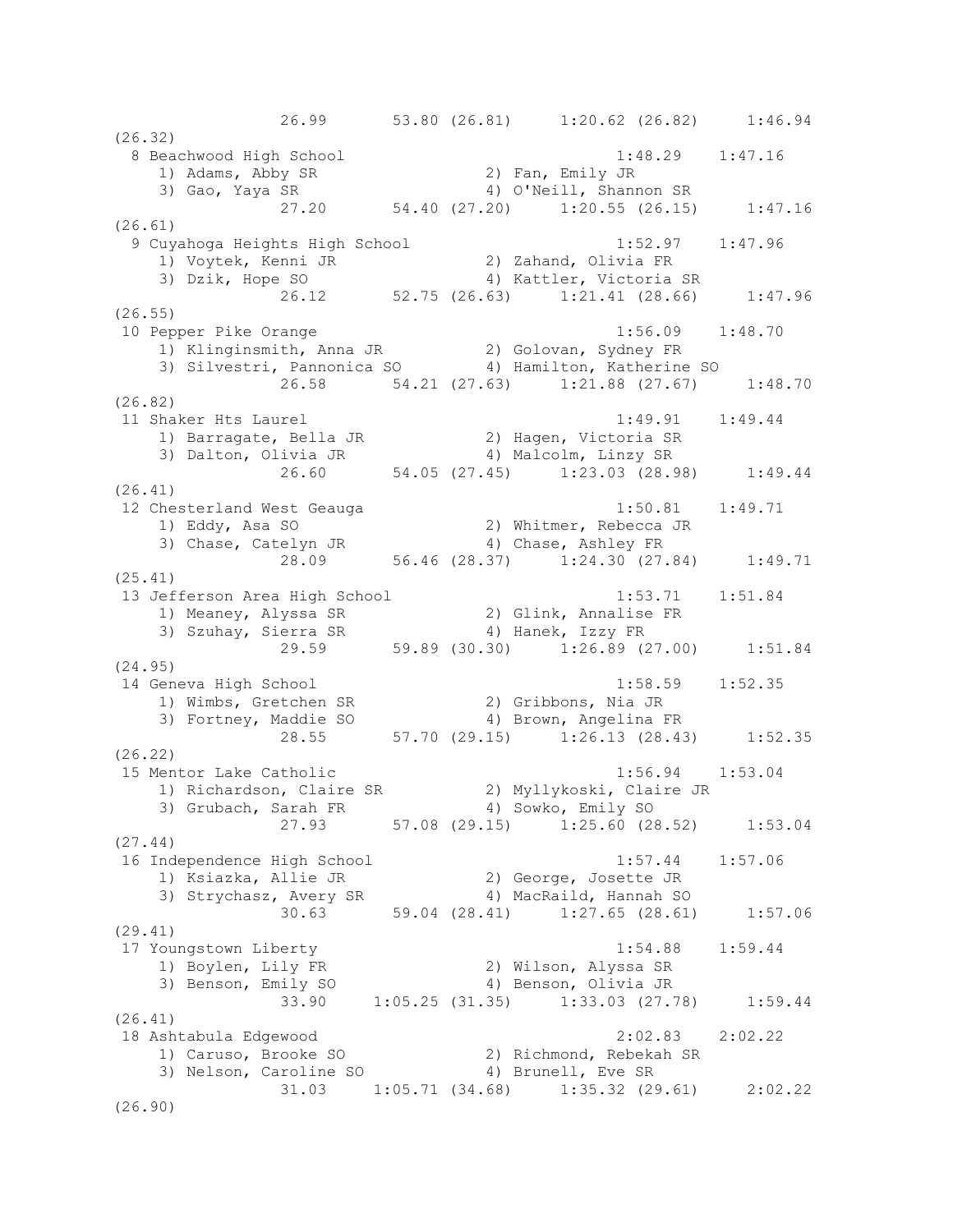```
               26.99      53.80 (26.81)     1:20.62 (26.82)     1:46.94
(26.32)
  8 Beachwood High School                             1:48.29    1:47.16
    1) Adams, Abby SR                2) Fan, Emily JR
    3) Gao, Yaya SR                  4) O'Neill, Shannon SR
               27.20      54.40 (27.20)     1:20.55 (26.15)     1:47.16
(26.61)
  9 Cuyahoga Heights High School                      1:52.97    1:47.96
    1) Voytek, Kenni JR              2) Zahand, Olivia FR
    3) Dzik, Hope SO                 4) Kattler, Victoria SR
               26.12      52.75 (26.63)     1:21.41 (28.66)     1:47.96
(26.55)
 10 Pepper Pike Orange                                1:56.09    1:48.70
    1) Klinginsmith, Anna JR         2) Golovan, Sydney FR
    3) Silvestri, Pannonica SO       4) Hamilton, Katherine SO
               26.58      54.21 (27.63)     1:21.88 (27.67)     1:48.70
(26.82)
 11 Shaker Hts Laurel                                 1:49.91    1:49.44
    1) Barragate, Bella JR           2) Hagen, Victoria SR
    3) Dalton, Olivia JR             4) Malcolm, Linzy SR
               26.60      54.05 (27.45)     1:23.03 (28.98)     1:49.44
(26.41)
 12 Chesterland West Geauga                           1:50.81    1:49.71
    1) Eddy, Asa SO                  2) Whitmer, Rebecca JR
    3) Chase, Catelyn JR             4) Chase, Ashley FR
               28.09      56.46 (28.37)     1:24.30 (27.84)     1:49.71
(25.41)
 13 Jefferson Area High School                        1:53.71    1:51.84
    1) Meaney, Alyssa SR             2) Glink, Annalise FR
    3) Szuhay, Sierra SR             4) Hanek, Izzy FR
               29.59      59.89 (30.30)     1:26.89 (27.00)     1:51.84
(24.95)
 14 Geneva High School                                1:58.59    1:52.35
    1) Wimbs, Gretchen SR            2) Gribbons, Nia JR
    3) Fortney, Maddie SO            4) Brown, Angelina FR
               28.55      57.70 (29.15)     1:26.13 (28.43)     1:52.35
(26.22)
 15 Mentor Lake Catholic                              1:56.94    1:53.04
    1) Richardson, Claire SR         2) Myllykoski, Claire JR
    3) Grubach, Sarah FR             4) Sowko, Emily SO
               27.93      57.08 (29.15)     1:25.60 (28.52)     1:53.04
(27.44)
 16 Independence High School                          1:57.44    1:57.06
    1) Ksiazka, Allie JR             2) George, Josette JR
    3) Strychasz, Avery SR           4) MacRaild, Hannah SO
               30.63      59.04 (28.41)     1:27.65 (28.61)     1:57.06
(29.41)
 17 Youngstown Liberty                                1:54.88    1:59.44
    1) Boylen, Lily FR               2) Wilson, Alyssa SR
    3) Benson, Emily SO              4) Benson, Olivia JR
               33.90    1:05.25 (31.35)     1:33.03 (27.78)     1:59.44
(26.41)
 18 Ashtabula Edgewood                                2:02.83    2:02.22
    1) Caruso, Brooke SO             2) Richmond, Rebekah SR
    3) Nelson, Caroline SO           4) Brunell, Eve SR
               31.03    1:05.71 (34.68)     1:35.32 (29.61)     2:02.22
(26.90)
```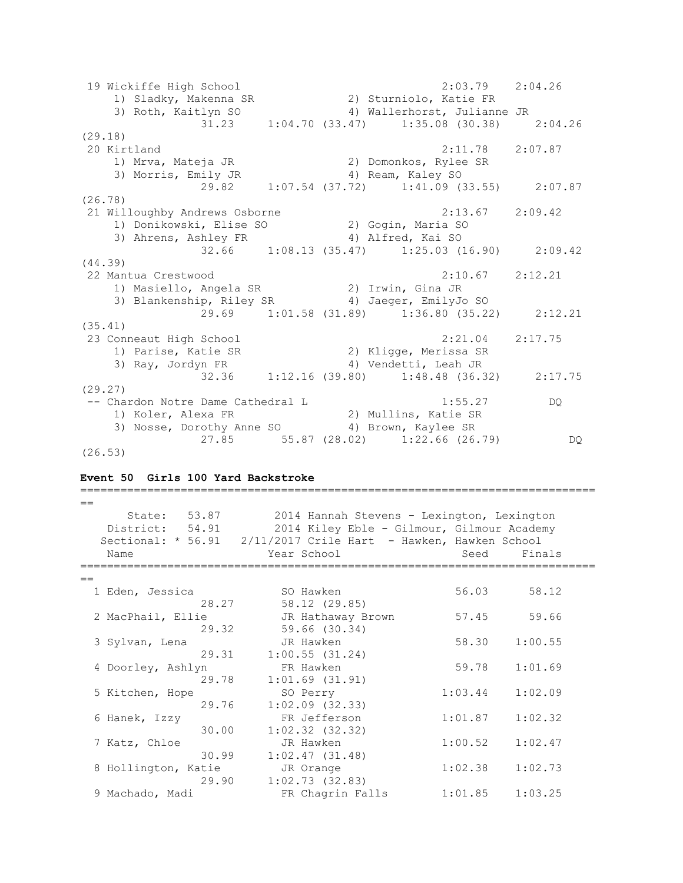```
 19 Wickiffe High School                              2:03.79    2:04.26
    1) Sladky, Makenna SR             2) Sturniolo, Katie FR
    3) Roth, Kaitlyn SO               4) Wallerhorst, Julianne JR
              31.23     1:04.70 (33.47)     1:35.08 (30.38)     2:04.26
(29.18)
 20 Kirtland                                          2:11.78    2:07.87
    1) Mrva, Mateja JR                2) Domonkos, Rylee SR
    3) Morris, Emily JR               4) Ream, Kaley SO
              29.82     1:07.54 (37.72)     1:41.09 (33.55)     2:07.87
(26.78)
 21 Willoughby Andrews Osborne                        2:13.67    2:09.42
    1) Donikowski, Elise SO           2) Gogin, Maria SO
    3) Ahrens, Ashley FR              4) Alfred, Kai SO
              32.66     1:08.13 (35.47)     1:25.03 (16.90)     2:09.42
(44.39)
 22 Mantua Crestwood                                  2:10.67    2:12.21
    1) Masiello, Angela SR            2) Irwin, Gina JR
    3) Blankenship, Riley SR          4) Jaeger, EmilyJo SO
              29.69     1:01.58 (31.89)     1:36.80 (35.22)     2:12.21
(35.41)
 23 Conneaut High School                              2:21.04    2:17.75
    1) Parise, Katie SR               2) Kligge, Merissa SR
    3) Ray, Jordyn FR                 4) Vendetti, Leah JR
              32.36     1:12.16 (39.80)     1:48.48 (36.32)     2:17.75
(29.27)
 -- Chardon Notre Dame Cathedral L                    1:55.27         DQ
    1) Koler, Alexa FR                2) Mullins, Katie SR
    3) Nosse, Dorothy Anne SO         4) Brown, Kaylee SR
              27.85       55.87 (28.02)     1:22.66 (26.79)           DQ
(26.53)
```

**Event 50  Girls 100 Yard Backstroke**

```
===============================================================================
==
      State:   53.87        2014 Hannah Stevens - Lexington, Lexington
   District:   54.91        2014 Kiley Eble - Gilmour, Gilmour Academy
  Sectional: * 56.91   2/11/2017 Crile Hart  - Hawken, Hawken School
    Name                    Year School                  Seed     Finals
===============================================================================
==
  1 Eden, Jessica            SO Hawken                  56.03      58.12
               28.27       58.12 (29.85)
  2 MacPhail, Ellie          JR Hathaway Brown          57.45      59.66
               29.32       59.66 (30.34)
  3 Sylvan, Lena             JR Hawken                  58.30    1:00.55
               29.31     1:00.55 (31.24)
  4 Doorley, Ashlyn          FR Hawken                  59.78    1:01.69
               29.78     1:01.69 (31.91)
  5 Kitchen, Hope            SO Perry                 1:03.44    1:02.09
               29.76     1:02.09 (32.33)
  6 Hanek, Izzy              FR Jefferson             1:01.87    1:02.32
               30.00     1:02.32 (32.32)
  7 Katz, Chloe              JR Hawken                1:00.52    1:02.47
               30.99     1:02.47 (31.48)
  8 Hollington, Katie        JR Orange                1:02.38    1:02.73
               29.90     1:02.73 (32.83)
  9 Machado, Madi            FR Chagrin Falls         1:01.85    1:03.25
```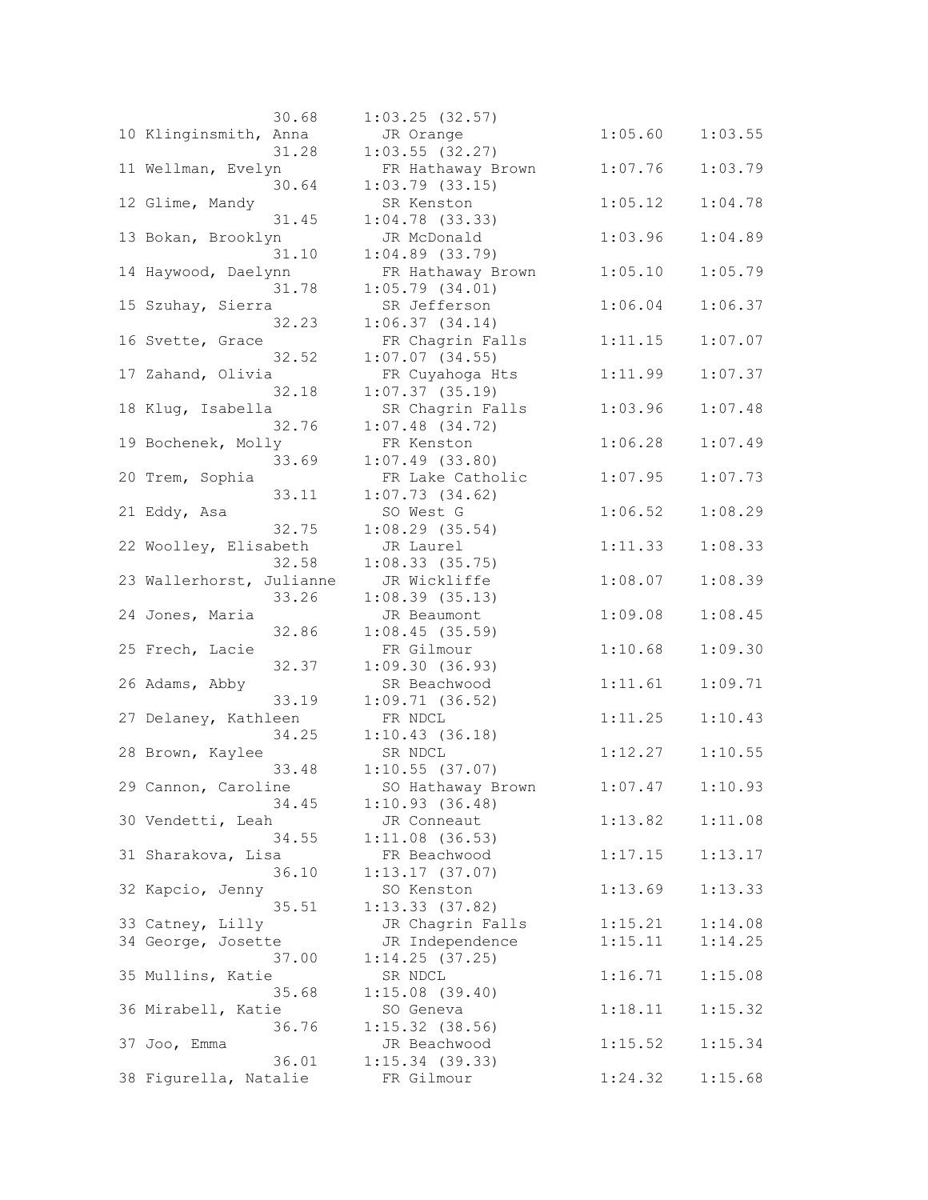```
              30.68     1:03.25 (32.57)
 10 Klinginsmith, Anna       JR Orange              1:05.60    1:03.55  
              31.28     1:03.55 (32.27)
 11 Wellman, Evelyn          FR Hathaway Brown      1:07.76    1:03.79  
              30.64     1:03.79 (33.15)
 12 Glime, Mandy             SR Kenston             1:05.12    1:04.78  
              31.45     1:04.78 (33.33)
 13 Bokan, Brooklyn          JR McDonald            1:03.96    1:04.89  
              31.10     1:04.89 (33.79)
 14 Haywood, Daelynn         FR Hathaway Brown      1:05.10    1:05.79  
              31.78     1:05.79 (34.01)
 15 Szuhay, Sierra           SR Jefferson           1:06.04    1:06.37  
              32.23     1:06.37 (34.14)
 16 Svette, Grace            FR Chagrin Falls       1:11.15    1:07.07  
              32.52     1:07.07 (34.55)
 17 Zahand, Olivia           FR Cuyahoga Hts        1:11.99    1:07.37  
              32.18     1:07.37 (35.19)
 18 Klug, Isabella           SR Chagrin Falls       1:03.96    1:07.48  
              32.76     1:07.48 (34.72)
 19 Bochenek, Molly          FR Kenston             1:06.28    1:07.49  
              33.69     1:07.49 (33.80)
 20 Trem, Sophia             FR Lake Catholic       1:07.95    1:07.73  
              33.11     1:07.73 (34.62)
 21 Eddy, Asa                SO West G              1:06.52    1:08.29  
              32.75     1:08.29 (35.54)
 22 Woolley, Elisabeth       JR Laurel              1:11.33    1:08.33  
              32.58     1:08.33 (35.75)
 23 Wallerhorst, Julianne    JR Wickliffe           1:08.07    1:08.39  
              33.26     1:08.39 (35.13)
 24 Jones, Maria             JR Beaumont            1:09.08    1:08.45  
              32.86     1:08.45 (35.59)
 25 Frech, Lacie             FR Gilmour             1:10.68    1:09.30  
              32.37     1:09.30 (36.93)
 26 Adams, Abby              SR Beachwood           1:11.61    1:09.71  
              33.19     1:09.71 (36.52)
 27 Delaney, Kathleen        FR NDCL                1:11.25    1:10.43  
              34.25     1:10.43 (36.18)
 28 Brown, Kaylee            SR NDCL                1:12.27    1:10.55  
              33.48     1:10.55 (37.07)
 29 Cannon, Caroline         SO Hathaway Brown      1:07.47    1:10.93  
              34.45     1:10.93 (36.48)
 30 Vendetti, Leah           JR Conneaut            1:13.82    1:11.08  
              34.55     1:11.08 (36.53)
 31 Sharakova, Lisa          FR Beachwood           1:17.15    1:13.17  
              36.10     1:13.17 (37.07)
 32 Kapcio, Jenny            SO Kenston             1:13.69    1:13.33  
              35.51     1:13.33 (37.82)
 33 Catney, Lilly            JR Chagrin Falls       1:15.21    1:14.08  
 34 George, Josette          JR Independence        1:15.11    1:14.25  
              37.00     1:14.25 (37.25)
 35 Mullins, Katie           SR NDCL                1:16.71    1:15.08  
              35.68     1:15.08 (39.40)
 36 Mirabell, Katie          SO Geneva              1:18.11    1:15.32  
              36.76     1:15.32 (38.56)
 37 Joo, Emma                JR Beachwood           1:15.52    1:15.34  
              36.01     1:15.34 (39.33)
 38 Figurella, Natalie       FR Gilmour             1:24.32    1:15.68  
```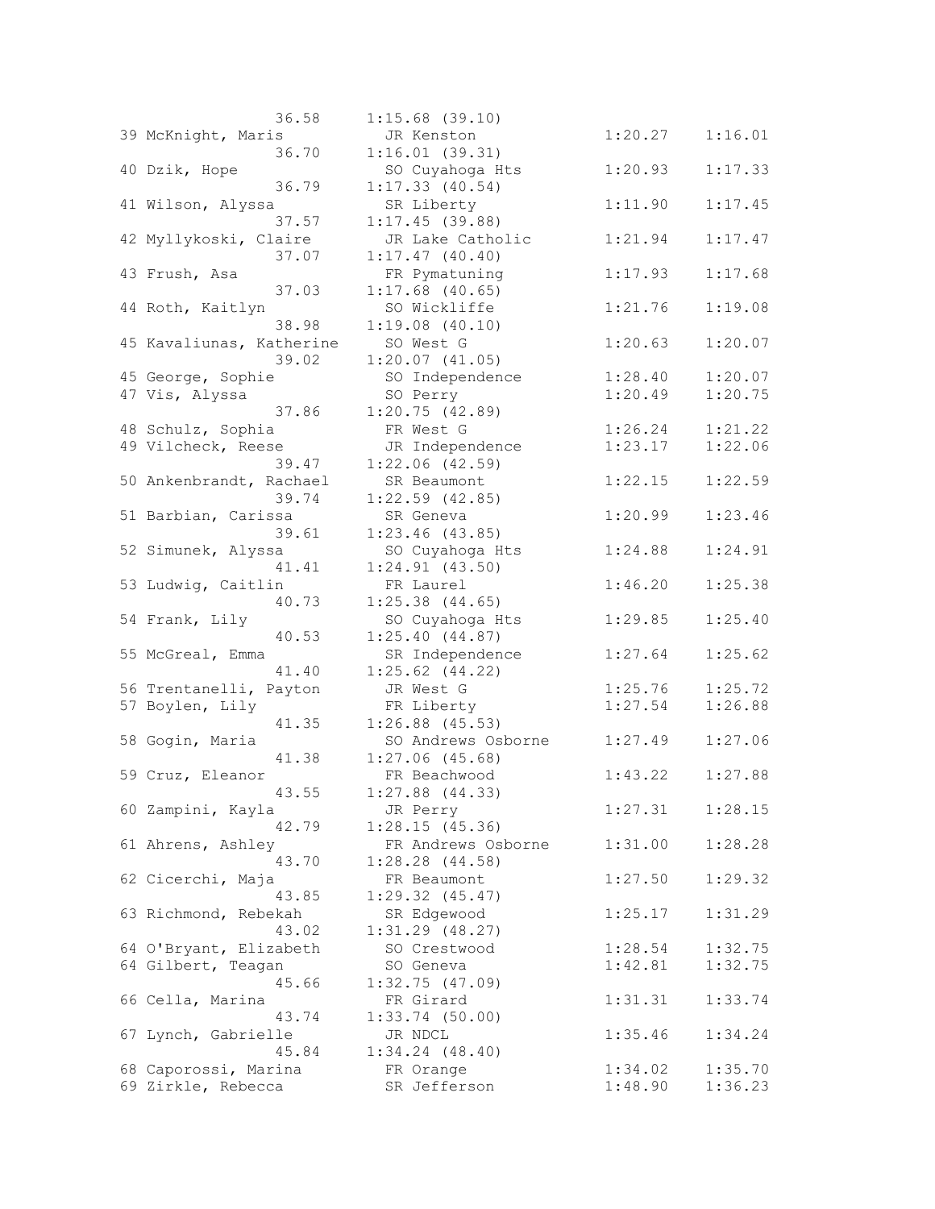```
                  36.58     1:15.68 (39.10)
 39 McKnight, Maris          JR Kenston              1:20.27    1:16.01
                  36.70     1:16.01 (39.31)
 40 Dzik, Hope               SO Cuyahoga Hts         1:20.93    1:17.33
                  36.79     1:17.33 (40.54)
 41 Wilson, Alyssa           SR Liberty              1:11.90    1:17.45
                  37.57     1:17.45 (39.88)
 42 Myllykoski, Claire       JR Lake Catholic        1:21.94    1:17.47
                  37.07     1:17.47 (40.40)
 43 Frush, Asa               FR Pymatuning           1:17.93    1:17.68
                  37.03     1:17.68 (40.65)
 44 Roth, Kaitlyn            SO Wickliffe            1:21.76    1:19.08
                  38.98     1:19.08 (40.10)
 45 Kavaliunas, Katherine    SO West G               1:20.63    1:20.07
                  39.02     1:20.07 (41.05)
 45 George, Sophie           SO Independence         1:28.40    1:20.07
 47 Vis, Alyssa              SO Perry                1:20.49    1:20.75
                  37.86     1:20.75 (42.89)
 48 Schulz, Sophia           FR West G               1:26.24    1:21.22
 49 Vilcheck, Reese          JR Independence         1:23.17    1:22.06
                  39.47     1:22.06 (42.59)
 50 Ankenbrandt, Rachael     SR Beaumont             1:22.15    1:22.59
                  39.74     1:22.59 (42.85)
 51 Barbian, Carissa         SR Geneva               1:20.99    1:23.46
                  39.61     1:23.46 (43.85)
 52 Simunek, Alyssa          SO Cuyahoga Hts         1:24.88    1:24.91
                  41.41     1:24.91 (43.50)
 53 Ludwig, Caitlin          FR Laurel               1:46.20    1:25.38
                  40.73     1:25.38 (44.65)
 54 Frank, Lily              SO Cuyahoga Hts         1:29.85    1:25.40
                  40.53     1:25.40 (44.87)
 55 McGreal, Emma            SR Independence         1:27.64    1:25.62
                  41.40     1:25.62 (44.22)
 56 Trentanelli, Payton      JR West G               1:25.76    1:25.72
 57 Boylen, Lily             FR Liberty              1:27.54    1:26.88
                  41.35     1:26.88 (45.53)
 58 Gogin, Maria             SO Andrews Osborne      1:27.49    1:27.06
                  41.38     1:27.06 (45.68)
 59 Cruz, Eleanor            FR Beachwood            1:43.22    1:27.88
                  43.55     1:27.88 (44.33)
 60 Zampini, Kayla           JR Perry                1:27.31    1:28.15
                  42.79     1:28.15 (45.36)
 61 Ahrens, Ashley           FR Andrews Osborne      1:31.00    1:28.28
                  43.70     1:28.28 (44.58)
 62 Cicerchi, Maja           FR Beaumont             1:27.50    1:29.32
                  43.85     1:29.32 (45.47)
 63 Richmond, Rebekah        SR Edgewood             1:25.17    1:31.29
                  43.02     1:31.29 (48.27)
 64 O'Bryant, Elizabeth      SO Crestwood            1:28.54    1:32.75
 64 Gilbert, Teagan          SO Geneva               1:42.81    1:32.75
                  45.66     1:32.75 (47.09)
 66 Cella, Marina            FR Girard               1:31.31    1:33.74
                  43.74     1:33.74 (50.00)
 67 Lynch, Gabrielle         JR NDCL                 1:35.46    1:34.24
                  45.84     1:34.24 (48.40)
 68 Caporossi, Marina        FR Orange               1:34.02    1:35.70
 69 Zirkle, Rebecca          SR Jefferson            1:48.90    1:36.23
```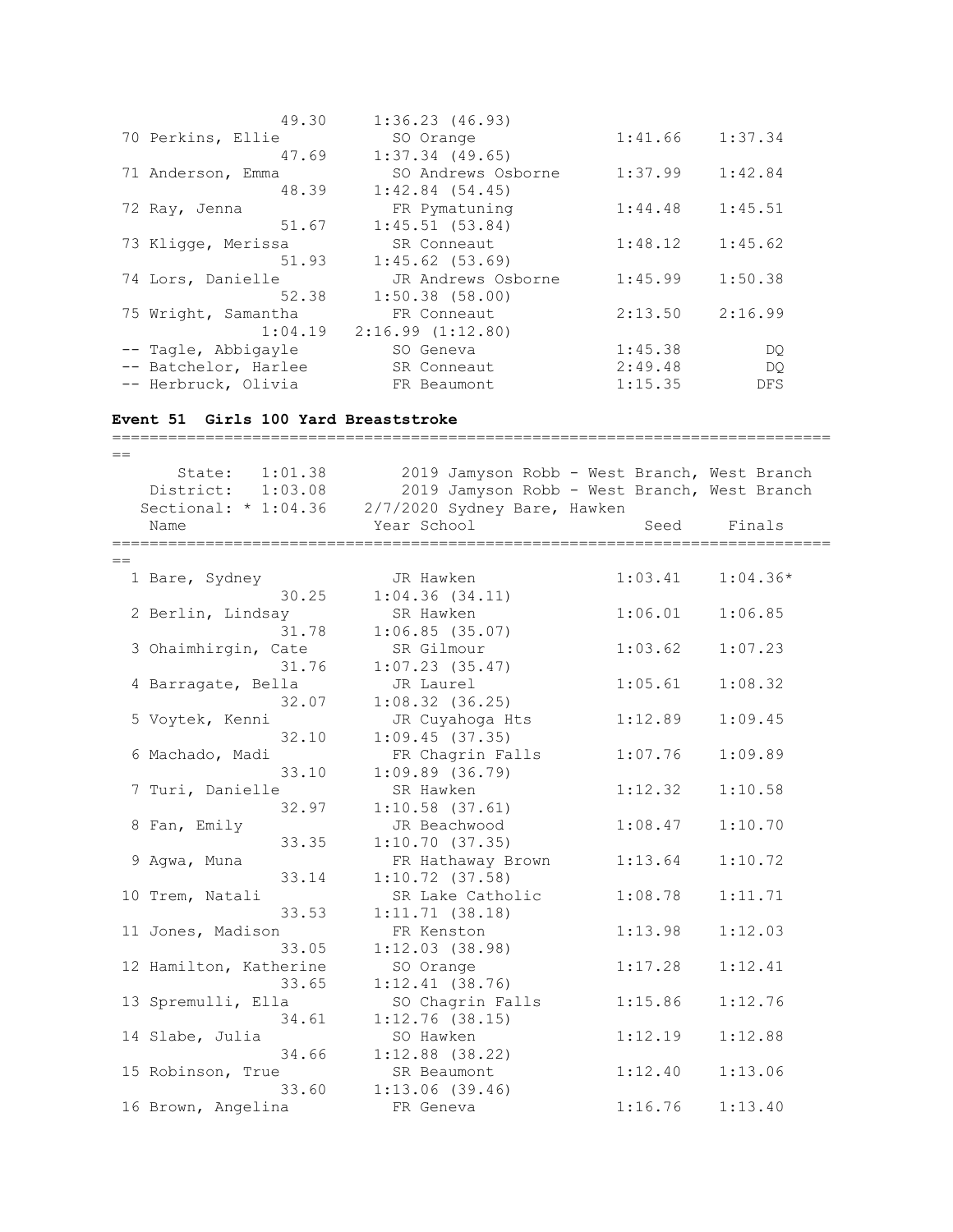```
                 49.30     1:36.23 (46.93)
 70 Perkins, Ellie           SO Orange                1:41.66    1:37.34
                 47.69     1:37.34 (49.65)
 71 Anderson, Emma           SO Andrews Osborne       1:37.99    1:42.84
                 48.39     1:42.84 (54.45)
 72 Ray, Jenna               FR Pymatuning            1:44.48    1:45.51
                 51.67     1:45.51 (53.84)
 73 Kligge, Merissa          SR Conneaut              1:48.12    1:45.62
                 51.93     1:45.62 (53.69)
 74 Lors, Danielle           JR Andrews Osborne       1:45.99    1:50.38
                 52.38     1:50.38 (58.00)
 75 Wright, Samantha         FR Conneaut              2:13.50    2:16.99
               1:04.19   2:16.99 (1:12.80)
 -- Tagle, Abbigayle         SO Geneva                1:45.38         DQ
 -- Batchelor, Harlee        SR Conneaut              2:49.48         DQ
 -- Herbruck, Olivia         FR Beaumont              1:15.35        DFS
```

**Event 51  Girls 100 Yard Breaststroke**

```
===============================================================================
==
      State:   1:01.38        2019 Jamyson Robb - West Branch, West Branch
   District:   1:03.08        2019 Jamyson Robb - West Branch, West Branch
  Sectional: * 1:04.36     2/7/2020 Sydney Bare, Hawken
    Name                    Year School                  Seed     Finals
===============================================================================
==
  1 Bare, Sydney             JR Hawken                1:03.41    1:04.36*
                 30.25     1:04.36 (34.11)
  2 Berlin, Lindsay          SR Hawken                1:06.01    1:06.85
                 31.78     1:06.85 (35.07)
  3 Ohaimhirgin, Cate        SR Gilmour               1:03.62    1:07.23
                 31.76     1:07.23 (35.47)
  4 Barragate, Bella         JR Laurel                1:05.61    1:08.32
                 32.07     1:08.32 (36.25)
  5 Voytek, Kenni            JR Cuyahoga Hts          1:12.89    1:09.45
                 32.10     1:09.45 (37.35)
  6 Machado, Madi            FR Chagrin Falls         1:07.76    1:09.89
                 33.10     1:09.89 (36.79)
  7 Turi, Danielle           SR Hawken                1:12.32    1:10.58
                 32.97     1:10.58 (37.61)
  8 Fan, Emily               JR Beachwood             1:08.47    1:10.70
                 33.35     1:10.70 (37.35)
  9 Agwa, Muna               FR Hathaway Brown        1:13.64    1:10.72
                 33.14     1:10.72 (37.58)
 10 Trem, Natali             SR Lake Catholic         1:08.78    1:11.71
                 33.53     1:11.71 (38.18)
 11 Jones, Madison           FR Kenston               1:13.98    1:12.03
                 33.05     1:12.03 (38.98)
 12 Hamilton, Katherine      SO Orange                1:17.28    1:12.41
                 33.65     1:12.41 (38.76)
 13 Spremulli, Ella          SO Chagrin Falls         1:15.86    1:12.76
                 34.61     1:12.76 (38.15)
 14 Slabe, Julia             SO Hawken                1:12.19    1:12.88
                 34.66     1:12.88 (38.22)
 15 Robinson, True           SR Beaumont              1:12.40    1:13.06
                 33.60     1:13.06 (39.46)
 16 Brown, Angelina          FR Geneva                1:16.76    1:13.40
```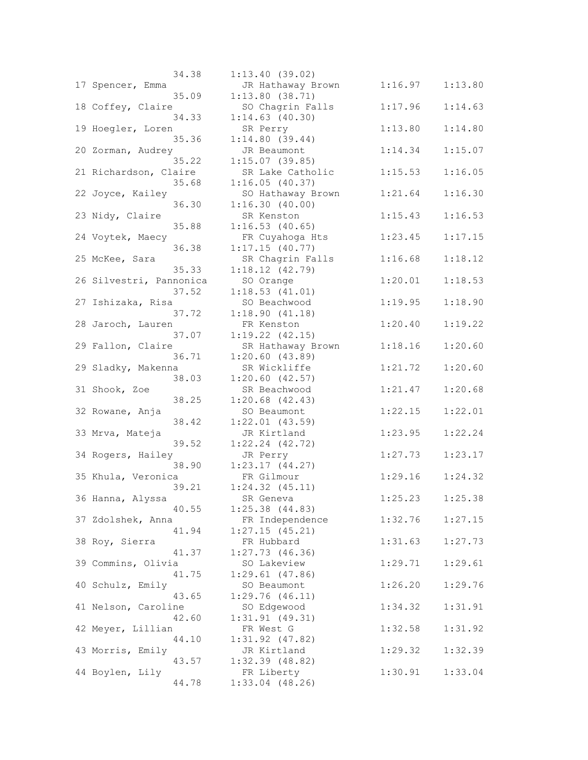```
                 34.38     1:13.40 (39.02)
 17 Spencer, Emma           JR Hathaway Brown       1:16.97    1:13.80
                 35.09     1:13.80 (38.71)
 18 Coffey, Claire          SO Chagrin Falls        1:17.96    1:14.63
                 34.33     1:14.63 (40.30)
 19 Hoegler, Loren          SR Perry                1:13.80    1:14.80
                 35.36     1:14.80 (39.44)
 20 Zorman, Audrey          JR Beaumont             1:14.34    1:15.07
                 35.22     1:15.07 (39.85)
 21 Richardson, Claire      SR Lake Catholic        1:15.53    1:16.05
                 35.68     1:16.05 (40.37)
 22 Joyce, Kailey           SO Hathaway Brown       1:21.64    1:16.30
                 36.30     1:16.30 (40.00)
 23 Nidy, Claire            SR Kenston              1:15.43    1:16.53
                 35.88     1:16.53 (40.65)
 24 Voytek, Maecy           FR Cuyahoga Hts         1:23.45    1:17.15
                 36.38     1:17.15 (40.77)
 25 McKee, Sara             SR Chagrin Falls        1:16.68    1:18.12
                 35.33     1:18.12 (42.79)
 26 Silvestri, Pannonica    SO Orange               1:20.01    1:18.53
                 37.52     1:18.53 (41.01)
 27 Ishizaka, Risa          SO Beachwood            1:19.95    1:18.90
                 37.72     1:18.90 (41.18)
 28 Jaroch, Lauren          FR Kenston              1:20.40    1:19.22
                 37.07     1:19.22 (42.15)
 29 Fallon, Claire          SR Hathaway Brown       1:18.16    1:20.60
                 36.71     1:20.60 (43.89)
 29 Sladky, Makenna         SR Wickliffe            1:21.72    1:20.60
                 38.03     1:20.60 (42.57)
 31 Shook, Zoe              SR Beachwood            1:21.47    1:20.68
                 38.25     1:20.68 (42.43)
 32 Rowane, Anja            SO Beaumont             1:22.15    1:22.01
                 38.42     1:22.01 (43.59)
 33 Mrva, Mateja            JR Kirtland             1:23.95    1:22.24
                 39.52     1:22.24 (42.72)
 34 Rogers, Hailey          JR Perry                1:27.73    1:23.17
                 38.90     1:23.17 (44.27)
 35 Khula, Veronica         FR Gilmour              1:29.16    1:24.32
                 39.21     1:24.32 (45.11)
 36 Hanna, Alyssa           SR Geneva               1:25.23    1:25.38
                 40.55     1:25.38 (44.83)
 37 Zdolshek, Anna          FR Independence         1:32.76    1:27.15
                 41.94     1:27.15 (45.21)
 38 Roy, Sierra             FR Hubbard              1:31.63    1:27.73
                 41.37     1:27.73 (46.36)
 39 Commins, Olivia         SO Lakeview             1:29.71    1:29.61
                 41.75     1:29.61 (47.86)
 40 Schulz, Emily           SO Beaumont             1:26.20    1:29.76
                 43.65     1:29.76 (46.11)
 41 Nelson, Caroline        SO Edgewood             1:34.32    1:31.91
                 42.60     1:31.91 (49.31)
 42 Meyer, Lillian          FR West G               1:32.58    1:31.92
                 44.10     1:31.92 (47.82)
 43 Morris, Emily           JR Kirtland             1:29.32    1:32.39
                 43.57     1:32.39 (48.82)
 44 Boylen, Lily            FR Liberty              1:30.91    1:33.04
                 44.78     1:33.04 (48.26)
```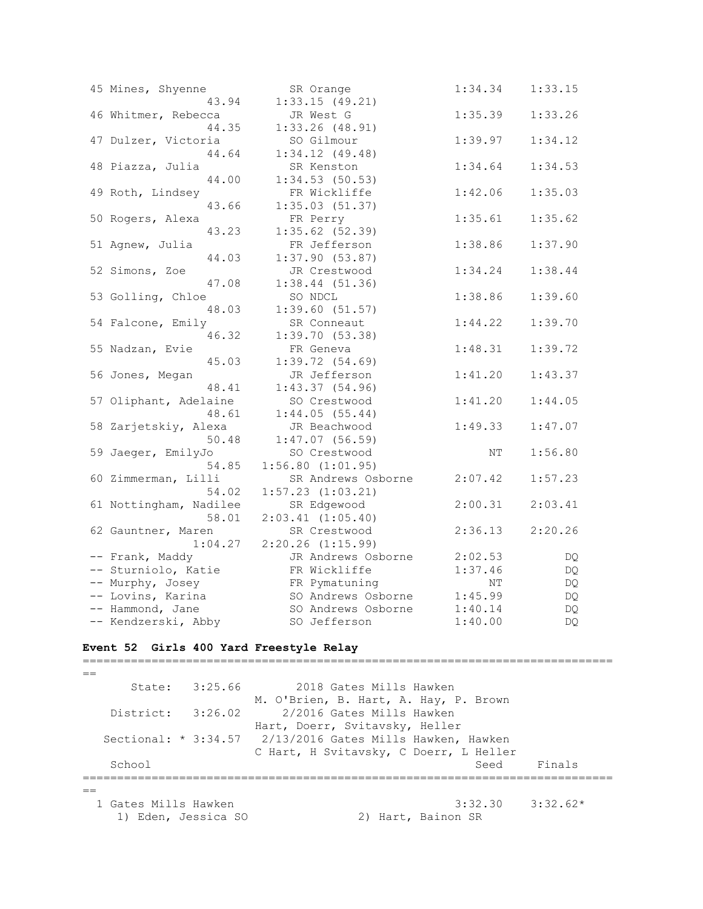```
 45 Mines, Shyenne           SR Orange              1:34.34    1:33.15
               43.94     1:33.15 (49.21)
 46 Whitmer, Rebecca         JR West G              1:35.39    1:33.26
               44.35     1:33.26 (48.91)
 47 Dulzer, Victoria         SO Gilmour             1:39.97    1:34.12
               44.64     1:34.12 (49.48)
 48 Piazza, Julia            SR Kenston             1:34.64    1:34.53
               44.00     1:34.53 (50.53)
 49 Roth, Lindsey            FR Wickliffe           1:42.06    1:35.03
               43.66     1:35.03 (51.37)
 50 Rogers, Alexa            FR Perry               1:35.61    1:35.62
               43.23     1:35.62 (52.39)
 51 Agnew, Julia             FR Jefferson           1:38.86    1:37.90
               44.03     1:37.90 (53.87)
 52 Simons, Zoe              JR Crestwood           1:34.24    1:38.44
               47.08     1:38.44 (51.36)
 53 Golling, Chloe           SO NDCL                1:38.86    1:39.60
               48.03     1:39.60 (51.57)
 54 Falcone, Emily           SR Conneaut            1:44.22    1:39.70
               46.32     1:39.70 (53.38)
 55 Nadzan, Evie             FR Geneva              1:48.31    1:39.72
               45.03     1:39.72 (54.69)
 56 Jones, Megan             JR Jefferson           1:41.20    1:43.37
               48.41     1:43.37 (54.96)
 57 Oliphant, Adelaine       SO Crestwood           1:41.20    1:44.05
               48.61     1:44.05 (55.44)
 58 Zarjetskiy, Alexa        JR Beachwood           1:49.33    1:47.07
               50.48     1:47.07 (56.59)
 59 Jaeger, EmilyJo          SO Crestwood                NT    1:56.80
               54.85   1:56.80 (1:01.95)
 60 Zimmerman, Lilli         SR Andrews Osborne     2:07.42    1:57.23
               54.02   1:57.23 (1:03.21)
 61 Nottingham, Nadilee      SR Edgewood            2:00.31    2:03.41
               58.01   2:03.41 (1:05.40)
 62 Gauntner, Maren          SR Crestwood           2:36.13    2:20.26
             1:04.27   2:20.26 (1:15.99)
 -- Frank, Maddy             JR Andrews Osborne     2:02.53         DQ
 -- Sturniolo, Katie         FR Wickliffe           1:37.46         DQ
 -- Murphy, Josey            FR Pymatuning               NT         DQ
 -- Lovins, Karina           SO Andrews Osborne     1:45.99         DQ
 -- Hammond, Jane            SO Andrews Osborne     1:40.14         DQ
 -- Kendzerski, Abby         SO Jefferson           1:40.00         DQ
```

**Event 52  Girls 400 Yard Freestyle Relay**

```
===============================================================================
      State:   3:25.66       2018 Gates Mills Hawken
                          M. O'Brien, B. Hart, A. Hay, P. Brown
   District:   3:26.02       2/2016 Gates Mills Hawken
                          Hart, Doerr, Svitavsky, Heller
  Sectional: * 3:34.57    2/13/2016 Gates Mills Hawken, Hawken
                          C Hart, H Svitavsky, C Doerr, L Heller
   School                                               Seed     Finals
===============================================================================
  1 Gates Mills Hawken                                3:32.30    3:32.62*
     1) Eden, Jessica SO              2) Hart, Bainon SR
```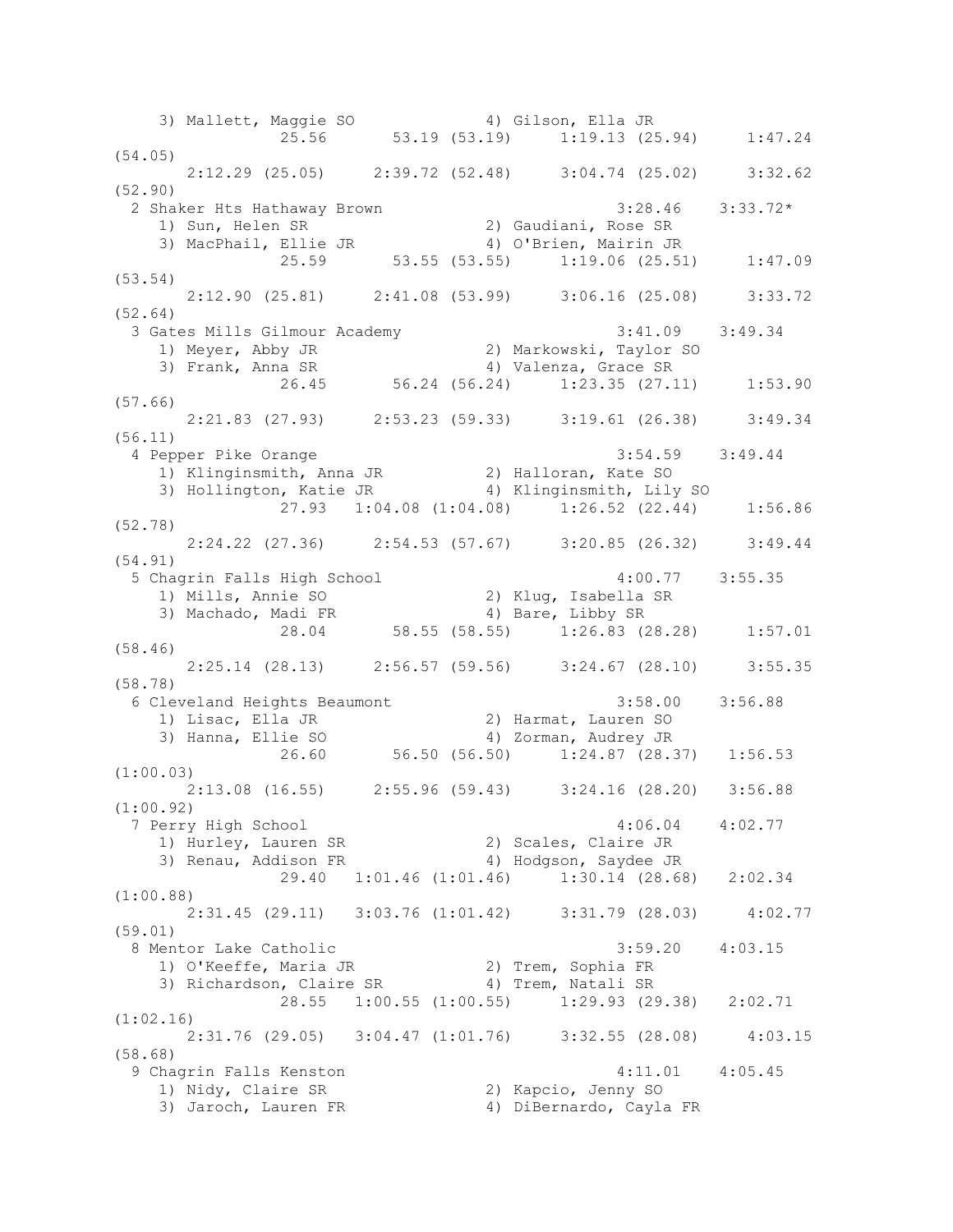```
    3) Mallett, Maggie SO             4) Gilson, Ella JR
              25.56       53.19 (53.19)     1:19.13 (25.94)     1:47.24
(54.05)
      2:12.29 (25.05)     2:39.72 (52.48)     3:04.74 (25.02)     3:32.62
(52.90)
  2 Shaker Hts Hathaway Brown                          3:28.46    3:33.72*
    1) Sun, Helen SR                  2) Gaudiani, Rose SR
    3) MacPhail, Ellie JR             4) O'Brien, Mairin JR
              25.59       53.55 (53.55)     1:19.06 (25.51)     1:47.09
(53.54)
      2:12.90 (25.81)     2:41.08 (53.99)     3:06.16 (25.08)     3:33.72
(52.64)
  3 Gates Mills Gilmour Academy                        3:41.09    3:49.34
    1) Meyer, Abby JR                 2) Markowski, Taylor SO
    3) Frank, Anna SR                 4) Valenza, Grace SR
              26.45       56.24 (56.24)     1:23.35 (27.11)     1:53.90
(57.66)
      2:21.83 (27.93)     2:53.23 (59.33)     3:19.61 (26.38)     3:49.34
(56.11)
  4 Pepper Pike Orange                                 3:54.59    3:49.44
    1) Klinginsmith, Anna JR          2) Halloran, Kate SO
    3) Hollington, Katie JR           4) Klinginsmith, Lily SO
              27.93   1:04.08 (1:04.08)     1:26.52 (22.44)     1:56.86
(52.78)
      2:24.22 (27.36)     2:54.53 (57.67)     3:20.85 (26.32)     3:49.44
(54.91)
  5 Chagrin Falls High School                          4:00.77    3:55.35
    1) Mills, Annie SO                2) Klug, Isabella SR
    3) Machado, Madi FR               4) Bare, Libby SR
              28.04       58.55 (58.55)     1:26.83 (28.28)     1:57.01
(58.46)
      2:25.14 (28.13)     2:56.57 (59.56)     3:24.67 (28.10)     3:55.35
(58.78)
  6 Cleveland Heights Beaumont                         3:58.00    3:56.88
    1) Lisac, Ella JR                 2) Harmat, Lauren SO
    3) Hanna, Ellie SO                4) Zorman, Audrey JR
              26.60       56.50 (56.50)     1:24.87 (28.37)   1:56.53
(1:00.03)
      2:13.08 (16.55)     2:55.96 (59.43)     3:24.16 (28.20)   3:56.88
(1:00.92)
  7 Perry High School                                  4:06.04    4:02.77
    1) Hurley, Lauren SR              2) Scales, Claire JR
    3) Renau, Addison FR              4) Hodgson, Saydee JR
              29.40   1:01.46 (1:01.46)     1:30.14 (28.68)   2:02.34
(1:00.88)
      2:31.45 (29.11)   3:03.76 (1:01.42)     3:31.79 (28.03)     4:02.77
(59.01)
  8 Mentor Lake Catholic                               3:59.20    4:03.15
    1) O'Keeffe, Maria JR             2) Trem, Sophia FR
    3) Richardson, Claire SR          4) Trem, Natali SR
              28.55   1:00.55 (1:00.55)     1:29.93 (29.38)   2:02.71
(1:02.16)
      2:31.76 (29.05)   3:04.47 (1:01.76)     3:32.55 (28.08)     4:03.15
(58.68)
  9 Chagrin Falls Kenston                              4:11.01    4:05.45
    1) Nidy, Claire SR                2) Kapcio, Jenny SO
    3) Jaroch, Lauren FR              4) DiBernardo, Cayla FR
```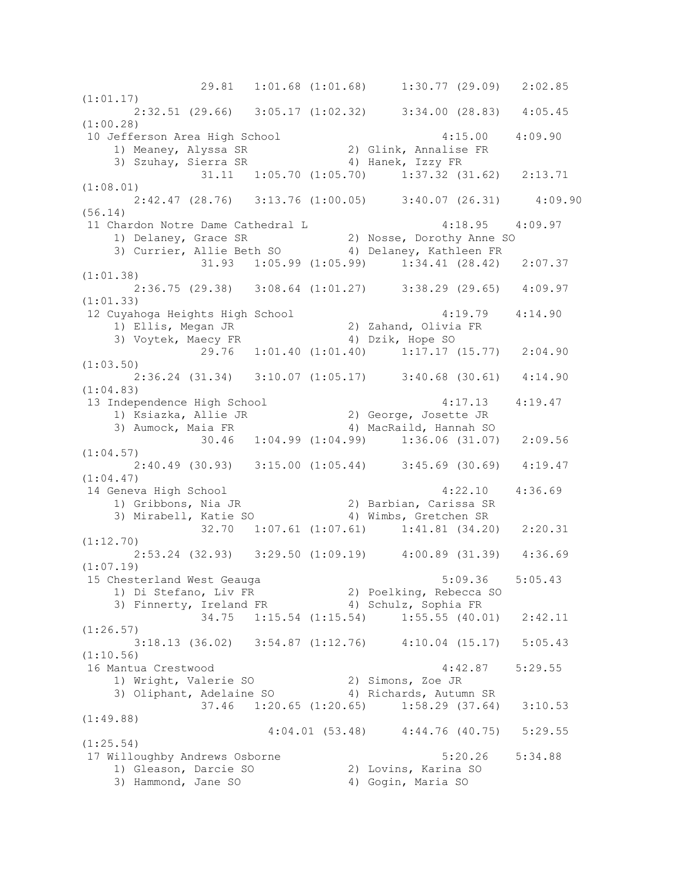```
                29.81   1:01.68 (1:01.68)     1:30.77 (29.09)   2:02.85
(1:01.17)
       2:32.51 (29.66)   3:05.17 (1:02.32)     3:34.00 (28.83)   4:05.45
(1:00.28)
 10 Jefferson Area High School                          4:15.00    4:09.90
     1) Meaney, Alyssa SR              2) Glink, Annalise FR
     3) Szuhay, Sierra SR              4) Hanek, Izzy FR
                31.11   1:05.70 (1:05.70)     1:37.32 (31.62)   2:13.71
(1:08.01)
       2:42.47 (28.76)   3:13.76 (1:00.05)     3:40.07 (26.31)     4:09.90
(56.14)
 11 Chardon Notre Dame Cathedral L                      4:18.95    4:09.97
     1) Delaney, Grace SR              2) Nosse, Dorothy Anne SO
     3) Currier, Allie Beth SO         4) Delaney, Kathleen FR
                31.93   1:05.99 (1:05.99)     1:34.41 (28.42)   2:07.37
(1:01.38)
       2:36.75 (29.38)   3:08.64 (1:01.27)     3:38.29 (29.65)   4:09.97
(1:01.33)
 12 Cuyahoga Heights High School                        4:19.79    4:14.90
     1) Ellis, Megan JR                2) Zahand, Olivia FR
     3) Voytek, Maecy FR               4) Dzik, Hope SO
                29.76   1:01.40 (1:01.40)     1:17.17 (15.77)   2:04.90
(1:03.50)
       2:36.24 (31.34)   3:10.07 (1:05.17)     3:40.68 (30.61)   4:14.90
(1:04.83)
 13 Independence High School                            4:17.13    4:19.47
     1) Ksiazka, Allie JR              2) George, Josette JR
     3) Aumock, Maia FR                4) MacRaild, Hannah SO
                30.46   1:04.99 (1:04.99)     1:36.06 (31.07)   2:09.56
(1:04.57)
       2:40.49 (30.93)   3:15.00 (1:05.44)     3:45.69 (30.69)   4:19.47
(1:04.47)
 14 Geneva High School                                  4:22.10    4:36.69
     1) Gribbons, Nia JR               2) Barbian, Carissa SR
     3) Mirabell, Katie SO             4) Wimbs, Gretchen SR
                32.70   1:07.61 (1:07.61)     1:41.81 (34.20)   2:20.31
(1:12.70)
       2:53.24 (32.93)   3:29.50 (1:09.19)     4:00.89 (31.39)   4:36.69
(1:07.19)
 15 Chesterland West Geauga                             5:09.36    5:05.43
     1) Di Stefano, Liv FR             2) Poelking, Rebecca SO
     3) Finnerty, Ireland FR           4) Schulz, Sophia FR
                34.75   1:15.54 (1:15.54)     1:55.55 (40.01)   2:42.11
(1:26.57)
       3:18.13 (36.02)   3:54.87 (1:12.76)     4:10.04 (15.17)   5:05.43
(1:10.56)
 16 Mantua Crestwood                                    4:42.87    5:29.55
     1) Wright, Valerie SO             2) Simons, Zoe JR
     3) Oliphant, Adelaine SO          4) Richards, Autumn SR
                37.46   1:20.65 (1:20.65)     1:58.29 (37.64)   3:10.53
(1:49.88)
                         4:04.01 (53.48)     4:44.76 (40.75)   5:29.55
(1:25.54)
 17 Willoughby Andrews Osborne                          5:20.26    5:34.88
     1) Gleason, Darcie SO             2) Lovins, Karina SO
     3) Hammond, Jane SO               4) Gogin, Maria SO
```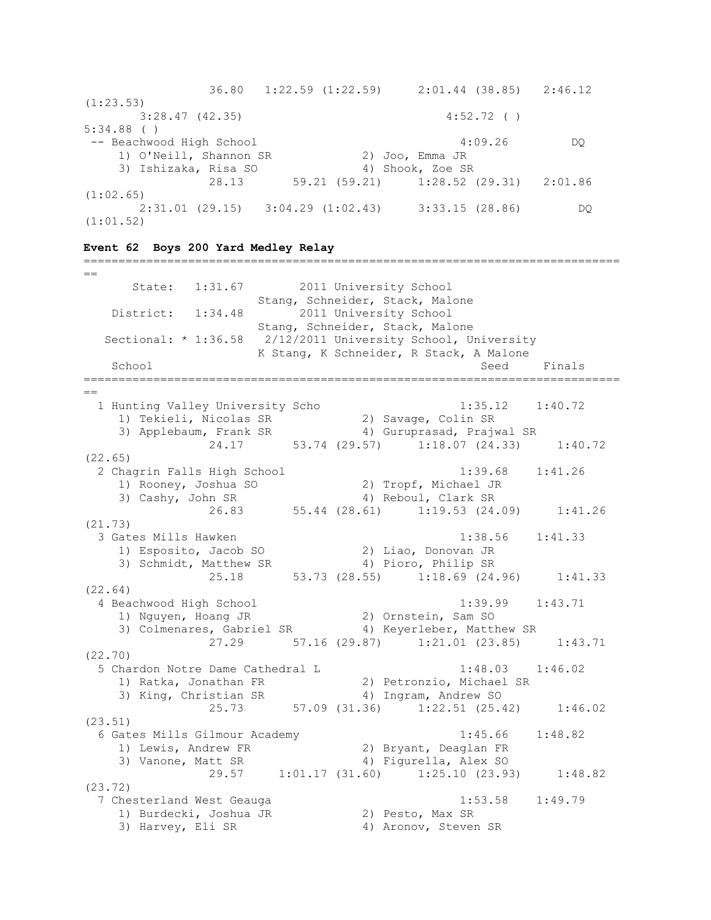```
                36.80   1:22.59 (1:22.59)     2:01.44 (38.85)   2:46.12
(1:23.53)
       3:28.47 (42.35)                          4:52.72 ( )
5:34.88 ( )
 -- Beachwood High School                           4:09.26         DQ
     1) O'Neill, Shannon SR            2) Joo, Emma JR
     3) Ishizaka, Risa SO              4) Shook, Zoe SR
                28.13       59.21 (59.21)     1:28.52 (29.31)   2:01.86
(1:02.65)
       2:31.01 (29.15)   3:04.29 (1:02.43)     3:33.15 (28.86)        DQ
(1:01.52)
```

**Event 62  Boys 200 Yard Medley Relay**

```
===============================================================================
==
      State:   1:31.67        2011 University School
                        Stang, Schneider, Stack, Malone
    District:   1:34.48        2011 University School
                        Stang, Schneider, Stack, Malone
   Sectional: * 1:36.58   2/12/2011 University School, University
                        K Stang, K Schneider, R Stack, A Malone
   School                                              Seed     Finals
===============================================================================
==
  1 Hunting Valley University Scho                   1:35.12    1:40.72
     1) Tekieli, Nicolas SR            2) Savage, Colin SR
     3) Applebaum, Frank SR            4) Guruprasad, Prajwal SR
                24.17       53.74 (29.57)     1:18.07 (24.33)     1:40.72
(22.65)
  2 Chagrin Falls High School                        1:39.68    1:41.26
     1) Rooney, Joshua SO              2) Tropf, Michael JR
     3) Cashy, John SR                 4) Reboul, Clark SR
                26.83       55.44 (28.61)     1:19.53 (24.09)     1:41.26
(21.73)
  3 Gates Mills Hawken                               1:38.56    1:41.33
     1) Esposito, Jacob SO             2) Liao, Donovan JR
     3) Schmidt, Matthew SR            4) Pioro, Philip SR
                25.18       53.73 (28.55)     1:18.69 (24.96)     1:41.33
(22.64)
  4 Beachwood High School                            1:39.99    1:43.71
     1) Nguyen, Hoang JR               2) Ornstein, Sam SO
     3) Colmenares, Gabriel SR         4) Keyerleber, Matthew SR
                27.29       57.16 (29.87)     1:21.01 (23.85)     1:43.71
(22.70)
  5 Chardon Notre Dame Cathedral L                   1:48.03    1:46.02
     1) Ratka, Jonathan FR             2) Petronzio, Michael SR
     3) King, Christian SR             4) Ingram, Andrew SO
                25.73       57.09 (31.36)     1:22.51 (25.42)     1:46.02
(23.51)
  6 Gates Mills Gilmour Academy                      1:45.66    1:48.82
     1) Lewis, Andrew FR               2) Bryant, Deaglan FR
     3) Vanone, Matt SR                4) Figurella, Alex SO
                29.57     1:01.17 (31.60)     1:25.10 (23.93)     1:48.82
(23.72)
  7 Chesterland West Geauga                          1:53.58    1:49.79
     1) Burdecki, Joshua JR            2) Pesto, Max SR
     3) Harvey, Eli SR                 4) Aronov, Steven SR
```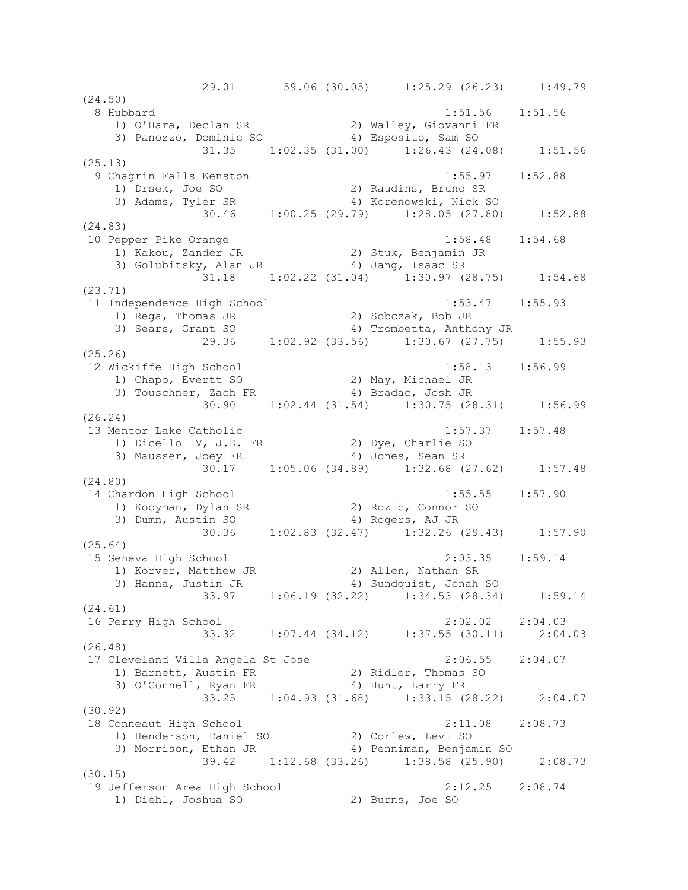```
              29.01      59.06 (30.05)     1:25.29 (26.23)     1:49.79
(24.50)
  8 Hubbard                                          1:51.56    1:51.56
     1) O'Hara, Declan SR              2) Walley, Giovanni FR
     3) Panozzo, Dominic SO            4) Esposito, Sam SO
              31.35     1:02.35 (31.00)     1:26.43 (24.08)     1:51.56
(25.13)
  9 Chagrin Falls Kenston                            1:55.97    1:52.88
     1) Drsek, Joe SO                  2) Raudins, Bruno SR
     3) Adams, Tyler SR                4) Korenowski, Nick SO
              30.46     1:00.25 (29.79)     1:28.05 (27.80)     1:52.88
(24.83)
 10 Pepper Pike Orange                               1:58.48    1:54.68
     1) Kakou, Zander JR               2) Stuk, Benjamin JR
     3) Golubitsky, Alan JR            4) Jang, Isaac SR
              31.18     1:02.22 (31.04)     1:30.97 (28.75)     1:54.68
(23.71)
 11 Independence High School                         1:53.47    1:55.93
     1) Rega, Thomas JR                2) Sobczak, Bob JR
     3) Sears, Grant SO                4) Trombetta, Anthony JR
              29.36     1:02.92 (33.56)     1:30.67 (27.75)     1:55.93
(25.26)
 12 Wickiffe High School                             1:58.13    1:56.99
     1) Chapo, Evertt SO               2) May, Michael JR
     3) Touschner, Zach FR             4) Bradac, Josh JR
              30.90     1:02.44 (31.54)     1:30.75 (28.31)     1:56.99
(26.24)
 13 Mentor Lake Catholic                             1:57.37    1:57.48
     1) Dicello IV, J.D. FR            2) Dye, Charlie SO
     3) Mausser, Joey FR               4) Jones, Sean SR
              30.17     1:05.06 (34.89)     1:32.68 (27.62)     1:57.48
(24.80)
 14 Chardon High School                              1:55.55    1:57.90
     1) Kooyman, Dylan SR              2) Rozic, Connor SO
     3) Dumn, Austin SO                4) Rogers, AJ JR
              30.36     1:02.83 (32.47)     1:32.26 (29.43)     1:57.90
(25.64)
 15 Geneva High School                               2:03.35    1:59.14
     1) Korver, Matthew JR             2) Allen, Nathan SR
     3) Hanna, Justin JR               4) Sundquist, Jonah SO
              33.97     1:06.19 (32.22)     1:34.53 (28.34)     1:59.14
(24.61)
 16 Perry High School                                2:02.02    2:04.03
              33.32     1:07.44 (34.12)     1:37.55 (30.11)     2:04.03
(26.48)
 17 Cleveland Villa Angela St Jose                   2:06.55    2:04.07
     1) Barnett, Austin FR             2) Ridler, Thomas SO
     3) O'Connell, Ryan FR             4) Hunt, Larry FR
              33.25     1:04.93 (31.68)     1:33.15 (28.22)     2:04.07
(30.92)
 18 Conneaut High School                             2:11.08    2:08.73
     1) Henderson, Daniel SO           2) Corlew, Levi SO
     3) Morrison, Ethan JR             4) Penniman, Benjamin SO
              39.42     1:12.68 (33.26)     1:38.58 (25.90)     2:08.73
(30.15)
 19 Jefferson Area High School                       2:12.25    2:08.74
     1) Diehl, Joshua SO               2) Burns, Joe SO
```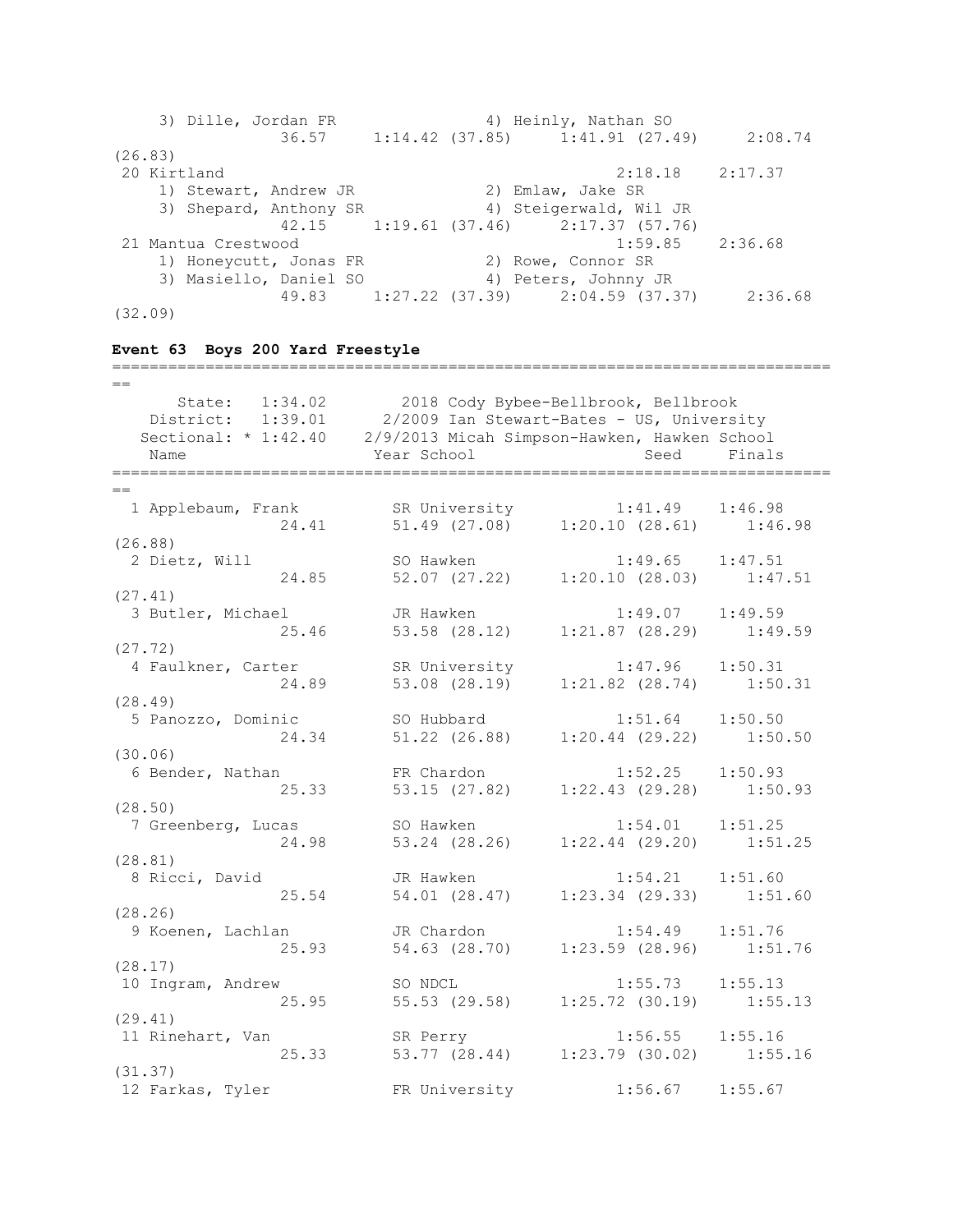```
    3) Dille, Jordan FR               4) Heinly, Nathan SO
              36.57     1:14.42 (37.85)     1:41.91 (27.49)     2:08.74
(26.83)
 20 Kirtland                                       2:18.18    2:17.37
    1) Stewart, Andrew JR             2) Emlaw, Jake SR
    3) Shepard, Anthony SR            4) Steigerwald, Wil JR
              42.15     1:19.61 (37.46)     2:17.37 (57.76)
 21 Mantua Crestwood                               1:59.85    2:36.68
    1) Honeycutt, Jonas FR            2) Rowe, Connor SR
    3) Masiello, Daniel SO            4) Peters, Johnny JR
              49.83     1:27.22 (37.39)     2:04.59 (37.37)     2:36.68
(32.09)
```

**Event 63  Boys 200 Yard Freestyle**

```
===============================================================================
==
      State:  1:34.02       2018 Cody Bybee-Bellbrook, Bellbrook
   District:  1:39.01     2/2009 Ian Stewart-Bates - US, University
  Sectional: * 1:42.40    2/9/2013 Micah Simpson-Hawken, Hawken School
   Name                    Year School                 Seed     Finals
===============================================================================
==
  1 Applebaum, Frank       SR University            1:41.49    1:46.98
              24.41        51.49 (27.08)     1:20.10 (28.61)     1:46.98
(26.88)
  2 Dietz, Will            SO Hawken                1:49.65    1:47.51
              24.85        52.07 (27.22)     1:20.10 (28.03)     1:47.51
(27.41)
  3 Butler, Michael        JR Hawken                1:49.07    1:49.59
              25.46        53.58 (28.12)     1:21.87 (28.29)     1:49.59
(27.72)
  4 Faulkner, Carter       SR University            1:47.96    1:50.31
              24.89        53.08 (28.19)     1:21.82 (28.74)     1:50.31
(28.49)
  5 Panozzo, Dominic       SO Hubbard               1:51.64    1:50.50
              24.34        51.22 (26.88)     1:20.44 (29.22)     1:50.50
(30.06)
  6 Bender, Nathan         FR Chardon               1:52.25    1:50.93
              25.33        53.15 (27.82)     1:22.43 (29.28)     1:50.93
(28.50)
  7 Greenberg, Lucas       SO Hawken                1:54.01    1:51.25
              24.98        53.24 (28.26)     1:22.44 (29.20)     1:51.25
(28.81)
  8 Ricci, David           JR Hawken                1:54.21    1:51.60
              25.54        54.01 (28.47)     1:23.34 (29.33)     1:51.60
(28.26)
  9 Koenen, Lachlan        JR Chardon               1:54.49    1:51.76
              25.93        54.63 (28.70)     1:23.59 (28.96)     1:51.76
(28.17)
 10 Ingram, Andrew         SO NDCL                  1:55.73    1:55.13
              25.95        55.53 (29.58)     1:25.72 (30.19)     1:55.13
(29.41)
 11 Rinehart, Van          SR Perry                 1:56.55    1:55.16
              25.33        53.77 (28.44)     1:23.79 (30.02)     1:55.16
(31.37)
 12 Farkas, Tyler          FR University            1:56.67    1:55.67
```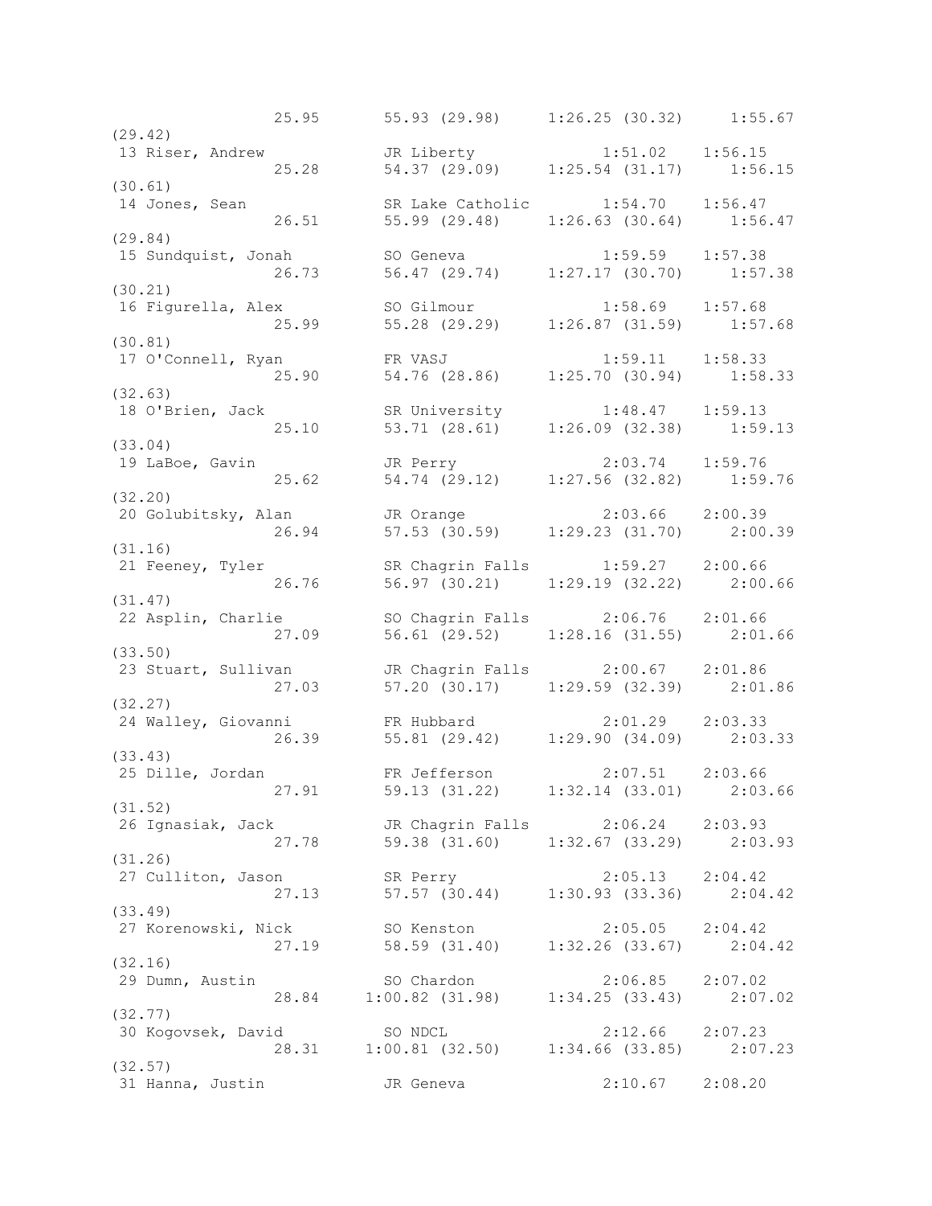```
                25.95      55.93 (29.98)     1:26.25 (30.32)     1:55.67
(29.42)
 13 Riser, Andrew           JR Liberty             1:51.02    1:56.15
                25.28      54.37 (29.09)     1:25.54 (31.17)     1:56.15
(30.61)
 14 Jones, Sean             SR Lake Catholic       1:54.70    1:56.47
                26.51      55.99 (29.48)     1:26.63 (30.64)     1:56.47
(29.84)
 15 Sundquist, Jonah        SO Geneva              1:59.59    1:57.38
                26.73      56.47 (29.74)     1:27.17 (30.70)     1:57.38
(30.21)
 16 Figurella, Alex         SO Gilmour             1:58.69    1:57.68
                25.99      55.28 (29.29)     1:26.87 (31.59)     1:57.68
(30.81)
 17 O'Connell, Ryan         FR VASJ                1:59.11    1:58.33
                25.90      54.76 (28.86)     1:25.70 (30.94)     1:58.33
(32.63)
 18 O'Brien, Jack           SR University          1:48.47    1:59.13
                25.10      53.71 (28.61)     1:26.09 (32.38)     1:59.13
(33.04)
 19 LaBoe, Gavin            JR Perry               2:03.74    1:59.76
                25.62      54.74 (29.12)     1:27.56 (32.82)     1:59.76
(32.20)
 20 Golubitsky, Alan        JR Orange              2:03.66    2:00.39
                26.94      57.53 (30.59)     1:29.23 (31.70)     2:00.39
(31.16)
 21 Feeney, Tyler           SR Chagrin Falls       1:59.27    2:00.66
                26.76      56.97 (30.21)     1:29.19 (32.22)     2:00.66
(31.47)
 22 Asplin, Charlie         SO Chagrin Falls       2:06.76    2:01.66
                27.09      56.61 (29.52)     1:28.16 (31.55)     2:01.66
(33.50)
 23 Stuart, Sullivan        JR Chagrin Falls       2:00.67    2:01.86
                27.03      57.20 (30.17)     1:29.59 (32.39)     2:01.86
(32.27)
 24 Walley, Giovanni        FR Hubbard             2:01.29    2:03.33
                26.39      55.81 (29.42)     1:29.90 (34.09)     2:03.33
(33.43)
 25 Dille, Jordan           FR Jefferson           2:07.51    2:03.66
                27.91      59.13 (31.22)     1:32.14 (33.01)     2:03.66
(31.52)
 26 Ignasiak, Jack          JR Chagrin Falls       2:06.24    2:03.93
                27.78      59.38 (31.60)     1:32.67 (33.29)     2:03.93
(31.26)
 27 Culliton, Jason         SR Perry               2:05.13    2:04.42
                27.13      57.57 (30.44)     1:30.93 (33.36)     2:04.42
(33.49)
 27 Korenowski, Nick        SO Kenston             2:05.05    2:04.42
                27.19      58.59 (31.40)     1:32.26 (33.67)     2:04.42
(32.16)
 29 Dumn, Austin            SO Chardon             2:06.85    2:07.02
                28.84    1:00.82 (31.98)     1:34.25 (33.43)     2:07.02
(32.77)
 30 Kogovsek, David         SO NDCL                2:12.66    2:07.23
                28.31    1:00.81 (32.50)     1:34.66 (33.85)     2:07.23
(32.57)
 31 Hanna, Justin           JR Geneva              2:10.67    2:08.20
```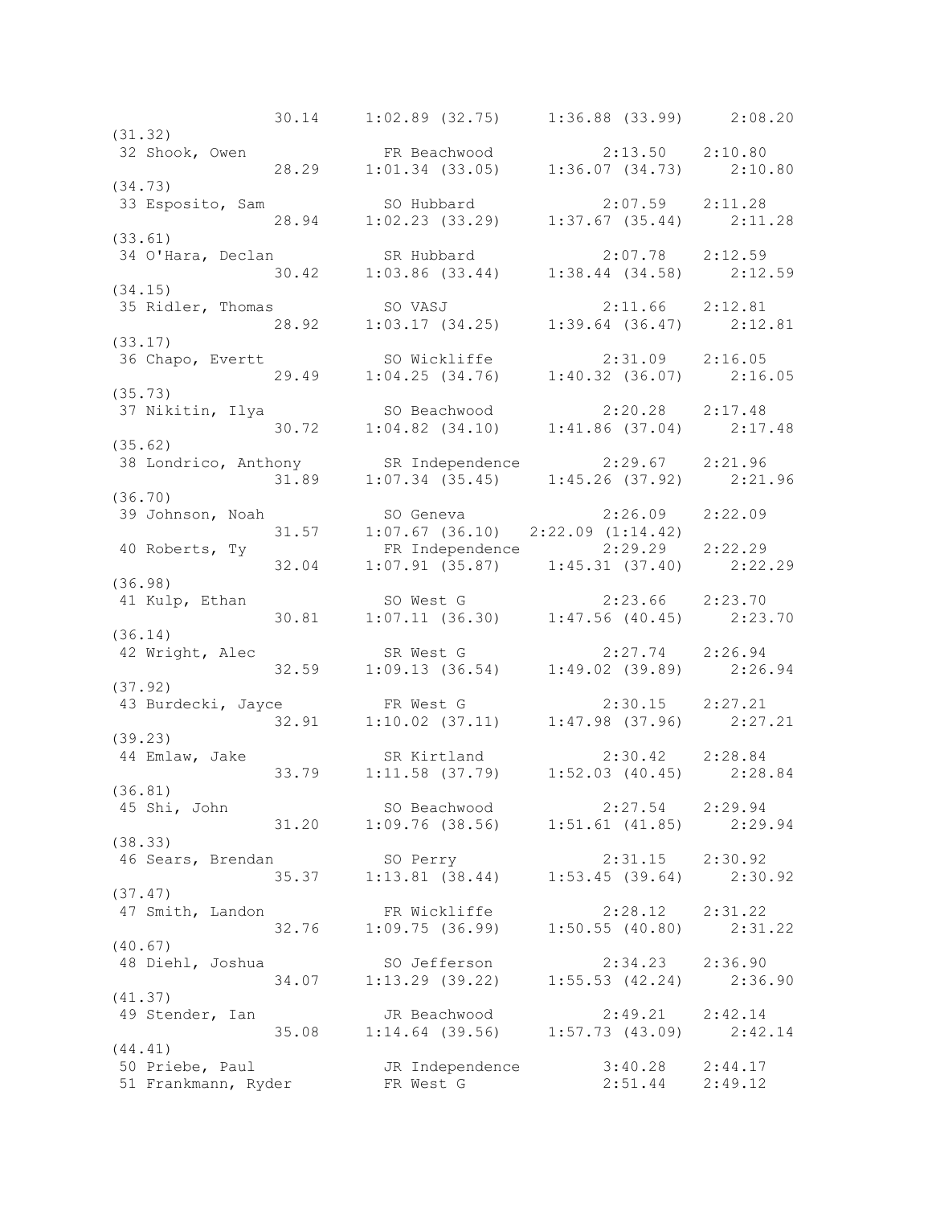```
                  30.14    1:02.89 (32.75)    1:36.88 (33.99)    2:08.20
(31.32)
 32 Shook, Owen              FR Beachwood            2:13.50    2:10.80
                  28.29    1:01.34 (33.05)    1:36.07 (34.73)    2:10.80
(34.73)
 33 Esposito, Sam            SO Hubbard              2:07.59    2:11.28
                  28.94    1:02.23 (33.29)    1:37.67 (35.44)    2:11.28
(33.61)
 34 O'Hara, Declan           SR Hubbard              2:07.78    2:12.59
                  30.42    1:03.86 (33.44)    1:38.44 (34.58)    2:12.59
(34.15)
 35 Ridler, Thomas           SO VASJ                 2:11.66    2:12.81
                  28.92    1:03.17 (34.25)    1:39.64 (36.47)    2:12.81
(33.17)
 36 Chapo, Evertt            SO Wickliffe            2:31.09    2:16.05
                  29.49    1:04.25 (34.76)    1:40.32 (36.07)    2:16.05
(35.73)
 37 Nikitin, Ilya            SO Beachwood            2:20.28    2:17.48
                  30.72    1:04.82 (34.10)    1:41.86 (37.04)    2:17.48
(35.62)
 38 Londrico, Anthony        SR Independence         2:29.67    2:21.96
                  31.89    1:07.34 (35.45)    1:45.26 (37.92)    2:21.96
(36.70)
 39 Johnson, Noah            SO Geneva               2:26.09    2:22.09
                  31.57    1:07.67 (36.10)  2:22.09 (1:14.42)
 40 Roberts, Ty              FR Independence         2:29.29    2:22.29
                  32.04    1:07.91 (35.87)    1:45.31 (37.40)    2:22.29
(36.98)
 41 Kulp, Ethan              SO West G               2:23.66    2:23.70
                  30.81    1:07.11 (36.30)    1:47.56 (40.45)    2:23.70
(36.14)
 42 Wright, Alec             SR West G               2:27.74    2:26.94
                  32.59    1:09.13 (36.54)    1:49.02 (39.89)    2:26.94
(37.92)
 43 Burdecki, Jayce          FR West G               2:30.15    2:27.21
                  32.91    1:10.02 (37.11)    1:47.98 (37.96)    2:27.21
(39.23)
 44 Emlaw, Jake              SR Kirtland             2:30.42    2:28.84
                  33.79    1:11.58 (37.79)    1:52.03 (40.45)    2:28.84
(36.81)
 45 Shi, John                SO Beachwood            2:27.54    2:29.94
                  31.20    1:09.76 (38.56)    1:51.61 (41.85)    2:29.94
(38.33)
 46 Sears, Brendan           SO Perry                2:31.15    2:30.92
                  35.37    1:13.81 (38.44)    1:53.45 (39.64)    2:30.92
(37.47)
 47 Smith, Landon            FR Wickliffe            2:28.12    2:31.22
                  32.76    1:09.75 (36.99)    1:50.55 (40.80)    2:31.22
(40.67)
 48 Diehl, Joshua            SO Jefferson            2:34.23    2:36.90
                  34.07    1:13.29 (39.22)    1:55.53 (42.24)    2:36.90
(41.37)
 49 Stender, Ian             JR Beachwood            2:49.21    2:42.14
                  35.08    1:14.64 (39.56)    1:57.73 (43.09)    2:42.14
(44.41)
 50 Priebe, Paul             JR Independence         3:40.28    2:44.17
 51 Frankmann, Ryder         FR West G               2:51.44    2:49.12
```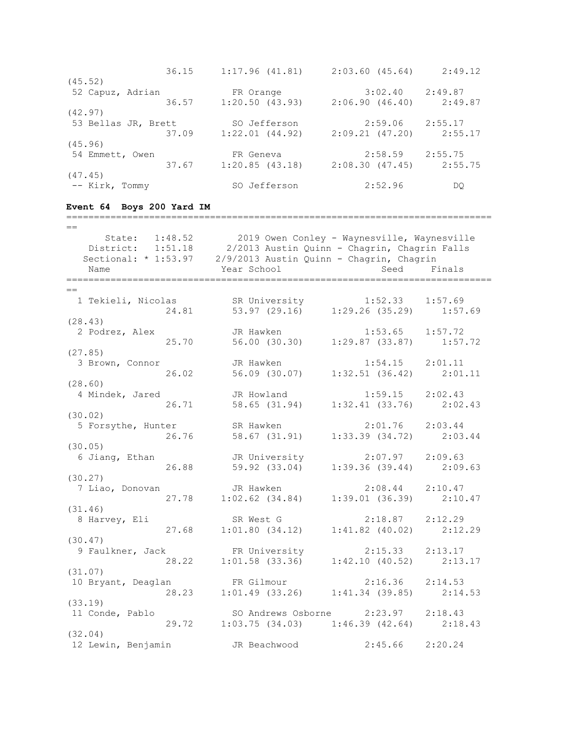```
                36.15    1:17.96 (41.81)    2:03.60 (45.64)    2:49.12
(45.52)
 52 Capuz, Adrian            FR Orange               3:02.40    2:49.87
                36.57    1:20.50 (43.93)    2:06.90 (46.40)    2:49.87
(42.97)
 53 Bellas JR, Brett         SO Jefferson            2:59.06    2:55.17
                37.09    1:22.01 (44.92)    2:09.21 (47.20)    2:55.17
(45.96)
 54 Emmett, Owen             FR Geneva               2:58.59    2:55.75
                37.67    1:20.85 (43.18)    2:08.30 (47.45)    2:55.75
(47.45)
 -- Kirk, Tommy              SO Jefferson            2:52.96         DQ
```

**Event 64  Boys 200 Yard IM**

```
===============================================================================
==
      State:  1:48.52        2019 Owen Conley - Waynesville, Waynesville
   District:  1:51.18      2/2013 Austin Quinn - Chagrin, Chagrin Falls
  Sectional: * 1:53.97    2/9/2013 Austin Quinn - Chagrin, Chagrin
    Name                    Year School                  Seed     Finals
===============================================================================
==
  1 Tekieli, Nicolas         SR University           1:52.33    1:57.69
                24.81      53.97 (29.16)    1:29.26 (35.29)    1:57.69
(28.43)
  2 Podrez, Alex             JR Hawken               1:53.65    1:57.72
                25.70      56.00 (30.30)    1:29.87 (33.87)    1:57.72
(27.85)
  3 Brown, Connor            JR Hawken               1:54.15    2:01.11
                26.02      56.09 (30.07)    1:32.51 (36.42)    2:01.11
(28.60)
  4 Mindek, Jared            JR Howland              1:59.15    2:02.43
                26.71      58.65 (31.94)    1:32.41 (33.76)    2:02.43
(30.02)
  5 Forsythe, Hunter         SR Hawken               2:01.76    2:03.44
                26.76      58.67 (31.91)    1:33.39 (34.72)    2:03.44
(30.05)
  6 Jiang, Ethan             JR University           2:07.97    2:09.63
                26.88      59.92 (33.04)    1:39.36 (39.44)    2:09.63
(30.27)
  7 Liao, Donovan            JR Hawken               2:08.44    2:10.47
                27.78    1:02.62 (34.84)    1:39.01 (36.39)    2:10.47
(31.46)
  8 Harvey, Eli              SR West G               2:18.87    2:12.29
                27.68    1:01.80 (34.12)    1:41.82 (40.02)    2:12.29
(30.47)
  9 Faulkner, Jack           FR University           2:15.33    2:13.17
                28.22    1:01.58 (33.36)    1:42.10 (40.52)    2:13.17
(31.07)
 10 Bryant, Deaglan          FR Gilmour              2:16.36    2:14.53
                28.23    1:01.49 (33.26)    1:41.34 (39.85)    2:14.53
(33.19)
 11 Conde, Pablo             SO Andrews Osborne      2:23.97    2:18.43
                29.72    1:03.75 (34.03)    1:46.39 (42.64)    2:18.43
(32.04)
 12 Lewin, Benjamin          JR Beachwood            2:45.66    2:20.24
```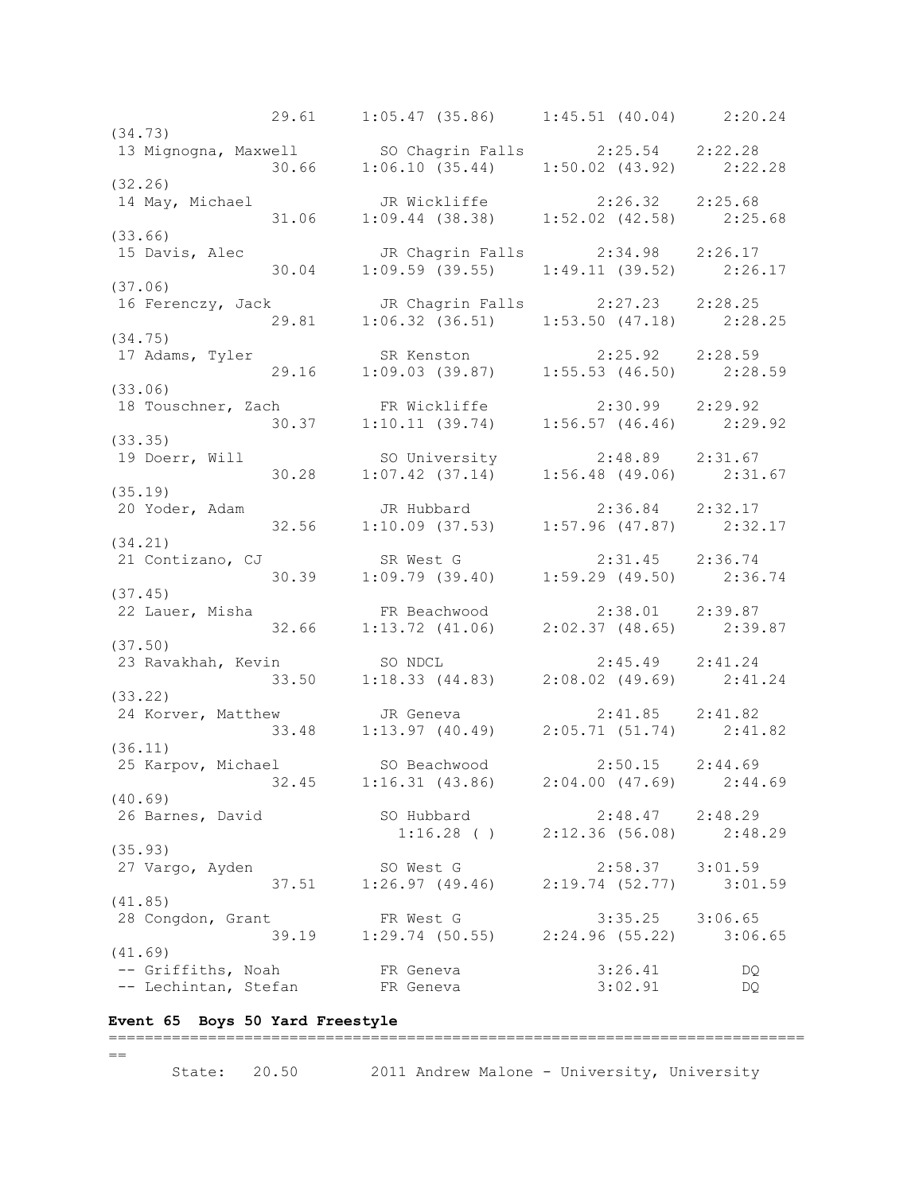```
                29.61    1:05.47 (35.86)    1:45.51 (40.04)    2:20.24
(34.73)
 13 Mignogna, Maxwell        SO Chagrin Falls        2:25.54   2:22.28
                30.66    1:06.10 (35.44)    1:50.02 (43.92)    2:22.28
(32.26)
 14 May, Michael             JR Wickliffe            2:26.32   2:25.68
                31.06    1:09.44 (38.38)    1:52.02 (42.58)    2:25.68
(33.66)
 15 Davis, Alec              JR Chagrin Falls        2:34.98   2:26.17
                30.04    1:09.59 (39.55)    1:49.11 (39.52)    2:26.17
(37.06)
 16 Ferenczy, Jack           JR Chagrin Falls        2:27.23   2:28.25
                29.81    1:06.32 (36.51)    1:53.50 (47.18)    2:28.25
(34.75)
 17 Adams, Tyler             SR Kenston              2:25.92   2:28.59
                29.16    1:09.03 (39.87)    1:55.53 (46.50)    2:28.59
(33.06)
 18 Touschner, Zach          FR Wickliffe            2:30.99   2:29.92
                30.37    1:10.11 (39.74)    1:56.57 (46.46)    2:29.92
(33.35)
 19 Doerr, Will              SO University           2:48.89   2:31.67
                30.28    1:07.42 (37.14)    1:56.48 (49.06)    2:31.67
(35.19)
 20 Yoder, Adam              JR Hubbard              2:36.84   2:32.17
                32.56    1:10.09 (37.53)    1:57.96 (47.87)    2:32.17
(34.21)
 21 Contizano, CJ            SR West G               2:31.45   2:36.74
                30.39    1:09.79 (39.40)    1:59.29 (49.50)    2:36.74
(37.45)
 22 Lauer, Misha             FR Beachwood            2:38.01   2:39.87
                32.66    1:13.72 (41.06)    2:02.37 (48.65)    2:39.87
(37.50)
 23 Ravakhah, Kevin          SO NDCL                 2:45.49   2:41.24
                33.50    1:18.33 (44.83)    2:08.02 (49.69)    2:41.24
(33.22)
 24 Korver, Matthew          JR Geneva               2:41.85   2:41.82
                33.48    1:13.97 (40.49)    2:05.71 (51.74)    2:41.82
(36.11)
 25 Karpov, Michael          SO Beachwood            2:50.15   2:44.69
                32.45    1:16.31 (43.86)    2:04.00 (47.69)    2:44.69
(40.69)
 26 Barnes, David            SO Hubbard              2:48.47   2:48.29
                         1:16.28 ( )        2:12.36 (56.08)    2:48.29
(35.93)
 27 Vargo, Ayden             SO West G               2:58.37   3:01.59
                37.51    1:26.97 (49.46)    2:19.74 (52.77)    3:01.59
(41.85)
 28 Congdon, Grant           FR West G               3:35.25   3:06.65
                39.19    1:29.74 (50.55)    2:24.96 (55.22)    3:06.65
(41.69)
 -- Griffiths, Noah          FR Geneva               3:26.41        DQ
 -- Lechintan, Stefan        FR Geneva               3:02.91        DQ
```

**Event 65  Boys 50 Yard Freestyle**

```
===============================================================================
==
      State:  20.50       2011 Andrew Malone - University, University
```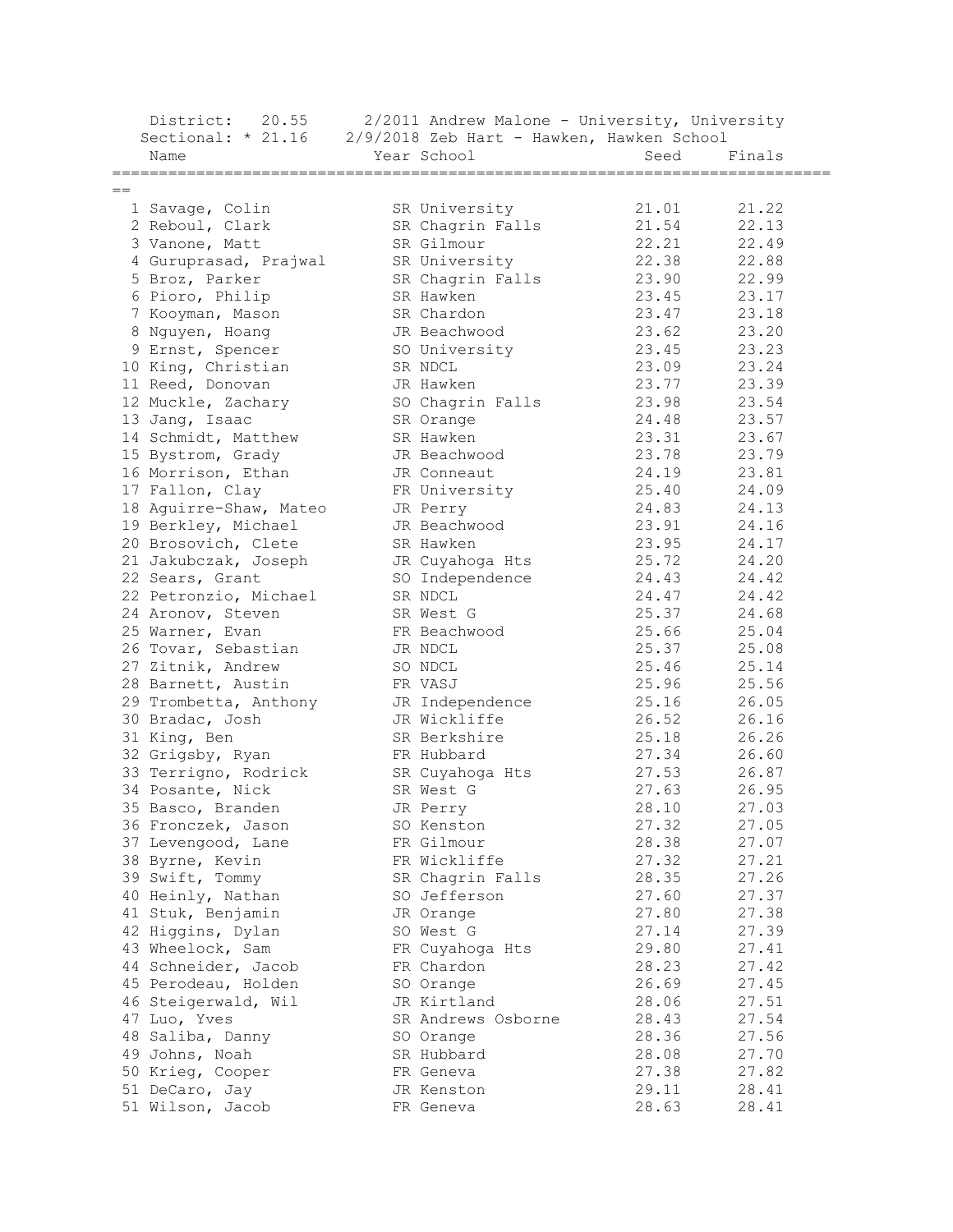District: 20.55 2/2011 Andrew Malone - University, University
Sectional: * 21.16 2/9/2018 Zeb Hart - Hawken, Hawken School

| Place | Name | Year | School | Seed | Finals |
|---|---|---|---|---|---|
| 1 | Savage, Colin | SR | University | 21.01 | 21.22 |
| 2 | Reboul, Clark | SR | Chagrin Falls | 21.54 | 22.13 |
| 3 | Vanone, Matt | SR | Gilmour | 22.21 | 22.49 |
| 4 | Guruprasad, Prajwal | SR | University | 22.38 | 22.88 |
| 5 | Broz, Parker | SR | Chagrin Falls | 23.90 | 22.99 |
| 6 | Pioro, Philip | SR | Hawken | 23.45 | 23.17 |
| 7 | Kooyman, Mason | SR | Chardon | 23.47 | 23.18 |
| 8 | Nguyen, Hoang | JR | Beachwood | 23.62 | 23.20 |
| 9 | Ernst, Spencer | SO | University | 23.45 | 23.23 |
| 10 | King, Christian | SR | NDCL | 23.09 | 23.24 |
| 11 | Reed, Donovan | JR | Hawken | 23.77 | 23.39 |
| 12 | Muckle, Zachary | SO | Chagrin Falls | 23.98 | 23.54 |
| 13 | Jang, Isaac | SR | Orange | 24.48 | 23.57 |
| 14 | Schmidt, Matthew | SR | Hawken | 23.31 | 23.67 |
| 15 | Bystrom, Grady | JR | Beachwood | 23.78 | 23.79 |
| 16 | Morrison, Ethan | JR | Conneaut | 24.19 | 23.81 |
| 17 | Fallon, Clay | FR | University | 25.40 | 24.09 |
| 18 | Aguirre-Shaw, Mateo | JR | Perry | 24.83 | 24.13 |
| 19 | Berkley, Michael | JR | Beachwood | 23.91 | 24.16 |
| 20 | Brosovich, Clete | SR | Hawken | 23.95 | 24.17 |
| 21 | Jakubczak, Joseph | JR | Cuyahoga Hts | 25.72 | 24.20 |
| 22 | Sears, Grant | SO | Independence | 24.43 | 24.42 |
| 22 | Petronzio, Michael | SR | NDCL | 24.47 | 24.42 |
| 24 | Aronov, Steven | SR | West G | 25.37 | 24.68 |
| 25 | Warner, Evan | FR | Beachwood | 25.66 | 25.04 |
| 26 | Tovar, Sebastian | JR | NDCL | 25.37 | 25.08 |
| 27 | Zitnik, Andrew | SO | NDCL | 25.46 | 25.14 |
| 28 | Barnett, Austin | FR | VASJ | 25.96 | 25.56 |
| 29 | Trombetta, Anthony | JR | Independence | 25.16 | 26.05 |
| 30 | Bradac, Josh | JR | Wickliffe | 26.52 | 26.16 |
| 31 | King, Ben | SR | Berkshire | 25.18 | 26.26 |
| 32 | Grigsby, Ryan | FR | Hubbard | 27.34 | 26.60 |
| 33 | Terrigno, Rodrick | SR | Cuyahoga Hts | 27.53 | 26.87 |
| 34 | Posante, Nick | SR | West G | 27.63 | 26.95 |
| 35 | Basco, Branden | JR | Perry | 28.10 | 27.03 |
| 36 | Fronczek, Jason | SO | Kenston | 27.32 | 27.05 |
| 37 | Levengood, Lane | FR | Gilmour | 28.38 | 27.07 |
| 38 | Byrne, Kevin | FR | Wickliffe | 27.32 | 27.21 |
| 39 | Swift, Tommy | SR | Chagrin Falls | 28.35 | 27.26 |
| 40 | Heinly, Nathan | SO | Jefferson | 27.60 | 27.37 |
| 41 | Stuk, Benjamin | JR | Orange | 27.80 | 27.38 |
| 42 | Higgins, Dylan | SO | West G | 27.14 | 27.39 |
| 43 | Wheelock, Sam | FR | Cuyahoga Hts | 29.80 | 27.41 |
| 44 | Schneider, Jacob | FR | Chardon | 28.23 | 27.42 |
| 45 | Perodeau, Holden | SO | Orange | 26.69 | 27.45 |
| 46 | Steigerwald, Wil | JR | Kirtland | 28.06 | 27.51 |
| 47 | Luo, Yves | SR | Andrews Osborne | 28.43 | 27.54 |
| 48 | Saliba, Danny | SO | Orange | 28.36 | 27.56 |
| 49 | Johns, Noah | SR | Hubbard | 28.08 | 27.70 |
| 50 | Krieg, Cooper | FR | Geneva | 27.38 | 27.82 |
| 51 | DeCaro, Jay | JR | Kenston | 29.11 | 28.41 |
| 51 | Wilson, Jacob | FR | Geneva | 28.63 | 28.41 |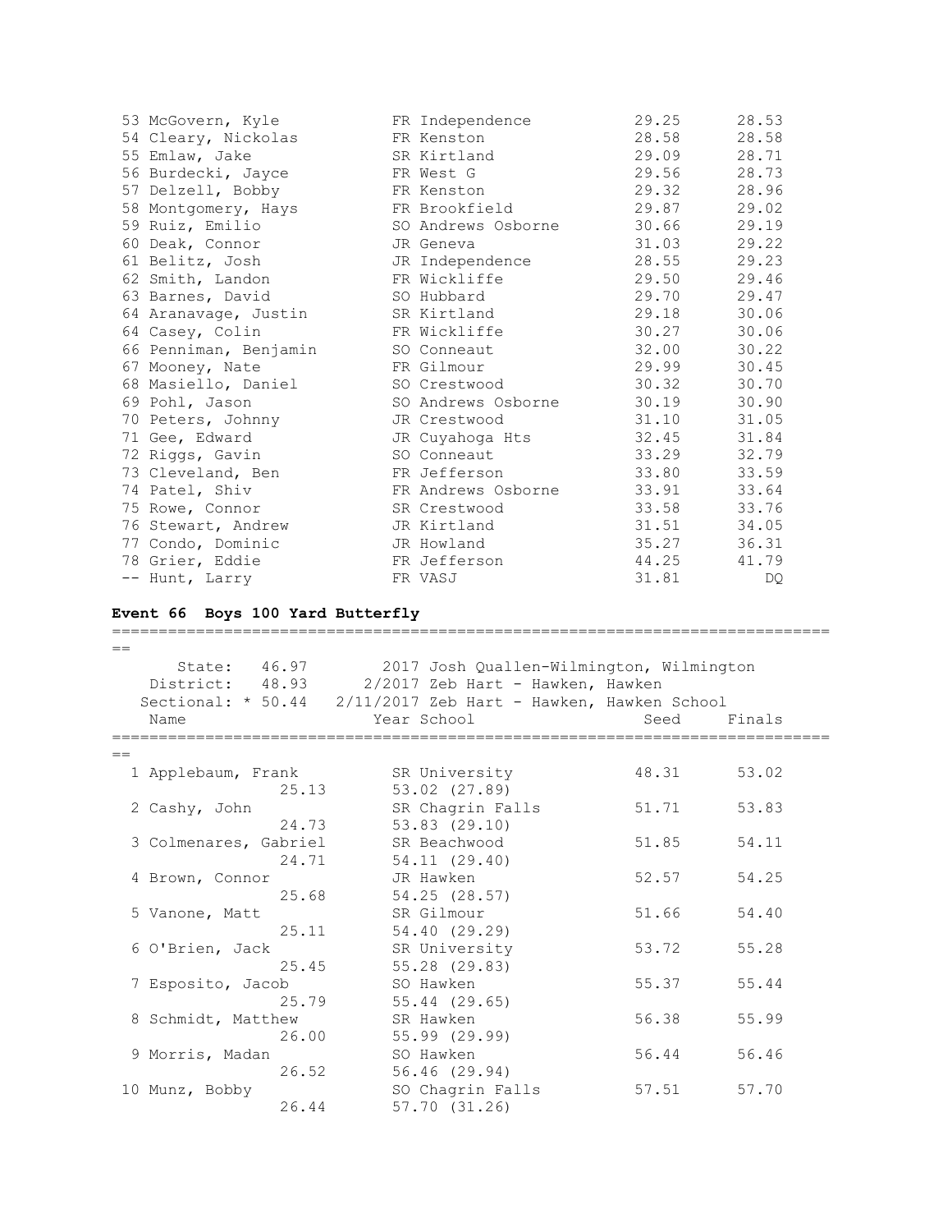| Place | Name | Year | School | Seed | Finals |
|---|---|---|---|---|---|
| 53 | McGovern, Kyle | FR | Independence | 29.25 | 28.53 |
| 54 | Cleary, Nickolas | FR | Kenston | 28.58 | 28.58 |
| 55 | Emlaw, Jake | SR | Kirtland | 29.09 | 28.71 |
| 56 | Burdecki, Jayce | FR | West G | 29.56 | 28.73 |
| 57 | Delzell, Bobby | FR | Kenston | 29.32 | 28.96 |
| 58 | Montgomery, Hays | FR | Brookfield | 29.87 | 29.02 |
| 59 | Ruiz, Emilio | SO | Andrews Osborne | 30.66 | 29.19 |
| 60 | Deak, Connor | JR | Geneva | 31.03 | 29.22 |
| 61 | Belitz, Josh | JR | Independence | 28.55 | 29.23 |
| 62 | Smith, Landon | FR | Wickliffe | 29.50 | 29.46 |
| 63 | Barnes, David | SO | Hubbard | 29.70 | 29.47 |
| 64 | Aranavage, Justin | SR | Kirtland | 29.18 | 30.06 |
| 64 | Casey, Colin | FR | Wickliffe | 30.27 | 30.06 |
| 66 | Penniman, Benjamin | SO | Conneaut | 32.00 | 30.22 |
| 67 | Mooney, Nate | FR | Gilmour | 29.99 | 30.45 |
| 68 | Masiello, Daniel | SO | Crestwood | 30.32 | 30.70 |
| 69 | Pohl, Jason | SO | Andrews Osborne | 30.19 | 30.90 |
| 70 | Peters, Johnny | JR | Crestwood | 31.10 | 31.05 |
| 71 | Gee, Edward | JR | Cuyahoga Hts | 32.45 | 31.84 |
| 72 | Riggs, Gavin | SO | Conneaut | 33.29 | 32.79 |
| 73 | Cleveland, Ben | FR | Jefferson | 33.80 | 33.59 |
| 74 | Patel, Shiv | FR | Andrews Osborne | 33.91 | 33.64 |
| 75 | Rowe, Connor | SR | Crestwood | 33.58 | 33.76 |
| 76 | Stewart, Andrew | JR | Kirtland | 31.51 | 34.05 |
| 77 | Condo, Dominic | JR | Howland | 35.27 | 36.31 |
| 78 | Grier, Eddie | FR | Jefferson | 44.25 | 41.79 |
| -- | Hunt, Larry | FR | VASJ | 31.81 | DQ |

**Event 66 Boys 100 Yard Butterfly**

State: 46.97 — 2017 Josh Quallen-Wilmington, Wilmington
District: 48.93 — 2/2017 Zeb Hart - Hawken, Hawken
Sectional: * 50.44 — 2/11/2017 Zeb Hart - Hawken, Hawken School

| Place | Name | Year | School | Seed | Finals | Splits |
|---|---|---|---|---|---|---|
| 1 | Applebaum, Frank | SR | University | 48.31 | 53.02 | 25.13, 53.02 (27.89) |
| 2 | Cashy, John | SR | Chagrin Falls | 51.71 | 53.83 | 24.73, 53.83 (29.10) |
| 3 | Colmenares, Gabriel | SR | Beachwood | 51.85 | 54.11 | 24.71, 54.11 (29.40) |
| 4 | Brown, Connor | JR | Hawken | 52.57 | 54.25 | 25.68, 54.25 (28.57) |
| 5 | Vanone, Matt | SR | Gilmour | 51.66 | 54.40 | 25.11, 54.40 (29.29) |
| 6 | O'Brien, Jack | SR | University | 53.72 | 55.28 | 25.45, 55.28 (29.83) |
| 7 | Esposito, Jacob | SO | Hawken | 55.37 | 55.44 | 25.79, 55.44 (29.65) |
| 8 | Schmidt, Matthew | SR | Hawken | 56.38 | 55.99 | 26.00, 55.99 (29.99) |
| 9 | Morris, Madan | SO | Hawken | 56.44 | 56.46 | 26.52, 56.46 (29.94) |
| 10 | Munz, Bobby | SO | Chagrin Falls | 57.51 | 57.70 | 26.44, 57.70 (31.26) |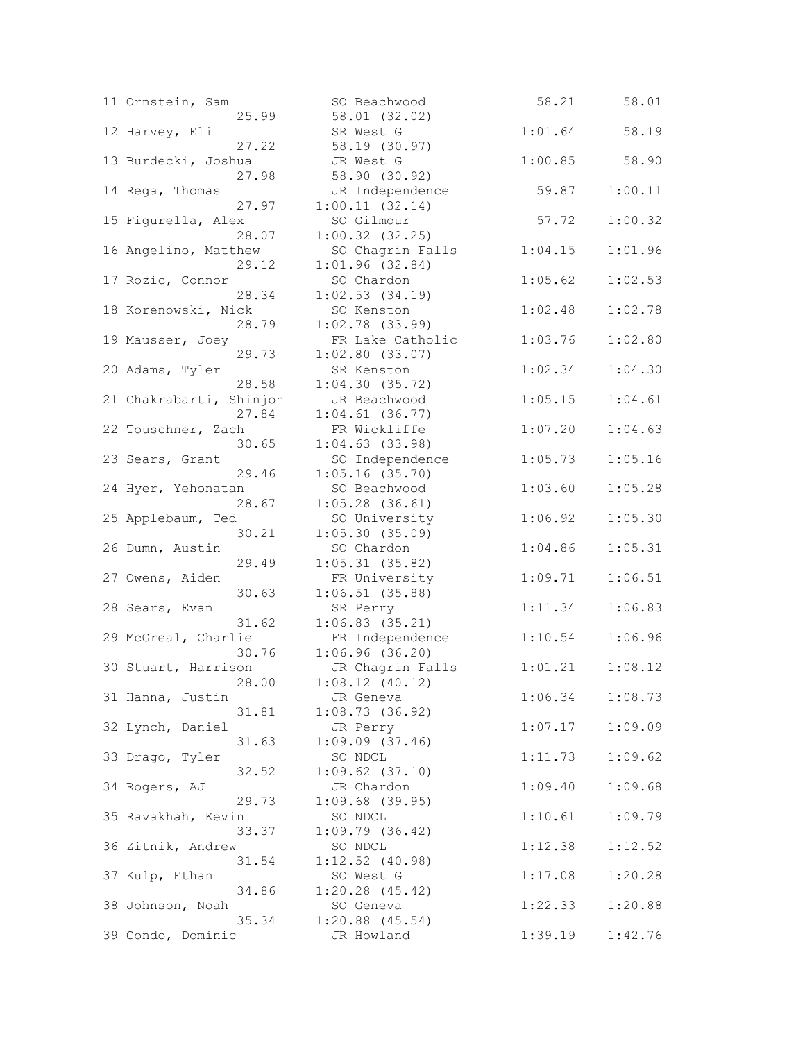```
11 Ornstein, Sam              SO Beachwood             58.21      58.01
                   25.99      58.01 (32.02)
12 Harvey, Eli                SR West G              1:01.64      58.19
                   27.22      58.19 (30.97)
13 Burdecki, Joshua           JR West G              1:00.85      58.90
                   27.98      58.90 (30.92)
14 Rega, Thomas               JR Independence          59.87    1:00.11
                   27.97    1:00.11 (32.14)
15 Figurella, Alex            SO Gilmour               57.72    1:00.32
                   28.07    1:00.32 (32.25)
16 Angelino, Matthew          SO Chagrin Falls       1:04.15    1:01.96
                   29.12    1:01.96 (32.84)
17 Rozic, Connor              SO Chardon             1:05.62    1:02.53
                   28.34    1:02.53 (34.19)
18 Korenowski, Nick           SO Kenston             1:02.48    1:02.78
                   28.79    1:02.78 (33.99)
19 Mausser, Joey              FR Lake Catholic       1:03.76    1:02.80
                   29.73    1:02.80 (33.07)
20 Adams, Tyler               SR Kenston             1:02.34    1:04.30
                   28.58    1:04.30 (35.72)
21 Chakrabarti, Shinjon       JR Beachwood           1:05.15    1:04.61
                   27.84    1:04.61 (36.77)
22 Touschner, Zach            FR Wickliffe           1:07.20    1:04.63
                   30.65    1:04.63 (33.98)
23 Sears, Grant               SO Independence        1:05.73    1:05.16
                   29.46    1:05.16 (35.70)
24 Hyer, Yehonatan            SO Beachwood           1:03.60    1:05.28
                   28.67    1:05.28 (36.61)
25 Applebaum, Ted             SO University          1:06.92    1:05.30
                   30.21    1:05.30 (35.09)
26 Dumn, Austin               SO Chardon             1:04.86    1:05.31
                   29.49    1:05.31 (35.82)
27 Owens, Aiden               FR University          1:09.71    1:06.51
                   30.63    1:06.51 (35.88)
28 Sears, Evan                SR Perry               1:11.34    1:06.83
                   31.62    1:06.83 (35.21)
29 McGreal, Charlie           FR Independence        1:10.54    1:06.96
                   30.76    1:06.96 (36.20)
30 Stuart, Harrison           JR Chagrin Falls       1:01.21    1:08.12
                   28.00    1:08.12 (40.12)
31 Hanna, Justin              JR Geneva              1:06.34    1:08.73
                   31.81    1:08.73 (36.92)
32 Lynch, Daniel              JR Perry               1:07.17    1:09.09
                   31.63    1:09.09 (37.46)
33 Drago, Tyler               SO NDCL                1:11.73    1:09.62
                   32.52    1:09.62 (37.10)
34 Rogers, AJ                 JR Chardon             1:09.40    1:09.68
                   29.73    1:09.68 (39.95)
35 Ravakhah, Kevin            SO NDCL                1:10.61    1:09.79
                   33.37    1:09.79 (36.42)
36 Zitnik, Andrew             SO NDCL                1:12.38    1:12.52
                   31.54    1:12.52 (40.98)
37 Kulp, Ethan                SO West G              1:17.08    1:20.28
                   34.86    1:20.28 (45.42)
38 Johnson, Noah              SO Geneva              1:22.33    1:20.88
                   35.34    1:20.88 (45.54)
39 Condo, Dominic             JR Howland             1:39.19    1:42.76
```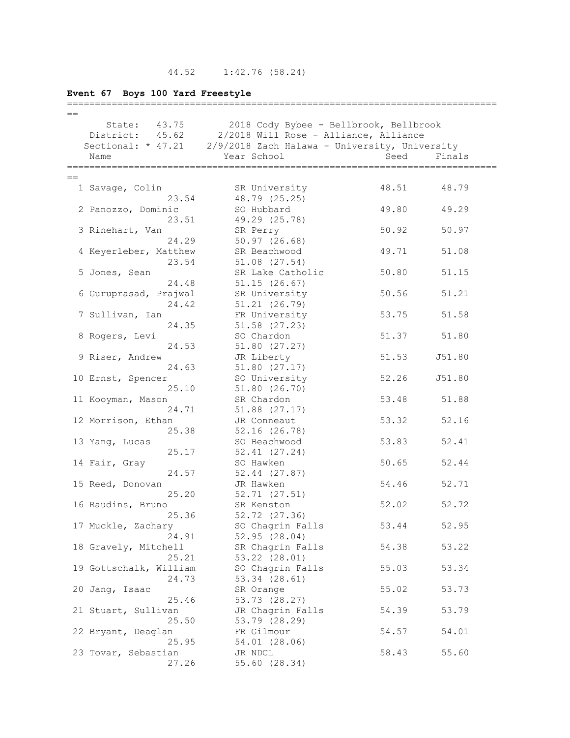44.52 1:42.76 (58.24)

**Event 67 Boys 100 Yard Freestyle**

State: 43.75 2018 Cody Bybee - Bellbrook, Bellbrook
District: 45.62 2/2018 Will Rose - Alliance, Alliance
Sectional: * 47.21 2/9/2018 Zach Halawa - University, University

| | Name | Year | School | Seed | Finals |
|---|---|---|---|---|---|
| 1 | Savage, Colin | SR | University | 48.51 | 48.79 |
| | 23.54 | | 48.79 (25.25) | | |
| 2 | Panozzo, Dominic | SO | Hubbard | 49.80 | 49.29 |
| | 23.51 | | 49.29 (25.78) | | |
| 3 | Rinehart, Van | SR | Perry | 50.92 | 50.97 |
| | 24.29 | | 50.97 (26.68) | | |
| 4 | Keyerleber, Matthew | SR | Beachwood | 49.71 | 51.08 |
| | 23.54 | | 51.08 (27.54) | | |
| 5 | Jones, Sean | SR | Lake Catholic | 50.80 | 51.15 |
| | 24.48 | | 51.15 (26.67) | | |
| 6 | Guruprasad, Prajwal | SR | University | 50.56 | 51.21 |
| | 24.42 | | 51.21 (26.79) | | |
| 7 | Sullivan, Ian | FR | University | 53.75 | 51.58 |
| | 24.35 | | 51.58 (27.23) | | |
| 8 | Rogers, Levi | SO | Chardon | 51.37 | 51.80 |
| | 24.53 | | 51.80 (27.27) | | |
| 9 | Riser, Andrew | JR | Liberty | 51.53 | J51.80 |
| | 24.63 | | 51.80 (27.17) | | |
| 10 | Ernst, Spencer | SO | University | 52.26 | J51.80 |
| | 25.10 | | 51.80 (26.70) | | |
| 11 | Kooyman, Mason | SR | Chardon | 53.48 | 51.88 |
| | 24.71 | | 51.88 (27.17) | | |
| 12 | Morrison, Ethan | JR | Conneaut | 53.32 | 52.16 |
| | 25.38 | | 52.16 (26.78) | | |
| 13 | Yang, Lucas | SO | Beachwood | 53.83 | 52.41 |
| | 25.17 | | 52.41 (27.24) | | |
| 14 | Fair, Gray | SO | Hawken | 50.65 | 52.44 |
| | 24.57 | | 52.44 (27.87) | | |
| 15 | Reed, Donovan | JR | Hawken | 54.46 | 52.71 |
| | 25.20 | | 52.71 (27.51) | | |
| 16 | Raudins, Bruno | SR | Kenston | 52.02 | 52.72 |
| | 25.36 | | 52.72 (27.36) | | |
| 17 | Muckle, Zachary | SO | Chagrin Falls | 53.44 | 52.95 |
| | 24.91 | | 52.95 (28.04) | | |
| 18 | Gravely, Mitchell | SR | Chagrin Falls | 54.38 | 53.22 |
| | 25.21 | | 53.22 (28.01) | | |
| 19 | Gottschalk, William | SO | Chagrin Falls | 55.03 | 53.34 |
| | 24.73 | | 53.34 (28.61) | | |
| 20 | Jang, Isaac | SR | Orange | 55.02 | 53.73 |
| | 25.46 | | 53.73 (28.27) | | |
| 21 | Stuart, Sullivan | JR | Chagrin Falls | 54.39 | 53.79 |
| | 25.50 | | 53.79 (28.29) | | |
| 22 | Bryant, Deaglan | FR | Gilmour | 54.57 | 54.01 |
| | 25.95 | | 54.01 (28.06) | | |
| 23 | Tovar, Sebastian | JR | NDCL | 58.43 | 55.60 |
| | 27.26 | | 55.60 (28.34) | | |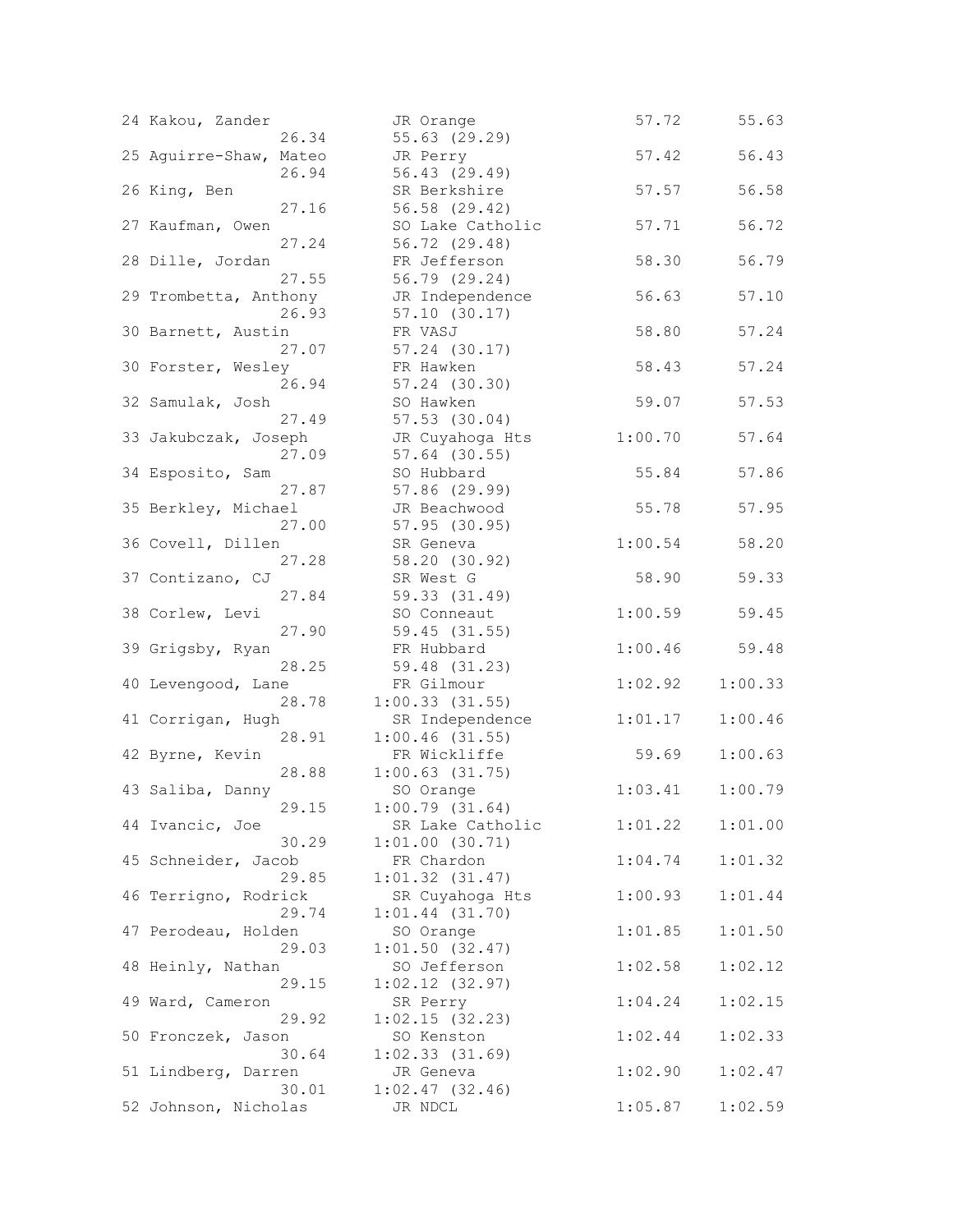```
 24 Kakou, Zander              JR Orange                57.72      55.63 
                    26.34         55.63 (29.29)
 25 Aguirre-Shaw, Mateo        JR Perry                 57.42      56.43 
                    26.94         56.43 (29.49)
 26 King, Ben                  SR Berkshire             57.57      56.58 
                    27.16         56.58 (29.42)
 27 Kaufman, Owen              SO Lake Catholic         57.71      56.72 
                    27.24         56.72 (29.48)
 28 Dille, Jordan              FR Jefferson             58.30      56.79 
                    27.55         56.79 (29.24)
 29 Trombetta, Anthony         JR Independence          56.63      57.10 
                    26.93         57.10 (30.17)
 30 Barnett, Austin            FR VASJ                  58.80      57.24 
                    27.07         57.24 (30.17)
 30 Forster, Wesley            FR Hawken                58.43      57.24 
                    26.94         57.24 (30.30)
 32 Samulak, Josh              SO Hawken                59.07      57.53 
                    27.49         57.53 (30.04)
 33 Jakubczak, Joseph          JR Cuyahoga Hts        1:00.70      57.64 
                    27.09         57.64 (30.55)
 34 Esposito, Sam              SO Hubbard               55.84      57.86 
                    27.87         57.86 (29.99)
 35 Berkley, Michael           JR Beachwood             55.78      57.95 
                    27.00         57.95 (30.95)
 36 Covell, Dillen             SR Geneva              1:00.54      58.20 
                    27.28         58.20 (30.92)
 37 Contizano, CJ              SR West G                58.90      59.33 
                    27.84         59.33 (31.49)
 38 Corlew, Levi               SO Conneaut            1:00.59      59.45 
                    27.90         59.45 (31.55)
 39 Grigsby, Ryan              FR Hubbard             1:00.46      59.48 
                    28.25         59.48 (31.23)
 40 Levengood, Lane            FR Gilmour             1:02.92    1:00.33 
                    28.78       1:00.33 (31.55)
 41 Corrigan, Hugh             SR Independence        1:01.17    1:00.46 
                    28.91       1:00.46 (31.55)
 42 Byrne, Kevin               FR Wickliffe             59.69    1:00.63 
                    28.88       1:00.63 (31.75)
 43 Saliba, Danny              SO Orange              1:03.41    1:00.79 
                    29.15       1:00.79 (31.64)
 44 Ivancic, Joe               SR Lake Catholic       1:01.22    1:01.00 
                    30.29       1:01.00 (30.71)
 45 Schneider, Jacob           FR Chardon             1:04.74    1:01.32 
                    29.85       1:01.32 (31.47)
 46 Terrigno, Rodrick          SR Cuyahoga Hts        1:00.93    1:01.44 
                    29.74       1:01.44 (31.70)
 47 Perodeau, Holden           SO Orange              1:01.85    1:01.50 
                    29.03       1:01.50 (32.47)
 48 Heinly, Nathan             SO Jefferson           1:02.58    1:02.12 
                    29.15       1:02.12 (32.97)
 49 Ward, Cameron              SR Perry               1:04.24    1:02.15 
                    29.92       1:02.15 (32.23)
 50 Fronczek, Jason            SO Kenston             1:02.44    1:02.33 
                    30.64       1:02.33 (31.69)
 51 Lindberg, Darren           JR Geneva              1:02.90    1:02.47 
                    30.01       1:02.47 (32.46)
 52 Johnson, Nicholas          JR NDCL                1:05.87    1:02.59 
```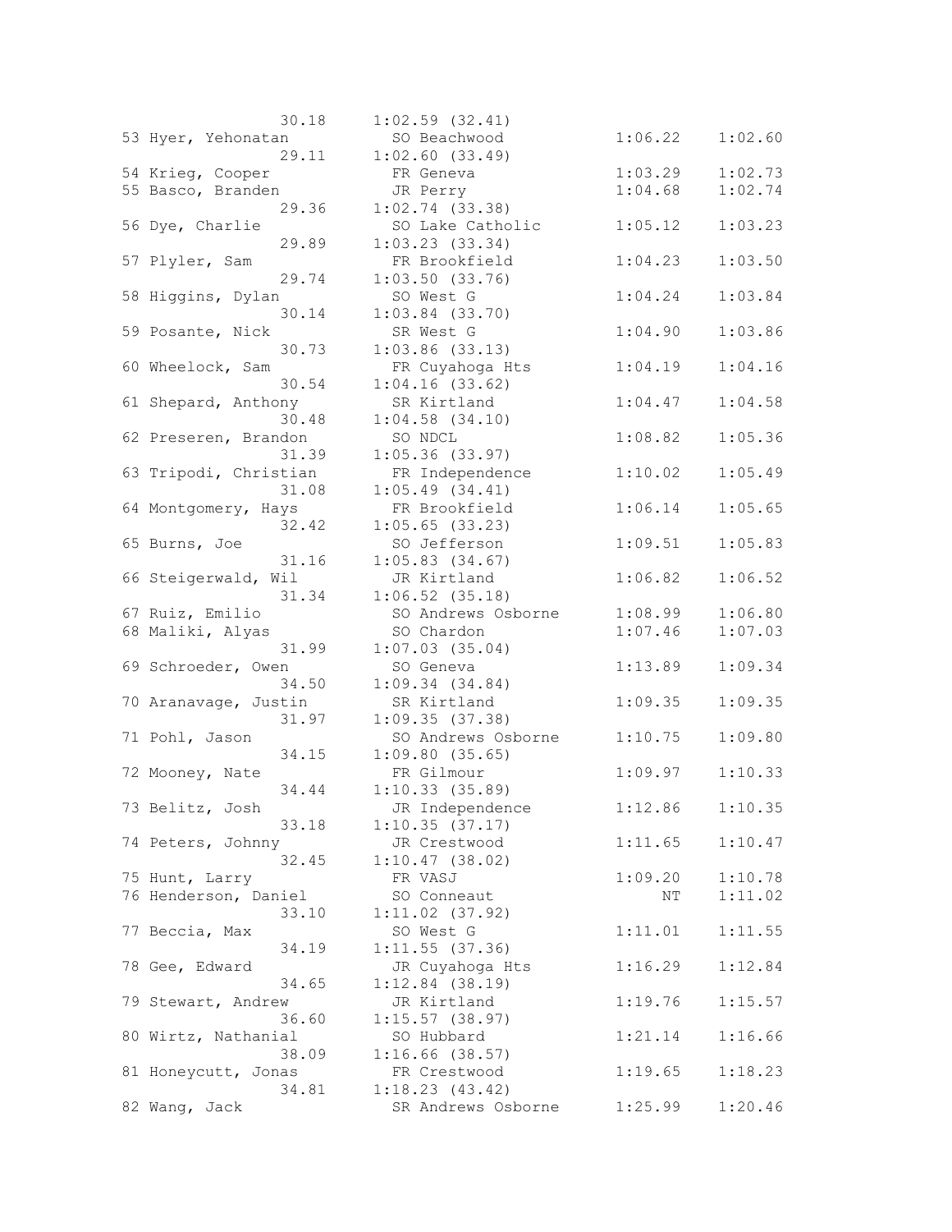```
                 30.18     1:02.59 (32.41)
 53 Hyer, Yehonatan         SO Beachwood            1:06.22    1:02.60
                 29.11     1:02.60 (33.49)
 54 Krieg, Cooper           FR Geneva               1:03.29    1:02.73
 55 Basco, Branden          JR Perry                1:04.68    1:02.74
                 29.36     1:02.74 (33.38)
 56 Dye, Charlie            SO Lake Catholic        1:05.12    1:03.23
                 29.89     1:03.23 (33.34)
 57 Plyler, Sam             FR Brookfield           1:04.23    1:03.50
                 29.74     1:03.50 (33.76)
 58 Higgins, Dylan          SO West G               1:04.24    1:03.84
                 30.14     1:03.84 (33.70)
 59 Posante, Nick           SR West G               1:04.90    1:03.86
                 30.73     1:03.86 (33.13)
 60 Wheelock, Sam           FR Cuyahoga Hts         1:04.19    1:04.16
                 30.54     1:04.16 (33.62)
 61 Shepard, Anthony        SR Kirtland             1:04.47    1:04.58
                 30.48     1:04.58 (34.10)
 62 Preseren, Brandon       SO NDCL                 1:08.82    1:05.36
                 31.39     1:05.36 (33.97)
 63 Tripodi, Christian      FR Independence         1:10.02    1:05.49
                 31.08     1:05.49 (34.41)
 64 Montgomery, Hays        FR Brookfield           1:06.14    1:05.65
                 32.42     1:05.65 (33.23)
 65 Burns, Joe              SO Jefferson            1:09.51    1:05.83
                 31.16     1:05.83 (34.67)
 66 Steigerwald, Wil        JR Kirtland             1:06.82    1:06.52
                 31.34     1:06.52 (35.18)
 67 Ruiz, Emilio            SO Andrews Osborne      1:08.99    1:06.80
 68 Maliki, Alyas           SO Chardon              1:07.46    1:07.03
                 31.99     1:07.03 (35.04)
 69 Schroeder, Owen         SO Geneva               1:13.89    1:09.34
                 34.50     1:09.34 (34.84)
 70 Aranavage, Justin       SR Kirtland             1:09.35    1:09.35
                 31.97     1:09.35 (37.38)
 71 Pohl, Jason             SO Andrews Osborne      1:10.75    1:09.80
                 34.15     1:09.80 (35.65)
 72 Mooney, Nate            FR Gilmour              1:09.97    1:10.33
                 34.44     1:10.33 (35.89)
 73 Belitz, Josh            JR Independence         1:12.86    1:10.35
                 33.18     1:10.35 (37.17)
 74 Peters, Johnny          JR Crestwood            1:11.65    1:10.47
                 32.45     1:10.47 (38.02)
 75 Hunt, Larry             FR VASJ                 1:09.20    1:10.78
 76 Henderson, Daniel       SO Conneaut                  NT    1:11.02
                 33.10     1:11.02 (37.92)
 77 Beccia, Max             SO West G               1:11.01    1:11.55
                 34.19     1:11.55 (37.36)
 78 Gee, Edward             JR Cuyahoga Hts         1:16.29    1:12.84
                 34.65     1:12.84 (38.19)
 79 Stewart, Andrew         JR Kirtland             1:19.76    1:15.57
                 36.60     1:15.57 (38.97)
 80 Wirtz, Nathanial        SO Hubbard              1:21.14    1:16.66
                 38.09     1:16.66 (38.57)
 81 Honeycutt, Jonas        FR Crestwood            1:19.65    1:18.23
                 34.81     1:18.23 (43.42)
 82 Wang, Jack              SR Andrews Osborne      1:25.99    1:20.46
```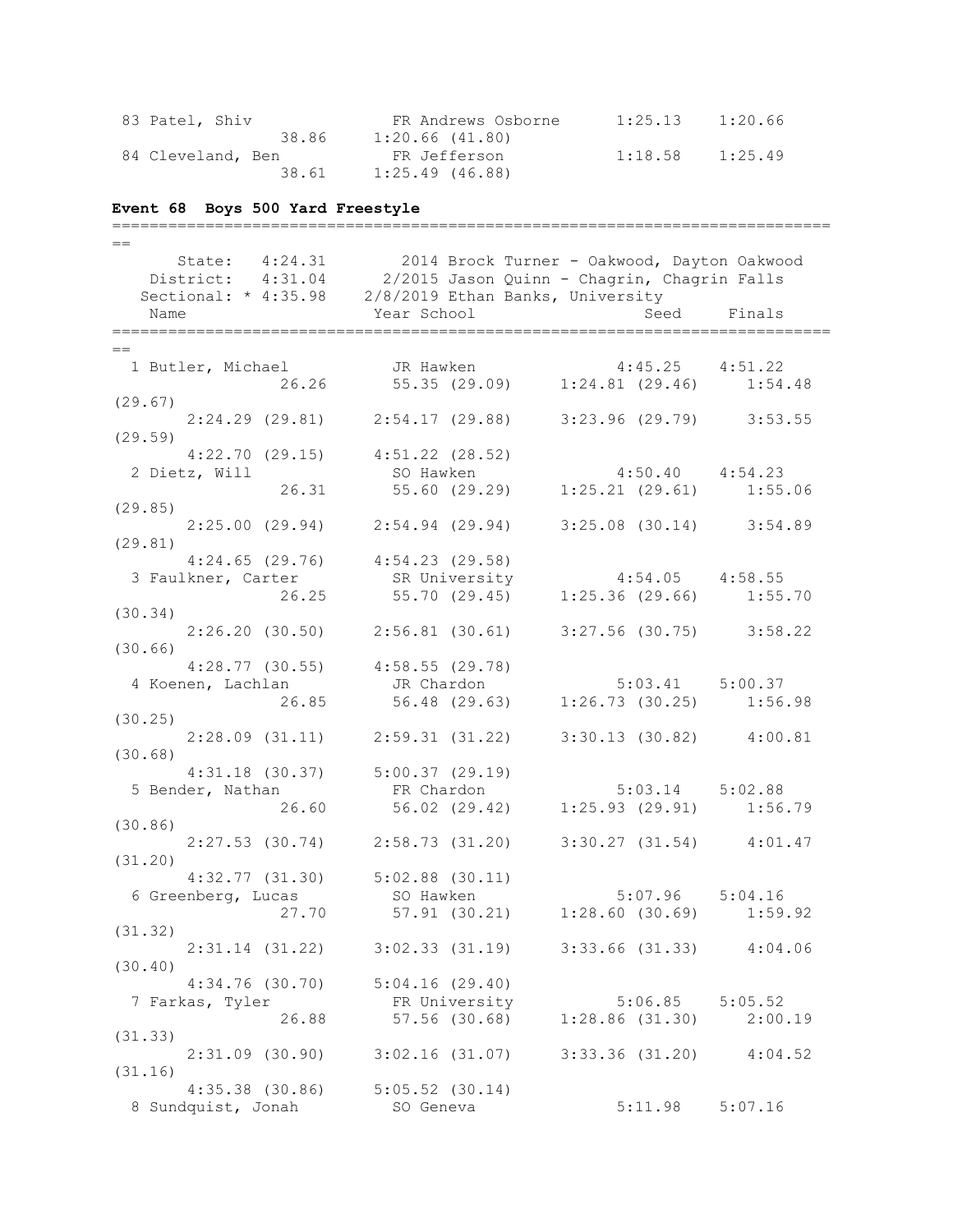```
 83 Patel, Shiv                 FR Andrews Osborne      1:25.13    1:20.66
                  38.86     1:20.66 (41.80)
 84 Cleveland, Ben              FR Jefferson            1:18.58    1:25.49
                  38.61     1:25.49 (46.88)
```

### Event 68 Boys 500 Yard Freestyle

```
===============================================================================
      State:   4:24.31       2014 Brock Turner - Oakwood, Dayton Oakwood
   District:   4:31.04      2/2015 Jason Quinn - Chagrin, Chagrin Falls
  Sectional: * 4:35.98    2/8/2019 Ethan Banks, University
    Name                    Year School                   Seed     Finals
===============================================================================
  1 Butler, Michael         JR Hawken                  4:45.25    4:51.22
                 26.26        55.35 (29.09)     1:24.81 (29.46)     1:54.48 (29.67)
       2:24.29 (29.81)    2:54.17 (29.88)     3:23.96 (29.79)     3:53.55 (29.59)
       4:22.70 (29.15)    4:51.22 (28.52)
  2 Dietz, Will             SO Hawken                  4:50.40    4:54.23
                 26.31        55.60 (29.29)     1:25.21 (29.61)     1:55.06 (29.85)
       2:25.00 (29.94)    2:54.94 (29.94)     3:25.08 (30.14)     3:54.89 (29.81)
       4:24.65 (29.76)    4:54.23 (29.58)
  3 Faulkner, Carter        SR University              4:54.05    4:58.55
                 26.25        55.70 (29.45)     1:25.36 (29.66)     1:55.70 (30.34)
       2:26.20 (30.50)    2:56.81 (30.61)     3:27.56 (30.75)     3:58.22 (30.66)
       4:28.77 (30.55)    4:58.55 (29.78)
  4 Koenen, Lachlan         JR Chardon                 5:03.41    5:00.37
                 26.85        56.48 (29.63)     1:26.73 (30.25)     1:56.98 (30.25)
       2:28.09 (31.11)    2:59.31 (31.22)     3:30.13 (30.82)     4:00.81 (30.68)
       4:31.18 (30.37)    5:00.37 (29.19)
  5 Bender, Nathan          FR Chardon                 5:03.14    5:02.88
                 26.60        56.02 (29.42)     1:25.93 (29.91)     1:56.79 (30.86)
       2:27.53 (30.74)    2:58.73 (31.20)     3:30.27 (31.54)     4:01.47 (31.20)
       4:32.77 (31.30)    5:02.88 (30.11)
  6 Greenberg, Lucas        SO Hawken                  5:07.96    5:04.16
                 27.70        57.91 (30.21)     1:28.60 (30.69)     1:59.92 (31.32)
       2:31.14 (31.22)    3:02.33 (31.19)     3:33.66 (31.33)     4:04.06 (30.40)
       4:34.76 (30.70)    5:04.16 (29.40)
  7 Farkas, Tyler           FR University              5:06.85    5:05.52
                 26.88        57.56 (30.68)     1:28.86 (31.30)     2:00.19 (31.33)
       2:31.09 (30.90)    3:02.16 (31.07)     3:33.36 (31.20)     4:04.52 (31.16)
       4:35.38 (30.86)    5:05.52 (30.14)
  8 Sundquist, Jonah        SO Geneva                  5:11.98    5:07.16
```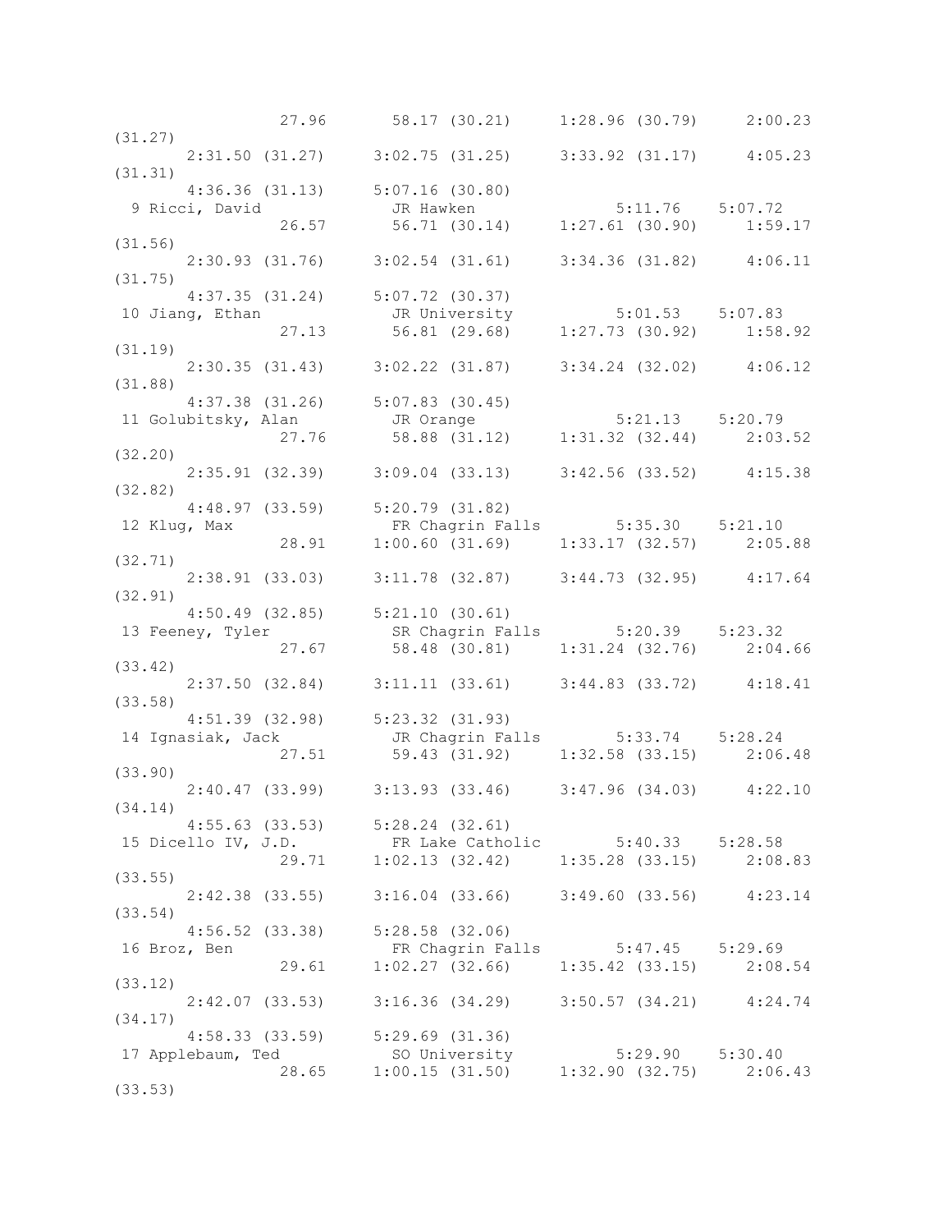```
                27.96      58.17 (30.21)     1:28.96 (30.79)     2:00.23
(31.27)
       2:31.50 (31.27)     3:02.75 (31.25)     3:33.92 (31.17)     4:05.23
(31.31)
       4:36.36 (31.13)     5:07.16 (30.80)
  9 Ricci, David            JR Hawken               5:11.76    5:07.72
                26.57      56.71 (30.14)     1:27.61 (30.90)     1:59.17
(31.56)
       2:30.93 (31.76)     3:02.54 (31.61)     3:34.36 (31.82)     4:06.11
(31.75)
       4:37.35 (31.24)     5:07.72 (30.37)
 10 Jiang, Ethan            JR University           5:01.53    5:07.83
                27.13      56.81 (29.68)     1:27.73 (30.92)     1:58.92
(31.19)
       2:30.35 (31.43)     3:02.22 (31.87)     3:34.24 (32.02)     4:06.12
(31.88)
       4:37.38 (31.26)     5:07.83 (30.45)
 11 Golubitsky, Alan        JR Orange               5:21.13    5:20.79
                27.76      58.88 (31.12)     1:31.32 (32.44)     2:03.52
(32.20)
       2:35.91 (32.39)     3:09.04 (33.13)     3:42.56 (33.52)     4:15.38
(32.82)
       4:48.97 (33.59)     5:20.79 (31.82)
 12 Klug, Max               FR Chagrin Falls        5:35.30    5:21.10
                28.91    1:00.60 (31.69)     1:33.17 (32.57)     2:05.88
(32.71)
       2:38.91 (33.03)     3:11.78 (32.87)     3:44.73 (32.95)     4:17.64
(32.91)
       4:50.49 (32.85)     5:21.10 (30.61)
 13 Feeney, Tyler           SR Chagrin Falls        5:20.39    5:23.32
                27.67      58.48 (30.81)     1:31.24 (32.76)     2:04.66
(33.42)
       2:37.50 (32.84)     3:11.11 (33.61)     3:44.83 (33.72)     4:18.41
(33.58)
       4:51.39 (32.98)     5:23.32 (31.93)
 14 Ignasiak, Jack          JR Chagrin Falls        5:33.74    5:28.24
                27.51      59.43 (31.92)     1:32.58 (33.15)     2:06.48
(33.90)
       2:40.47 (33.99)     3:13.93 (33.46)     3:47.96 (34.03)     4:22.10
(34.14)
       4:55.63 (33.53)     5:28.24 (32.61)
 15 Dicello IV, J.D.        FR Lake Catholic        5:40.33    5:28.58
                29.71    1:02.13 (32.42)     1:35.28 (33.15)     2:08.83
(33.55)
       2:42.38 (33.55)     3:16.04 (33.66)     3:49.60 (33.56)     4:23.14
(33.54)
       4:56.52 (33.38)     5:28.58 (32.06)
 16 Broz, Ben               FR Chagrin Falls        5:47.45    5:29.69
                29.61    1:02.27 (32.66)     1:35.42 (33.15)     2:08.54
(33.12)
       2:42.07 (33.53)     3:16.36 (34.29)     3:50.57 (34.21)     4:24.74
(34.17)
       4:58.33 (33.59)     5:29.69 (31.36)
 17 Applebaum, Ted          SO University           5:29.90    5:30.40
                28.65    1:00.15 (31.50)     1:32.90 (32.75)     2:06.43
(33.53)
```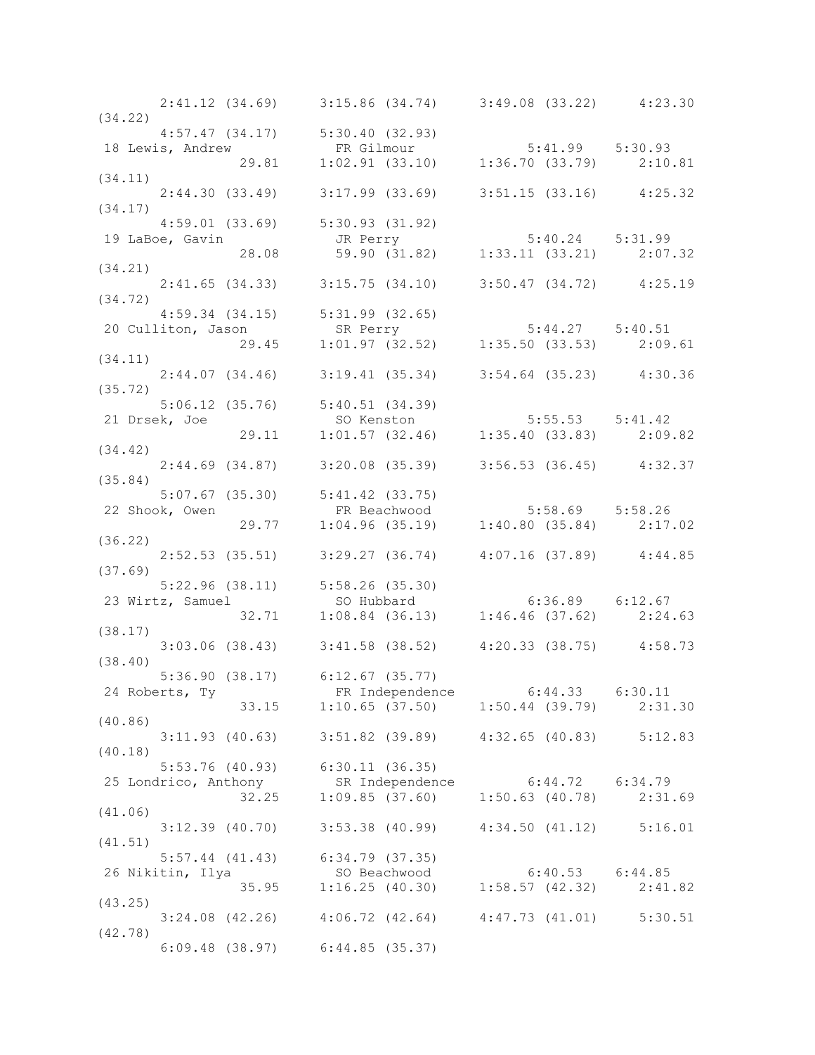```
      2:41.12 (34.69)    3:15.86 (34.74)    3:49.08 (33.22)    4:23.30
(34.22)
      4:57.47 (34.17)    5:30.40 (32.93)
 18 Lewis, Andrew          FR Gilmour              5:41.99   5:30.93
             29.81    1:02.91 (33.10)    1:36.70 (33.79)    2:10.81
(34.11)
      2:44.30 (33.49)    3:17.99 (33.69)    3:51.15 (33.16)    4:25.32
(34.17)
      4:59.01 (33.69)    5:30.93 (31.92)
 19 LaBoe, Gavin           JR Perry                5:40.24   5:31.99
             28.08      59.90 (31.82)    1:33.11 (33.21)    2:07.32
(34.21)
      2:41.65 (34.33)    3:15.75 (34.10)    3:50.47 (34.72)    4:25.19
(34.72)
      4:59.34 (34.15)    5:31.99 (32.65)
 20 Culliton, Jason        SR Perry                5:44.27   5:40.51
             29.45    1:01.97 (32.52)    1:35.50 (33.53)    2:09.61
(34.11)
      2:44.07 (34.46)    3:19.41 (35.34)    3:54.64 (35.23)    4:30.36
(35.72)
      5:06.12 (35.76)    5:40.51 (34.39)
 21 Drsek, Joe             SO Kenston              5:55.53   5:41.42
             29.11    1:01.57 (32.46)    1:35.40 (33.83)    2:09.82
(34.42)
      2:44.69 (34.87)    3:20.08 (35.39)    3:56.53 (36.45)    4:32.37
(35.84)
      5:07.67 (35.30)    5:41.42 (33.75)
 22 Shook, Owen            FR Beachwood            5:58.69   5:58.26
             29.77    1:04.96 (35.19)    1:40.80 (35.84)    2:17.02
(36.22)
      2:52.53 (35.51)    3:29.27 (36.74)    4:07.16 (37.89)    4:44.85
(37.69)
      5:22.96 (38.11)    5:58.26 (35.30)
 23 Wirtz, Samuel          SO Hubbard              6:36.89   6:12.67
             32.71    1:08.84 (36.13)    1:46.46 (37.62)    2:24.63
(38.17)
      3:03.06 (38.43)    3:41.58 (38.52)    4:20.33 (38.75)    4:58.73
(38.40)
      5:36.90 (38.17)    6:12.67 (35.77)
 24 Roberts, Ty            FR Independence         6:44.33   6:30.11
             33.15    1:10.65 (37.50)    1:50.44 (39.79)    2:31.30
(40.86)
      3:11.93 (40.63)    3:51.82 (39.89)    4:32.65 (40.83)    5:12.83
(40.18)
      5:53.76 (40.93)    6:30.11 (36.35)
 25 Londrico, Anthony      SR Independence         6:44.72   6:34.79
             32.25    1:09.85 (37.60)    1:50.63 (40.78)    2:31.69
(41.06)
      3:12.39 (40.70)    3:53.38 (40.99)    4:34.50 (41.12)    5:16.01
(41.51)
      5:57.44 (41.43)    6:34.79 (37.35)
 26 Nikitin, Ilya          SO Beachwood            6:40.53   6:44.85
             35.95    1:16.25 (40.30)    1:58.57 (42.32)    2:41.82
(43.25)
      3:24.08 (42.26)    4:06.72 (42.64)    4:47.73 (41.01)    5:30.51
(42.78)
      6:09.48 (38.97)    6:44.85 (35.37)
```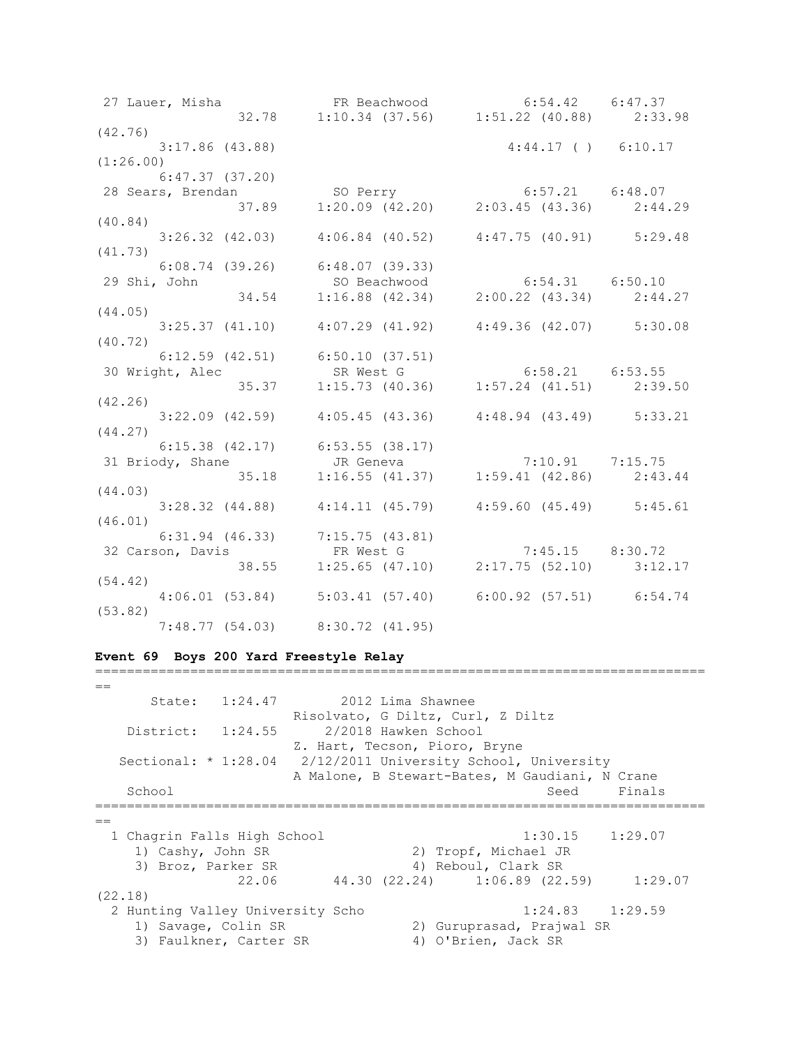```
 27 Lauer, Misha             FR Beachwood            6:54.42    6:47.37
                 32.78     1:10.34 (37.56)     1:51.22 (40.88)     2:33.98
(42.76)
       3:17.86 (43.88)                           4:44.17 ( )   6:10.17
(1:26.00)
       6:47.37 (37.20)
 28 Sears, Brendan           SO Perry                6:57.21    6:48.07
                 37.89     1:20.09 (42.20)     2:03.45 (43.36)     2:44.29
(40.84)
       3:26.32 (42.03)     4:06.84 (40.52)     4:47.75 (40.91)     5:29.48
(41.73)
       6:08.74 (39.26)     6:48.07 (39.33)
 29 Shi, John                SO Beachwood            6:54.31    6:50.10
                 34.54     1:16.88 (42.34)     2:00.22 (43.34)     2:44.27
(44.05)
       3:25.37 (41.10)     4:07.29 (41.92)     4:49.36 (42.07)     5:30.08
(40.72)
       6:12.59 (42.51)     6:50.10 (37.51)
 30 Wright, Alec             SR West G               6:58.21    6:53.55
                 35.37     1:15.73 (40.36)     1:57.24 (41.51)     2:39.50
(42.26)
       3:22.09 (42.59)     4:05.45 (43.36)     4:48.94 (43.49)     5:33.21
(44.27)
       6:15.38 (42.17)     6:53.55 (38.17)
 31 Briody, Shane            JR Geneva               7:10.91    7:15.75
                 35.18     1:16.55 (41.37)     1:59.41 (42.86)     2:43.44
(44.03)
       3:28.32 (44.88)     4:14.11 (45.79)     4:59.60 (45.49)     5:45.61
(46.01)
       6:31.94 (46.33)     7:15.75 (43.81)
 32 Carson, Davis            FR West G               7:45.15    8:30.72
                 38.55     1:25.65 (47.10)     2:17.75 (52.10)     3:12.17
(54.42)
       4:06.01 (53.84)     5:03.41 (57.40)     6:00.92 (57.51)     6:54.74
(53.82)
       7:48.77 (54.03)     8:30.72 (41.95)
```

**Event 69  Boys 200 Yard Freestyle Relay**

```
===============================================================================
==
      State:   1:24.47        2012 Lima Shawnee
                          Risolvato, G Diltz, Curl, Z Diltz
   District:   1:24.55      2/2018 Hawken School
                          Z. Hart, Tecson, Pioro, Bryne
  Sectional: * 1:28.04   2/12/2011 University School, University
                          A Malone, B Stewart-Bates, M Gaudiani, N Crane
   School                                                 Seed     Finals
===============================================================================
==
  1 Chagrin Falls High School                           1:30.15    1:29.07
     1) Cashy, John SR                  2) Tropf, Michael JR
     3) Broz, Parker SR                 4) Reboul, Clark SR
                 22.06       44.30 (22.24)     1:06.89 (22.59)     1:29.07
(22.18)
  2 Hunting Valley University Scho                      1:24.83    1:29.59
     1) Savage, Colin SR                2) Guruprasad, Prajwal SR
     3) Faulkner, Carter SR             4) O'Brien, Jack SR
```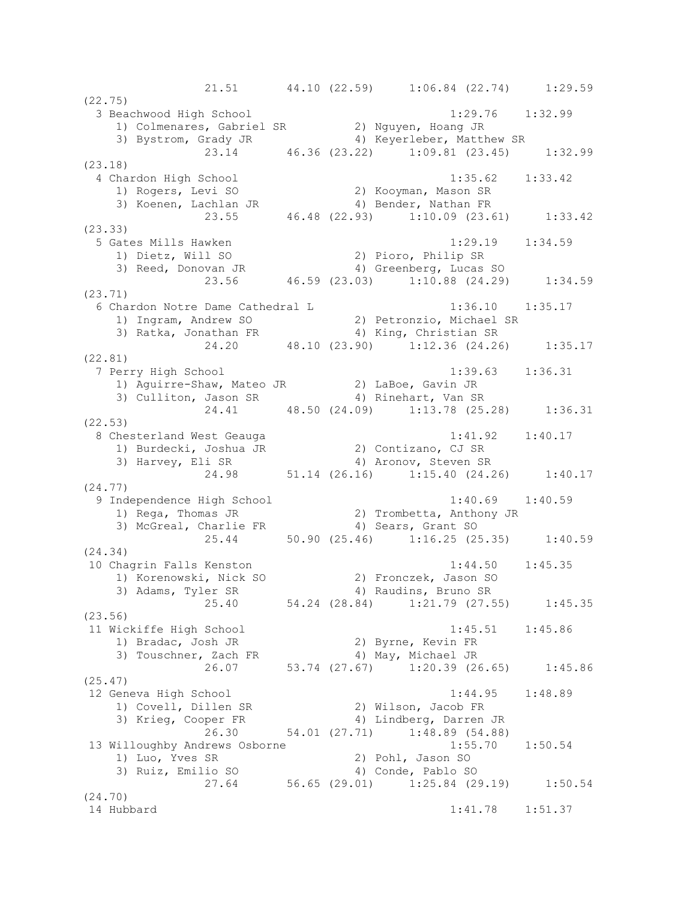```
              21.51       44.10 (22.59)     1:06.84 (22.74)     1:29.59
(22.75)
  3 Beachwood High School                              1:29.76    1:32.99
     1) Colmenares, Gabriel SR          2) Nguyen, Hoang JR
     3) Bystrom, Grady JR               4) Keyerleber, Matthew SR
              23.14       46.36 (23.22)     1:09.81 (23.45)     1:32.99
(23.18)
  4 Chardon High School                                1:35.62    1:33.42
     1) Rogers, Levi SO                 2) Kooyman, Mason SR
     3) Koenen, Lachlan JR              4) Bender, Nathan FR
              23.55       46.48 (22.93)     1:10.09 (23.61)     1:33.42
(23.33)
  5 Gates Mills Hawken                                 1:29.19    1:34.59
     1) Dietz, Will SO                  2) Pioro, Philip SR
     3) Reed, Donovan JR                4) Greenberg, Lucas SO
              23.56       46.59 (23.03)     1:10.88 (24.29)     1:34.59
(23.71)
  6 Chardon Notre Dame Cathedral L                     1:36.10    1:35.17
     1) Ingram, Andrew SO               2) Petronzio, Michael SR
     3) Ratka, Jonathan FR              4) King, Christian SR
              24.20       48.10 (23.90)     1:12.36 (24.26)     1:35.17
(22.81)
  7 Perry High School                                  1:39.63    1:36.31
     1) Aguirre-Shaw, Mateo JR          2) LaBoe, Gavin JR
     3) Culliton, Jason SR              4) Rinehart, Van SR
              24.41       48.50 (24.09)     1:13.78 (25.28)     1:36.31
(22.53)
  8 Chesterland West Geauga                            1:41.92    1:40.17
     1) Burdecki, Joshua JR             2) Contizano, CJ SR
     3) Harvey, Eli SR                  4) Aronov, Steven SR
              24.98       51.14 (26.16)     1:15.40 (24.26)     1:40.17
(24.77)
  9 Independence High School                           1:40.69    1:40.59
     1) Rega, Thomas JR                 2) Trombetta, Anthony JR
     3) McGreal, Charlie FR             4) Sears, Grant SO
              25.44       50.90 (25.46)     1:16.25 (25.35)     1:40.59
(24.34)
 10 Chagrin Falls Kenston                              1:44.50    1:45.35
     1) Korenowski, Nick SO             2) Fronczek, Jason SO
     3) Adams, Tyler SR                 4) Raudins, Bruno SR
              25.40       54.24 (28.84)     1:21.79 (27.55)     1:45.35
(23.56)
 11 Wickiffe High School                               1:45.51    1:45.86
     1) Bradac, Josh JR                 2) Byrne, Kevin FR
     3) Touschner, Zach FR              4) May, Michael JR
              26.07       53.74 (27.67)     1:20.39 (26.65)     1:45.86
(25.47)
 12 Geneva High School                                 1:44.95    1:48.89
     1) Covell, Dillen SR               2) Wilson, Jacob FR
     3) Krieg, Cooper FR                4) Lindberg, Darren JR
              26.30       54.01 (27.71)     1:48.89 (54.88)
 13 Willoughby Andrews Osborne                         1:55.70    1:50.54
     1) Luo, Yves SR                    2) Pohl, Jason SO
     3) Ruiz, Emilio SO                 4) Conde, Pablo SO
              27.64       56.65 (29.01)     1:25.84 (29.19)     1:50.54
(24.70)
 14 Hubbard                                            1:41.78    1:51.37
```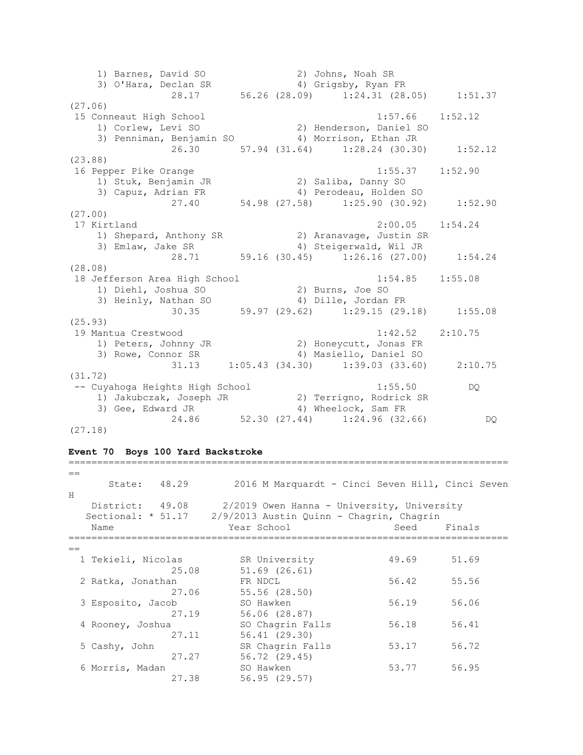```
    1) Barnes, David SO               2) Johns, Noah SR
    3) O'Hara, Declan SR              4) Grigsby, Ryan FR
              28.17      56.26 (28.09)     1:24.31 (28.05)     1:51.37
(27.06)
 15 Conneaut High School                            1:57.66    1:52.12
    1) Corlew, Levi SO                2) Henderson, Daniel SO
    3) Penniman, Benjamin SO          4) Morrison, Ethan JR
              26.30      57.94 (31.64)     1:28.24 (30.30)     1:52.12
(23.88)
 16 Pepper Pike Orange                              1:55.37    1:52.90
    1) Stuk, Benjamin JR              2) Saliba, Danny SO
    3) Capuz, Adrian FR               4) Perodeau, Holden SO
              27.40      54.98 (27.58)     1:25.90 (30.92)     1:52.90
(27.00)
 17 Kirtland                                        2:00.05    1:54.24
    1) Shepard, Anthony SR            2) Aranavage, Justin SR
    3) Emlaw, Jake SR                 4) Steigerwald, Wil JR
              28.71      59.16 (30.45)     1:26.16 (27.00)     1:54.24
(28.08)
 18 Jefferson Area High School                      1:54.85    1:55.08
    1) Diehl, Joshua SO               2) Burns, Joe SO
    3) Heinly, Nathan SO              4) Dille, Jordan FR
              30.35      59.97 (29.62)     1:29.15 (29.18)     1:55.08
(25.93)
 19 Mantua Crestwood                                1:42.52    2:10.75
    1) Peters, Johnny JR              2) Honeycutt, Jonas FR
    3) Rowe, Connor SR                4) Masiello, Daniel SO
              31.13    1:05.43 (34.30)     1:39.03 (33.60)     2:10.75
(31.72)
 -- Cuyahoga Heights High School                    1:55.50         DQ
    1) Jakubczak, Joseph JR           2) Terrigno, Rodrick SR
    3) Gee, Edward JR                 4) Wheelock, Sam FR
              24.86      52.30 (27.44)     1:24.96 (32.66)          DQ
(27.18)
```

**Event 70  Boys 100 Yard Backstroke**

```
===============================================================================
==
      State:   48.29       2016 M Marquardt - Cinci Seven Hill, Cinci Seven
H
   District:   49.08      2/2019 Owen Hanna - University, University
   Sectional: * 51.17    2/9/2013 Austin Quinn - Chagrin, Chagrin
   Name                    Year School                  Seed     Finals
===============================================================================
==
  1 Tekieli, Nicolas         SR University             49.69      51.69
              25.08         51.69 (26.61)
  2 Ratka, Jonathan          FR NDCL                   56.42      55.56
              27.06         55.56 (28.50)
  3 Esposito, Jacob          SO Hawken                 56.19      56.06
              27.19         56.06 (28.87)
  4 Rooney, Joshua           SO Chagrin Falls          56.18      56.41
              27.11         56.41 (29.30)
  5 Cashy, John              SR Chagrin Falls          53.17      56.72
              27.27         56.72 (29.45)
  6 Morris, Madan            SO Hawken                 53.77      56.95
              27.38         56.95 (29.57)
```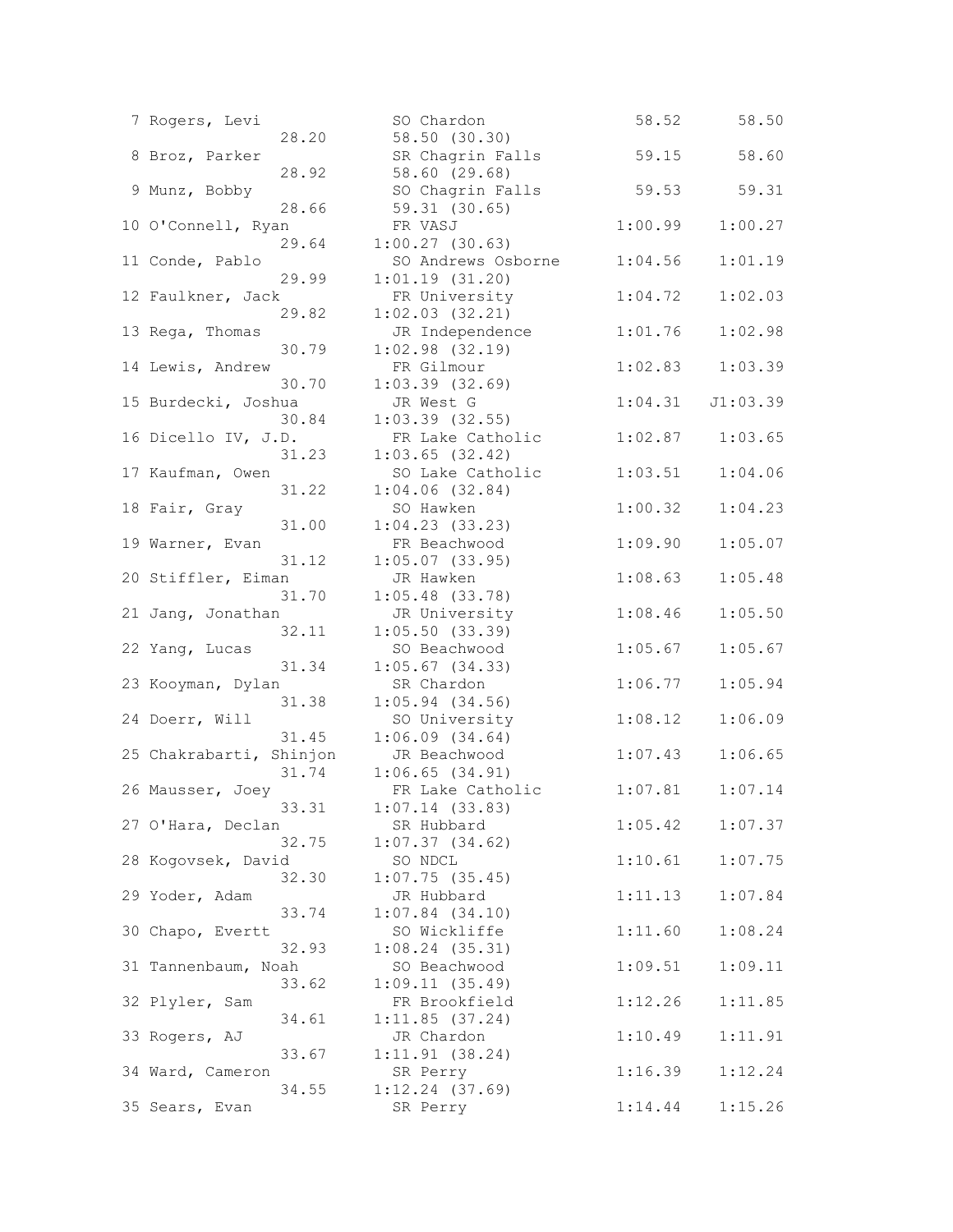```
  7 Rogers, Levi              SO Chardon                58.52      58.50
                28.20         58.50 (30.30)
  8 Broz, Parker              SR Chagrin Falls          59.15      58.60
                28.92         58.60 (29.68)
  9 Munz, Bobby               SO Chagrin Falls          59.53      59.31
                28.66         59.31 (30.65)
 10 O'Connell, Ryan           FR VASJ                 1:00.99    1:00.27
                29.64       1:00.27 (30.63)
 11 Conde, Pablo              SO Andrews Osborne      1:04.56    1:01.19
                29.99       1:01.19 (31.20)
 12 Faulkner, Jack            FR University           1:04.72    1:02.03
                29.82       1:02.03 (32.21)
 13 Rega, Thomas              JR Independence         1:01.76    1:02.98
                30.79       1:02.98 (32.19)
 14 Lewis, Andrew             FR Gilmour              1:02.83    1:03.39
                30.70       1:03.39 (32.69)
 15 Burdecki, Joshua          JR West G               1:04.31   J1:03.39
                30.84       1:03.39 (32.55)
 16 Dicello IV, J.D.          FR Lake Catholic        1:02.87    1:03.65
                31.23       1:03.65 (32.42)
 17 Kaufman, Owen             SO Lake Catholic        1:03.51    1:04.06
                31.22       1:04.06 (32.84)
 18 Fair, Gray                SO Hawken               1:00.32    1:04.23
                31.00       1:04.23 (33.23)
 19 Warner, Evan              FR Beachwood            1:09.90    1:05.07
                31.12       1:05.07 (33.95)
 20 Stiffler, Eiman           JR Hawken               1:08.63    1:05.48
                31.70       1:05.48 (33.78)
 21 Jang, Jonathan            JR University           1:08.46    1:05.50
                32.11       1:05.50 (33.39)
 22 Yang, Lucas               SO Beachwood            1:05.67    1:05.67
                31.34       1:05.67 (34.33)
 23 Kooyman, Dylan            SR Chardon              1:06.77    1:05.94
                31.38       1:05.94 (34.56)
 24 Doerr, Will               SO University           1:08.12    1:06.09
                31.45       1:06.09 (34.64)
 25 Chakrabarti, Shinjon      JR Beachwood            1:07.43    1:06.65
                31.74       1:06.65 (34.91)
 26 Mausser, Joey             FR Lake Catholic        1:07.81    1:07.14
                33.31       1:07.14 (33.83)
 27 O'Hara, Declan            SR Hubbard              1:05.42    1:07.37
                32.75       1:07.37 (34.62)
 28 Kogovsek, David           SO NDCL                 1:10.61    1:07.75
                32.30       1:07.75 (35.45)
 29 Yoder, Adam               JR Hubbard              1:11.13    1:07.84
                33.74       1:07.84 (34.10)
 30 Chapo, Evertt             SO Wickliffe            1:11.60    1:08.24
                32.93       1:08.24 (35.31)
 31 Tannenbaum, Noah          SO Beachwood            1:09.51    1:09.11
                33.62       1:09.11 (35.49)
 32 Plyler, Sam               FR Brookfield           1:12.26    1:11.85
                34.61       1:11.85 (37.24)
 33 Rogers, AJ                JR Chardon              1:10.49    1:11.91
                33.67       1:11.91 (38.24)
 34 Ward, Cameron             SR Perry                1:16.39    1:12.24
                34.55       1:12.24 (37.69)
 35 Sears, Evan               SR Perry                1:14.44    1:15.26
```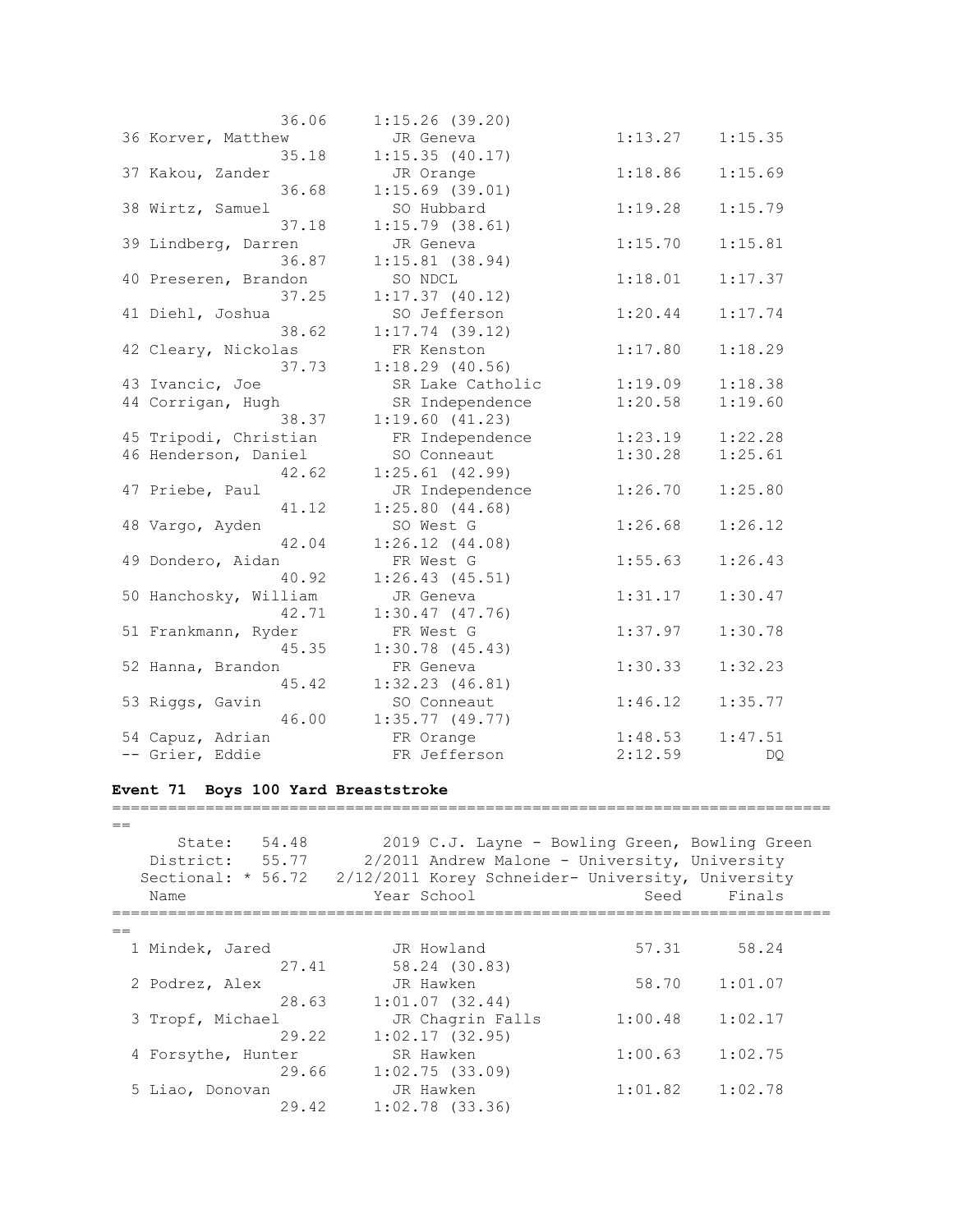```
                36.06     1:15.26 (39.20)
 36 Korver, Matthew          JR Geneva                1:13.27    1:15.35
                35.18     1:15.35 (40.17)
 37 Kakou, Zander            JR Orange                1:18.86    1:15.69
                36.68     1:15.69 (39.01)
 38 Wirtz, Samuel            SO Hubbard               1:19.28    1:15.79
                37.18     1:15.79 (38.61)
 39 Lindberg, Darren         JR Geneva                1:15.70    1:15.81
                36.87     1:15.81 (38.94)
 40 Preseren, Brandon        SO NDCL                  1:18.01    1:17.37
                37.25     1:17.37 (40.12)
 41 Diehl, Joshua            SO Jefferson             1:20.44    1:17.74
                38.62     1:17.74 (39.12)
 42 Cleary, Nickolas         FR Kenston               1:17.80    1:18.29
                37.73     1:18.29 (40.56)
 43 Ivancic, Joe             SR Lake Catholic         1:19.09    1:18.38
 44 Corrigan, Hugh           SR Independence          1:20.58    1:19.60
                38.37     1:19.60 (41.23)
 45 Tripodi, Christian       FR Independence          1:23.19    1:22.28
 46 Henderson, Daniel        SO Conneaut              1:30.28    1:25.61
                42.62     1:25.61 (42.99)
 47 Priebe, Paul             JR Independence          1:26.70    1:25.80
                41.12     1:25.80 (44.68)
 48 Vargo, Ayden             SO West G                1:26.68    1:26.12
                42.04     1:26.12 (44.08)
 49 Dondero, Aidan           FR West G                1:55.63    1:26.43
                40.92     1:26.43 (45.51)
 50 Hanchosky, William       JR Geneva                1:31.17    1:30.47
                42.71     1:30.47 (47.76)
 51 Frankmann, Ryder         FR West G                1:37.97    1:30.78
                45.35     1:30.78 (45.43)
 52 Hanna, Brandon           FR Geneva                1:30.33    1:32.23
                45.42     1:32.23 (46.81)
 53 Riggs, Gavin             SO Conneaut              1:46.12    1:35.77
                46.00     1:35.77 (49.77)
 54 Capuz, Adrian            FR Orange                1:48.53    1:47.51
 -- Grier, Eddie             FR Jefferson             2:12.59         DQ
```

**Event 71  Boys 100 Yard Breaststroke**

```
===============================================================================
==
      State:   54.48       2019 C.J. Layne - Bowling Green, Bowling Green
   District:   55.77      2/2011 Andrew Malone - University, University
   Sectional: * 56.72  2/12/2011 Korey Schneider- University, University
   Name                    Year School                  Seed     Finals
===============================================================================
==
  1 Mindek, Jared            JR Howland                 57.31      58.24
                27.41       58.24 (30.83)
  2 Podrez, Alex             JR Hawken                  58.70    1:01.07
                28.63     1:01.07 (32.44)
  3 Tropf, Michael           JR Chagrin Falls         1:00.48    1:02.17
                29.22     1:02.17 (32.95)
  4 Forsythe, Hunter         SR Hawken                1:00.63    1:02.75
                29.66     1:02.75 (33.09)
  5 Liao, Donovan            JR Hawken                1:01.82    1:02.78
                29.42     1:02.78 (33.36)
```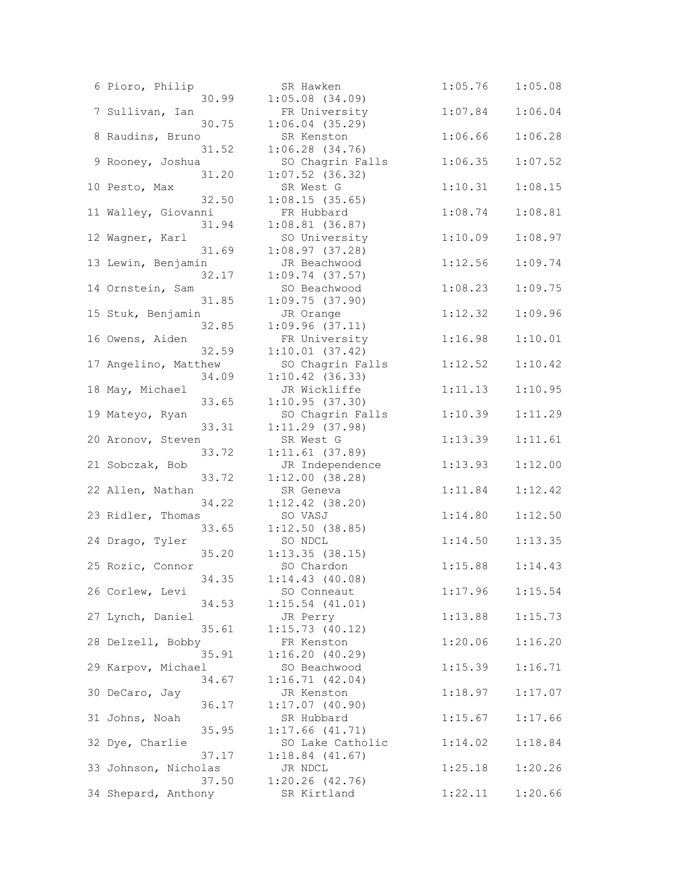```
  6 Pioro, Philip             SR Hawken                1:05.76    1:05.08
                    30.99     1:05.08 (34.09)
  7 Sullivan, Ian             FR University            1:07.84    1:06.04
                    30.75     1:06.04 (35.29)
  8 Raudins, Bruno            SR Kenston               1:06.66    1:06.28
                    31.52     1:06.28 (34.76)
  9 Rooney, Joshua            SO Chagrin Falls         1:06.35    1:07.52
                    31.20     1:07.52 (36.32)
 10 Pesto, Max                SR West G                1:10.31    1:08.15
                    32.50     1:08.15 (35.65)
 11 Walley, Giovanni          FR Hubbard               1:08.74    1:08.81
                    31.94     1:08.81 (36.87)
 12 Wagner, Karl              SO University            1:10.09    1:08.97
                    31.69     1:08.97 (37.28)
 13 Lewin, Benjamin           JR Beachwood             1:12.56    1:09.74
                    32.17     1:09.74 (37.57)
 14 Ornstein, Sam             SO Beachwood             1:08.23    1:09.75
                    31.85     1:09.75 (37.90)
 15 Stuk, Benjamin            JR Orange                1:12.32    1:09.96
                    32.85     1:09.96 (37.11)
 16 Owens, Aiden              FR University            1:16.98    1:10.01
                    32.59     1:10.01 (37.42)
 17 Angelino, Matthew         SO Chagrin Falls         1:12.52    1:10.42
                    34.09     1:10.42 (36.33)
 18 May, Michael              JR Wickliffe             1:11.13    1:10.95
                    33.65     1:10.95 (37.30)
 19 Mateyo, Ryan              SO Chagrin Falls         1:10.39    1:11.29
                    33.31     1:11.29 (37.98)
 20 Aronov, Steven            SR West G                1:13.39    1:11.61
                    33.72     1:11.61 (37.89)
 21 Sobczak, Bob              JR Independence          1:13.93    1:12.00
                    33.72     1:12.00 (38.28)
 22 Allen, Nathan             SR Geneva                1:11.84    1:12.42
                    34.22     1:12.42 (38.20)
 23 Ridler, Thomas            SO VASJ                  1:14.80    1:12.50
                    33.65     1:12.50 (38.85)
 24 Drago, Tyler              SO NDCL                  1:14.50    1:13.35
                    35.20     1:13.35 (38.15)
 25 Rozic, Connor             SO Chardon               1:15.88    1:14.43
                    34.35     1:14.43 (40.08)
 26 Corlew, Levi              SO Conneaut              1:17.96    1:15.54
                    34.53     1:15.54 (41.01)
 27 Lynch, Daniel             JR Perry                 1:13.88    1:15.73
                    35.61     1:15.73 (40.12)
 28 Delzell, Bobby            FR Kenston               1:20.06    1:16.20
                    35.91     1:16.20 (40.29)
 29 Karpov, Michael           SO Beachwood             1:15.39    1:16.71
                    34.67     1:16.71 (42.04)
 30 DeCaro, Jay               JR Kenston               1:18.97    1:17.07
                    36.17     1:17.07 (40.90)
 31 Johns, Noah               SR Hubbard               1:15.67    1:17.66
                    35.95     1:17.66 (41.71)
 32 Dye, Charlie              SO Lake Catholic         1:14.02    1:18.84
                    37.17     1:18.84 (41.67)
 33 Johnson, Nicholas         JR NDCL                  1:25.18    1:20.26
                    37.50     1:20.26 (42.76)
 34 Shepard, Anthony          SR Kirtland              1:22.11    1:20.66
```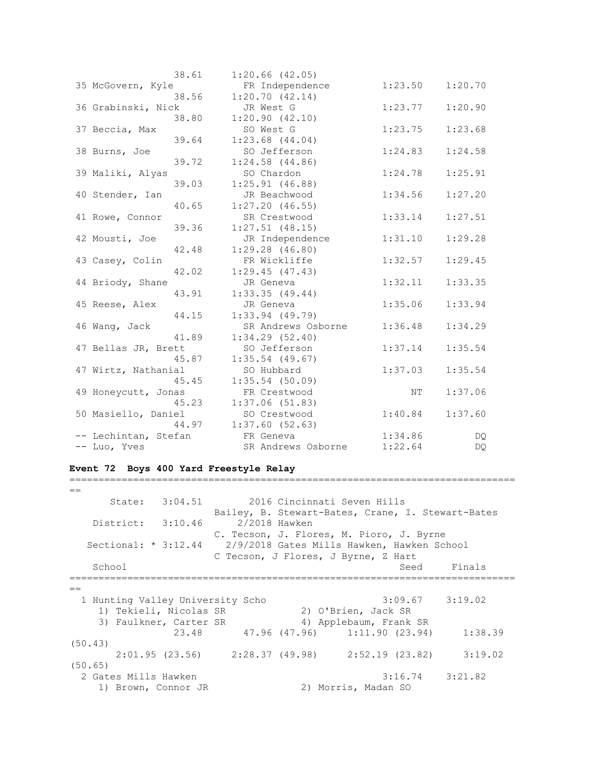```
                38.61     1:20.66 (42.05)
 35 McGovern, Kyle          FR Independence        1:23.50    1:20.70
                38.56     1:20.70 (42.14)
 36 Grabinski, Nick         JR West G              1:23.77    1:20.90
                38.80     1:20.90 (42.10)
 37 Beccia, Max             SO West G              1:23.75    1:23.68
                39.64     1:23.68 (44.04)
 38 Burns, Joe              SO Jefferson           1:24.83    1:24.58
                39.72     1:24.58 (44.86)
 39 Maliki, Alyas           SO Chardon             1:24.78    1:25.91
                39.03     1:25.91 (46.88)
 40 Stender, Ian            JR Beachwood           1:34.56    1:27.20
                40.65     1:27.20 (46.55)
 41 Rowe, Connor            SR Crestwood           1:33.14    1:27.51
                39.36     1:27.51 (48.15)
 42 Mousti, Joe             JR Independence        1:31.10    1:29.28
                42.48     1:29.28 (46.80)
 43 Casey, Colin            FR Wickliffe           1:32.57    1:29.45
                42.02     1:29.45 (47.43)
 44 Briody, Shane           JR Geneva              1:32.11    1:33.35
                43.91     1:33.35 (49.44)
 45 Reese, Alex             JR Geneva              1:35.06    1:33.94
                44.15     1:33.94 (49.79)
 46 Wang, Jack              SR Andrews Osborne     1:36.48    1:34.29
                41.89     1:34.29 (52.40)
 47 Bellas JR, Brett        SO Jefferson           1:37.14    1:35.54
                45.87     1:35.54 (49.67)
 47 Wirtz, Nathanial        SO Hubbard             1:37.03    1:35.54
                45.45     1:35.54 (50.09)
 49 Honeycutt, Jonas        FR Crestwood                NT    1:37.06
                45.23     1:37.06 (51.83)
 50 Masiello, Daniel        SO Crestwood           1:40.84    1:37.60
                44.97     1:37.60 (52.63)
 -- Lechintan, Stefan       FR Geneva              1:34.86         DQ
 -- Luo, Yves               SR Andrews Osborne     1:22.64         DQ
```

**Event 72  Boys 400 Yard Freestyle Relay**

```
===============================================================================
      State:   3:04.51        2016 Cincinnati Seven Hills
                        Bailey, B. Stewart-Bates, Crane, I. Stewart-Bates
   District:   3:10.46      2/2018 Hawken
                        C. Tecson, J. Flores, M. Pioro, J. Byrne
  Sectional: * 3:12.44    2/9/2018 Gates Mills Hawken, Hawken School
                        C Tecson, J Flores, J Byrne, Z Hart
   School                                                Seed     Finals
===============================================================================
  1 Hunting Valley University Scho                    3:09.67    3:19.02
     1) Tekieli, Nicolas SR             2) O'Brien, Jack SR
     3) Faulkner, Carter SR             4) Applebaum, Frank SR
             23.48      47.96 (47.96)     1:11.90 (23.94)     1:38.39 (50.43)
       2:01.95 (23.56)     2:28.37 (49.98)     2:52.19 (23.82)     3:19.02 (50.65)
  2 Gates Mills Hawken                                3:16.74    3:21.82
     1) Brown, Connor JR                2) Morris, Madan SO
```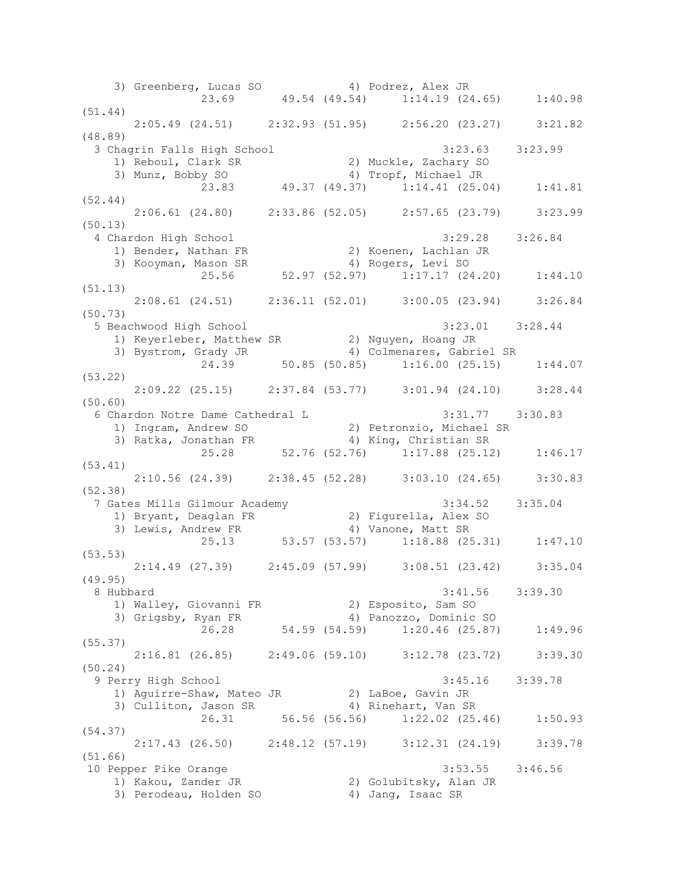```
    3) Greenberg, Lucas SO            4) Podrez, Alex JR
              23.69       49.54 (49.54)     1:14.19 (24.65)     1:40.98
(51.44)
      2:05.49 (24.51)     2:32.93 (51.95)     2:56.20 (23.27)     3:21.82
(48.89)
  3 Chagrin Falls High School                          3:23.63    3:23.99
    1) Reboul, Clark SR               2) Muckle, Zachary SO
    3) Munz, Bobby SO                 4) Tropf, Michael JR
              23.83       49.37 (49.37)     1:14.41 (25.04)     1:41.81
(52.44)
      2:06.61 (24.80)     2:33.86 (52.05)     2:57.65 (23.79)     3:23.99
(50.13)
  4 Chardon High School                                3:29.28    3:26.84
    1) Bender, Nathan FR              2) Koenen, Lachlan JR
    3) Kooyman, Mason SR              4) Rogers, Levi SO
              25.56       52.97 (52.97)     1:17.17 (24.20)     1:44.10
(51.13)
      2:08.61 (24.51)     2:36.11 (52.01)     3:00.05 (23.94)     3:26.84
(50.73)
  5 Beachwood High School                              3:23.01    3:28.44
    1) Keyerleber, Matthew SR         2) Nguyen, Hoang JR
    3) Bystrom, Grady JR              4) Colmenares, Gabriel SR
              24.39       50.85 (50.85)     1:16.00 (25.15)     1:44.07
(53.22)
      2:09.22 (25.15)     2:37.84 (53.77)     3:01.94 (24.10)     3:28.44
(50.60)
  6 Chardon Notre Dame Cathedral L                     3:31.77    3:30.83
    1) Ingram, Andrew SO              2) Petronzio, Michael SR
    3) Ratka, Jonathan FR             4) King, Christian SR
              25.28       52.76 (52.76)     1:17.88 (25.12)     1:46.17
(53.41)
      2:10.56 (24.39)     2:38.45 (52.28)     3:03.10 (24.65)     3:30.83
(52.38)
  7 Gates Mills Gilmour Academy                        3:34.52    3:35.04
    1) Bryant, Deaglan FR             2) Figurella, Alex SO
    3) Lewis, Andrew FR               4) Vanone, Matt SR
              25.13       53.57 (53.57)     1:18.88 (25.31)     1:47.10
(53.53)
      2:14.49 (27.39)     2:45.09 (57.99)     3:08.51 (23.42)     3:35.04
(49.95)
  8 Hubbard                                            3:41.56    3:39.30
    1) Walley, Giovanni FR            2) Esposito, Sam SO
    3) Grigsby, Ryan FR               4) Panozzo, Dominic SO
              26.28       54.59 (54.59)     1:20.46 (25.87)     1:49.96
(55.37)
      2:16.81 (26.85)     2:49.06 (59.10)     3:12.78 (23.72)     3:39.30
(50.24)
  9 Perry High School                                  3:45.16    3:39.78
    1) Aguirre-Shaw, Mateo JR         2) LaBoe, Gavin JR
    3) Culliton, Jason SR             4) Rinehart, Van SR
              26.31       56.56 (56.56)     1:22.02 (25.46)     1:50.93
(54.37)
      2:17.43 (26.50)     2:48.12 (57.19)     3:12.31 (24.19)     3:39.78
(51.66)
 10 Pepper Pike Orange                                 3:53.55    3:46.56
    1) Kakou, Zander JR               2) Golubitsky, Alan JR
    3) Perodeau, Holden SO            4) Jang, Isaac SR
```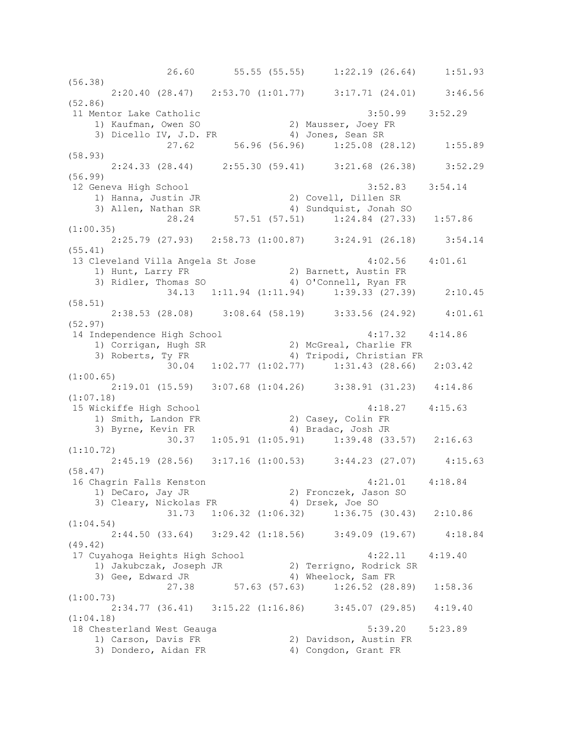```
                26.60       55.55 (55.55)     1:22.19 (26.64)     1:51.93
(56.38)
       2:20.40 (28.47)   2:53.70 (1:01.77)     3:17.71 (24.01)     3:46.56
(52.86)
 11 Mentor Lake Catholic                                 3:50.99    3:52.29
    1) Kaufman, Owen SO               2) Mausser, Joey FR
    3) Dicello IV, J.D. FR            4) Jones, Sean SR
                27.62       56.96 (56.96)     1:25.08 (28.12)     1:55.89
(58.93)
       2:24.33 (28.44)     2:55.30 (59.41)     3:21.68 (26.38)     3:52.29
(56.99)
 12 Geneva High School                                   3:52.83    3:54.14
    1) Hanna, Justin JR               2) Covell, Dillen SR
    3) Allen, Nathan SR               4) Sundquist, Jonah SO
                28.24       57.51 (57.51)     1:24.84 (27.33)   1:57.86
(1:00.35)
       2:25.79 (27.93)   2:58.73 (1:00.87)     3:24.91 (26.18)     3:54.14
(55.41)
 13 Cleveland Villa Angela St Jose                       4:02.56    4:01.61
    1) Hunt, Larry FR                 2) Barnett, Austin FR
    3) Ridler, Thomas SO              4) O'Connell, Ryan FR
                34.13   1:11.94 (1:11.94)     1:39.33 (27.39)     2:10.45
(58.51)
       2:38.53 (28.08)     3:08.64 (58.19)     3:33.56 (24.92)     4:01.61
(52.97)
 14 Independence High School                             4:17.32    4:14.86
    1) Corrigan, Hugh SR              2) McGreal, Charlie FR
    3) Roberts, Ty FR                 4) Tripodi, Christian FR
                30.04   1:02.77 (1:02.77)     1:31.43 (28.66)   2:03.42
(1:00.65)
       2:19.01 (15.59)   3:07.68 (1:04.26)     3:38.91 (31.23)   4:14.86
(1:07.18)
 15 Wickiffe High School                                 4:18.27    4:15.63
    1) Smith, Landon FR               2) Casey, Colin FR
    3) Byrne, Kevin FR                4) Bradac, Josh JR
                30.37   1:05.91 (1:05.91)     1:39.48 (33.57)   2:16.63
(1:10.72)
       2:45.19 (28.56)   3:17.16 (1:00.53)     3:44.23 (27.07)     4:15.63
(58.47)
 16 Chagrin Falls Kenston                                4:21.01    4:18.84
    1) DeCaro, Jay JR                 2) Fronczek, Jason SO
    3) Cleary, Nickolas FR            4) Drsek, Joe SO
                31.73   1:06.32 (1:06.32)     1:36.75 (30.43)   2:10.86
(1:04.54)
       2:44.50 (33.64)   3:29.42 (1:18.56)     3:49.09 (19.67)     4:18.84
(49.42)
 17 Cuyahoga Heights High School                         4:22.11    4:19.40
    1) Jakubczak, Joseph JR           2) Terrigno, Rodrick SR
    3) Gee, Edward JR                 4) Wheelock, Sam FR
                27.38       57.63 (57.63)     1:26.52 (28.89)   1:58.36
(1:00.73)
       2:34.77 (36.41)   3:15.22 (1:16.86)     3:45.07 (29.85)   4:19.40
(1:04.18)
 18 Chesterland West Geauga                              5:39.20    5:23.89
    1) Carson, Davis FR               2) Davidson, Austin FR
    3) Dondero, Aidan FR              4) Congdon, Grant FR
```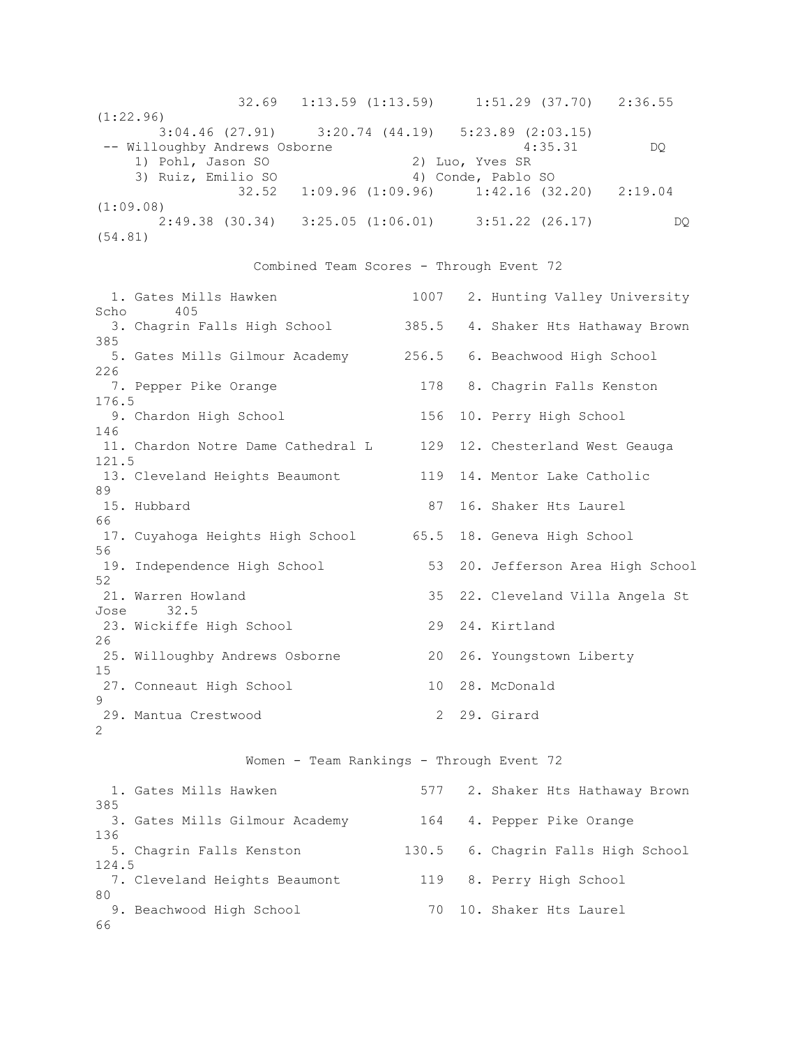```
                32.69   1:13.59 (1:13.59)     1:51.29 (37.70)   2:36.55 (1:22.96)
       3:04.46 (27.91)     3:20.74 (44.19)   5:23.89 (2:03.15)
 -- Willoughby Andrews Osborne                         4:35.31         DQ
     1) Pohl, Jason SO                 2) Luo, Yves SR
     3) Ruiz, Emilio SO                4) Conde, Pablo SO
                32.52   1:09.96 (1:09.96)     1:42.16 (32.20)   2:19.04 (1:09.08)
       2:49.38 (30.34)   3:25.05 (1:06.01)     3:51.22 (26.17)          DQ (54.81)
```

## Combined Team Scores - Through Event 72

| Rank | Team | Score | Rank | Team | Score |
|---|---|---|---|---|---|
| 1. | Gates Mills Hawken | 1007 | 2. | Hunting Valley University Scho | 405 |
| 3. | Chagrin Falls High School | 385.5 | 4. | Shaker Hts Hathaway Brown | 385 |
| 5. | Gates Mills Gilmour Academy | 256.5 | 6. | Beachwood High School | 226 |
| 7. | Pepper Pike Orange | 178 | 8. | Chagrin Falls Kenston | 176.5 |
| 9. | Chardon High School | 156 | 10. | Perry High School | 146 |
| 11. | Chardon Notre Dame Cathedral L | 129 | 12. | Chesterland West Geauga | 121.5 |
| 13. | Cleveland Heights Beaumont | 119 | 14. | Mentor Lake Catholic | 89 |
| 15. | Hubbard | 87 | 16. | Shaker Hts Laurel | 66 |
| 17. | Cuyahoga Heights High School | 65.5 | 18. | Geneva High School | 56 |
| 19. | Independence High School | 53 | 20. | Jefferson Area High School | 52 |
| 21. | Warren Howland | 35 | 22. | Cleveland Villa Angela St Jose | 32.5 |
| 23. | Wickiffe High School | 29 | 24. | Kirtland | 26 |
| 25. | Willoughby Andrews Osborne | 20 | 26. | Youngstown Liberty | 15 |
| 27. | Conneaut High School | 10 | 28. | McDonald | 9 |
| 29. | Mantua Crestwood | 2 | 29. | Girard | 2 |

## Women - Team Rankings - Through Event 72

| Rank | Team | Score | Rank | Team | Score |
|---|---|---|---|---|---|
| 1. | Gates Mills Hawken | 577 | 2. | Shaker Hts Hathaway Brown | 385 |
| 3. | Gates Mills Gilmour Academy | 164 | 4. | Pepper Pike Orange | 136 |
| 5. | Chagrin Falls Kenston | 130.5 | 6. | Chagrin Falls High School | 124.5 |
| 7. | Cleveland Heights Beaumont | 119 | 8. | Perry High School | 80 |
| 9. | Beachwood High School | 70 | 10. | Shaker Hts Laurel | 66 |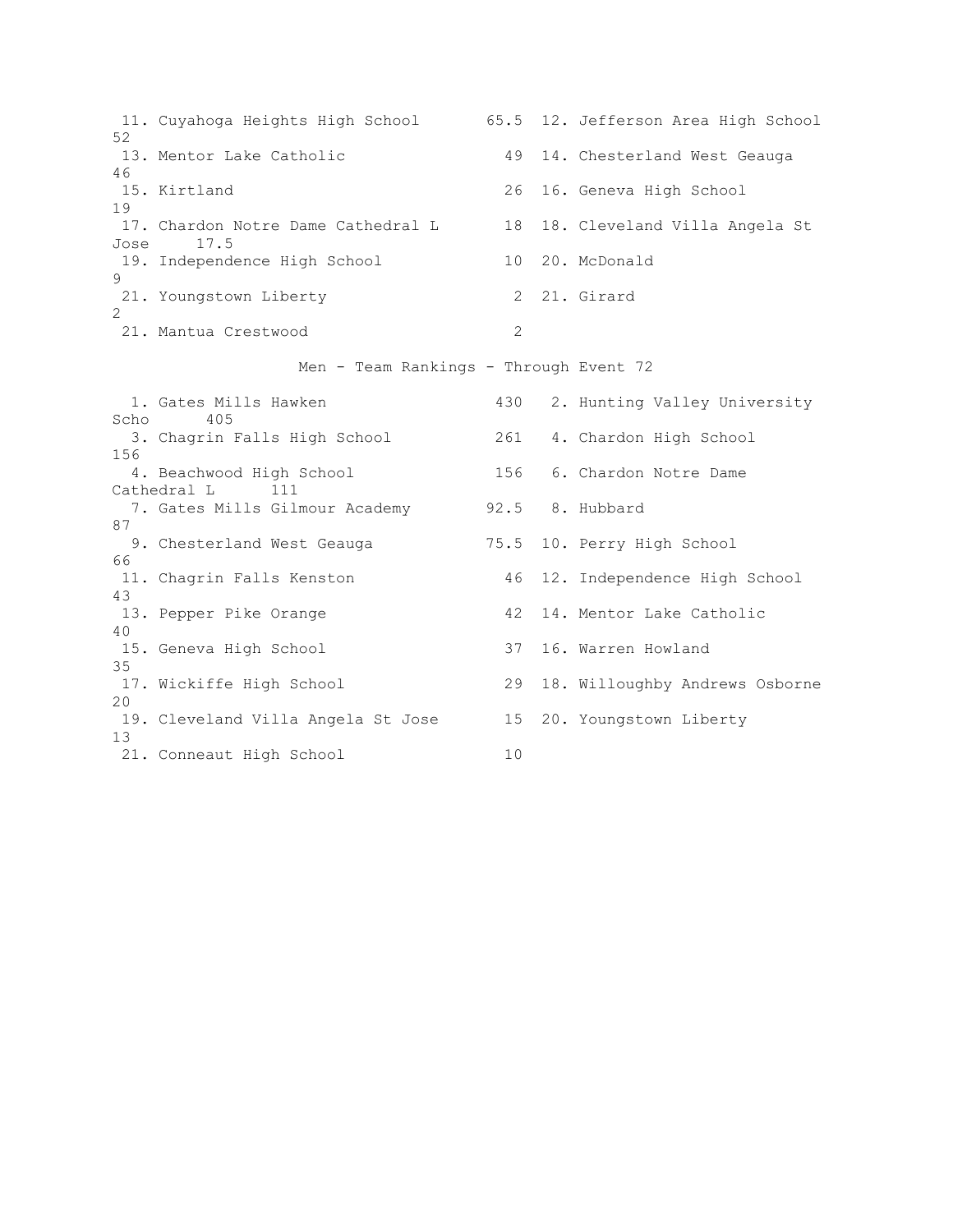| | | | | | |
|---|---|---|---|---|---|
| 11. | Cuyahoga Heights High School | 65.5 | 12. | Jefferson Area High School | 52 |
| 13. | Mentor Lake Catholic | 49 | 14. | Chesterland West Geauga | 46 |
| 15. | Kirtland | 26 | 16. | Geneva High School | 19 |
| 17. | Chardon Notre Dame Cathedral L | 18 | 18. | Cleveland Villa Angela St Jose | 17.5 |
| 19. | Independence High School | 10 | 20. | McDonald | 9 |
| 21. | Youngstown Liberty | 2 | 21. | Girard | 2 |
| 21. | Mantua Crestwood | 2 | | | |

## Men - Team Rankings - Through Event 72

| | | | | | |
|---|---|---|---|---|---|
| 1. | Gates Mills Hawken | 430 | 2. | Hunting Valley University Scho | 405 |
| 3. | Chagrin Falls High School | 261 | 4. | Chardon High School | 156 |
| 4. | Beachwood High School | 156 | 6. | Chardon Notre Dame Cathedral L | 111 |
| 7. | Gates Mills Gilmour Academy | 92.5 | 8. | Hubbard | 87 |
| 9. | Chesterland West Geauga | 75.5 | 10. | Perry High School | 66 |
| 11. | Chagrin Falls Kenston | 46 | 12. | Independence High School | 43 |
| 13. | Pepper Pike Orange | 42 | 14. | Mentor Lake Catholic | 40 |
| 15. | Geneva High School | 37 | 16. | Warren Howland | 35 |
| 17. | Wickiffe High School | 29 | 18. | Willoughby Andrews Osborne | 20 |
| 19. | Cleveland Villa Angela St Jose | 15 | 20. | Youngstown Liberty | 13 |
| 21. | Conneaut High School | 10 | | | |